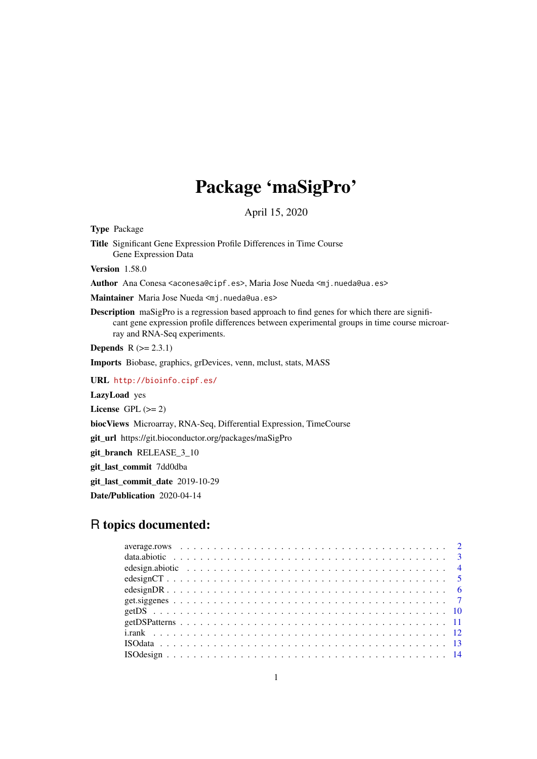# Package 'maSigPro'

April 15, 2020

**Type** Package

**Title** Significant Gene Expression Profile Differences in Time Course Gene Expression Data

**Version** 1.58.0

**Author** Ana Conesa <aconesa@cipf.es>, Maria Jose Nueda <mj.nueda@ua.es>

**Maintainer** Maria Jose Nueda <mj.nueda@ua.es>

**Description** maSigPro is a regression based approach to find genes for which there are significant gene expression profile differences between experimental groups in time course microarray and RNA-Seq experiments.

**Depends** R (>= 2.3.1)

**Imports** Biobase, graphics, grDevices, venn, mclust, stats, MASS

**URL** http://bioinfo.cipf.es/

**LazyLoad** yes

**License** GPL (>= 2)

**biocViews** Microarray, RNA-Seq, Differential Expression, TimeCourse

**git_url** https://git.bioconductor.org/packages/maSigPro

**git_branch** RELEASE_3_10

**git_last_commit** 7dd0dba

**git_last_commit_date** 2019-10-29

**Date/Publication** 2020-04-14

## R topics documented:

| | |
|---|---|
| average.rows | 2 |
| data.abiotic | 3 |
| edesign.abiotic | 4 |
| edesignCT | 5 |
| edesignDR | 6 |
| get.siggenes | 7 |
| getDS | 10 |
| getDSPatterns | 11 |
| i.rank | 12 |
| ISOdata | 13 |
| ISOdesign | 14 |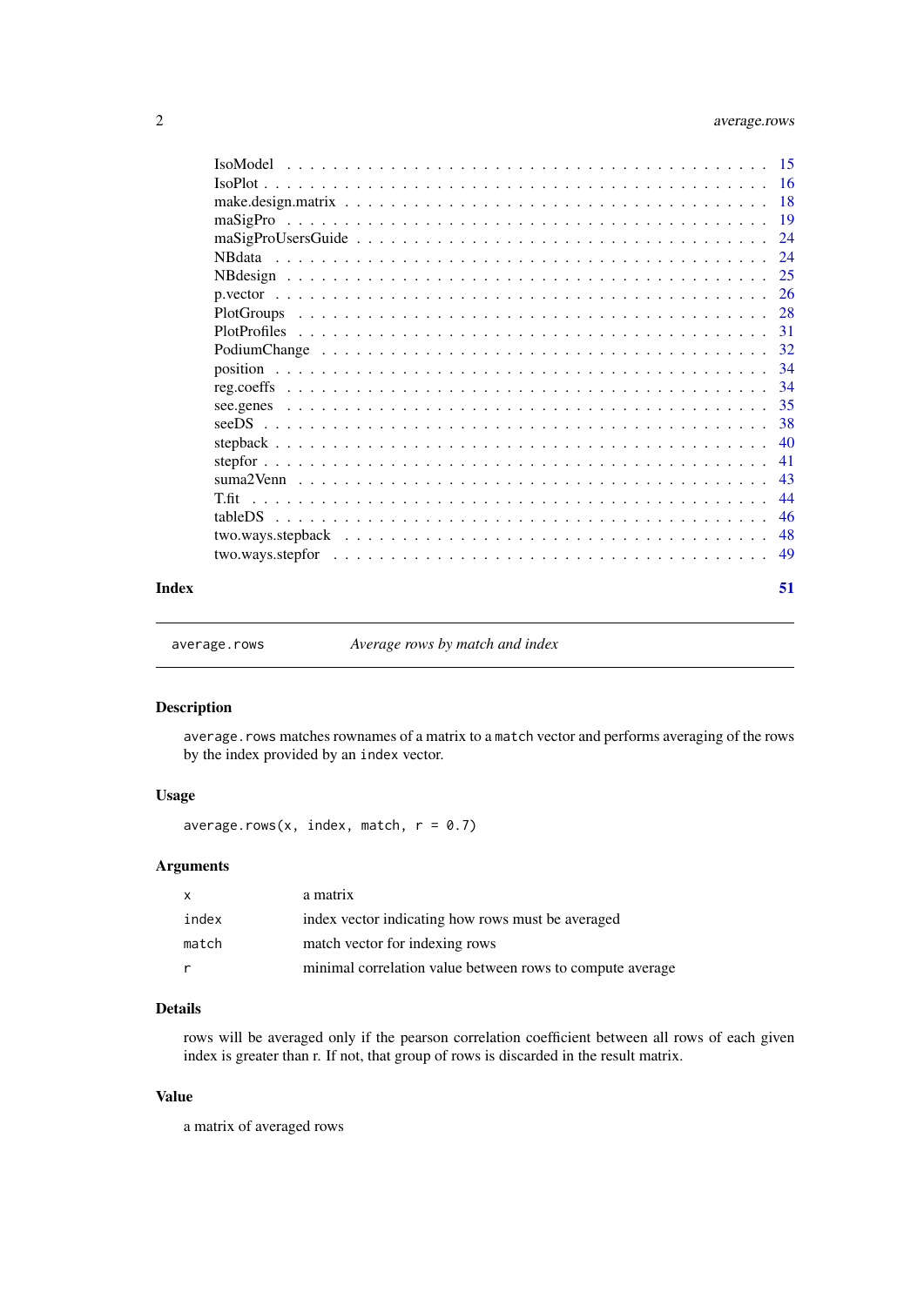IsoModel . . . . . . . . . . . . . . . . . . . . . . . . . . . . . . . . . . . . . . . 15
IsoPlot . . . . . . . . . . . . . . . . . . . . . . . . . . . . . . . . . . . . . . . . 16
make.design.matrix . . . . . . . . . . . . . . . . . . . . . . . . . . . . . . . . . 18
maSigPro . . . . . . . . . . . . . . . . . . . . . . . . . . . . . . . . . . . . . . . 19
maSigProUsersGuide . . . . . . . . . . . . . . . . . . . . . . . . . . . . . . . . . 24
NBdata . . . . . . . . . . . . . . . . . . . . . . . . . . . . . . . . . . . . . . . . 24
NBdesign . . . . . . . . . . . . . . . . . . . . . . . . . . . . . . . . . . . . . . . 25
p.vector . . . . . . . . . . . . . . . . . . . . . . . . . . . . . . . . . . . . . . . 26
PlotGroups . . . . . . . . . . . . . . . . . . . . . . . . . . . . . . . . . . . . . . 28
PlotProfiles . . . . . . . . . . . . . . . . . . . . . . . . . . . . . . . . . . . . . 31
PodiumChange . . . . . . . . . . . . . . . . . . . . . . . . . . . . . . . . . . . . 32
position . . . . . . . . . . . . . . . . . . . . . . . . . . . . . . . . . . . . . . . 34
reg.coeffs . . . . . . . . . . . . . . . . . . . . . . . . . . . . . . . . . . . . . . 34
see.genes . . . . . . . . . . . . . . . . . . . . . . . . . . . . . . . . . . . . . . 35
seeDS . . . . . . . . . . . . . . . . . . . . . . . . . . . . . . . . . . . . . . . . 38
stepback . . . . . . . . . . . . . . . . . . . . . . . . . . . . . . . . . . . . . . . 40
stepfor . . . . . . . . . . . . . . . . . . . . . . . . . . . . . . . . . . . . . . . . 41
suma2Venn . . . . . . . . . . . . . . . . . . . . . . . . . . . . . . . . . . . . . . 43
T.fit . . . . . . . . . . . . . . . . . . . . . . . . . . . . . . . . . . . . . . . . . 44
tableDS . . . . . . . . . . . . . . . . . . . . . . . . . . . . . . . . . . . . . . . 46
two.ways.stepback . . . . . . . . . . . . . . . . . . . . . . . . . . . . . . . . . . 48
two.ways.stepfor . . . . . . . . . . . . . . . . . . . . . . . . . . . . . . . . . . . 49

**Index** **51**

---

`average.rows` *Average rows by match and index*

---

### Description

`average.rows` matches rownames of a matrix to a `match` vector and performs averaging of the rows by the index provided by an `index` vector.

### Usage

```
average.rows(x, index, match, r = 0.7)
```

### Arguments

| | |
|---|---|
| `x` | a matrix |
| `index` | index vector indicating how rows must be averaged |
| `match` | match vector for indexing rows |
| `r` | minimal correlation value between rows to compute average |

### Details

rows will be averaged only if the pearson correlation coefficient between all rows of each given index is greater than r. If not, that group of rows is discarded in the result matrix.

### Value

a matrix of averaged rows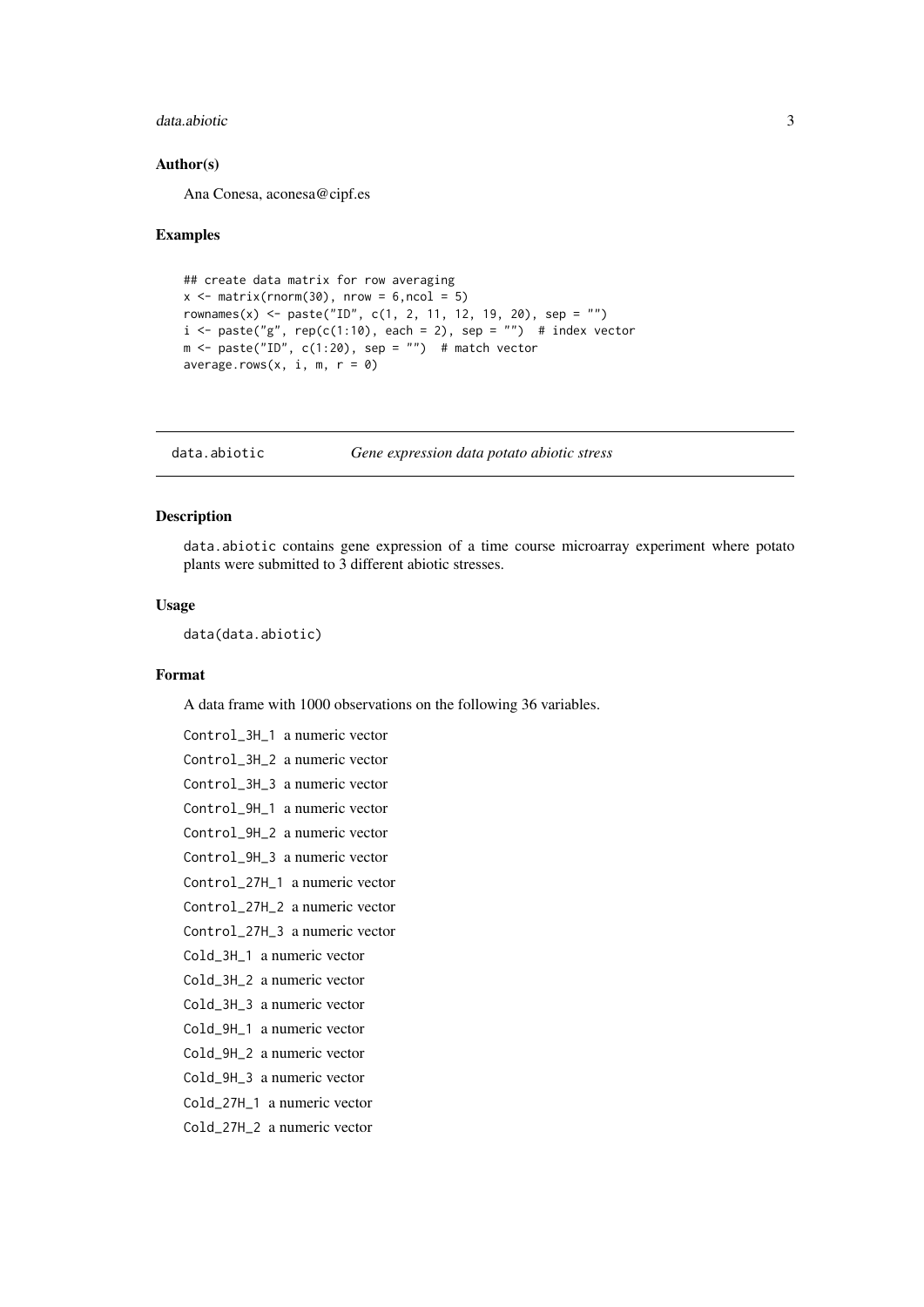### Author(s)

Ana Conesa, aconesa@cipf.es

### Examples

```
## create data matrix for row averaging
x <- matrix(rnorm(30), nrow = 6,ncol = 5)
rownames(x) <- paste("ID", c(1, 2, 11, 12, 19, 20), sep = "")
i <- paste("g", rep(c(1:10), each = 2), sep = "")  # index vector
m <- paste("ID", c(1:20), sep = "")  # match vector
average.rows(x, i, m, r = 0)
```

---

## data.abiotic    *Gene expression data potato abiotic stress*

---

### Description

data.abiotic contains gene expression of a time course microarray experiment where potato plants were submitted to 3 different abiotic stresses.

### Usage

```
data(data.abiotic)
```

### Format

A data frame with 1000 observations on the following 36 variables.

Control_3H_1 a numeric vector

Control_3H_2 a numeric vector

Control_3H_3 a numeric vector

Control_9H_1 a numeric vector

Control_9H_2 a numeric vector

Control_9H_3 a numeric vector

Control_27H_1 a numeric vector

Control_27H_2 a numeric vector

Control_27H_3 a numeric vector

Cold_3H_1 a numeric vector

Cold_3H_2 a numeric vector

Cold_3H_3 a numeric vector

Cold_9H_1 a numeric vector

Cold_9H_2 a numeric vector

Cold_9H_3 a numeric vector

Cold_27H_1 a numeric vector

Cold_27H_2 a numeric vector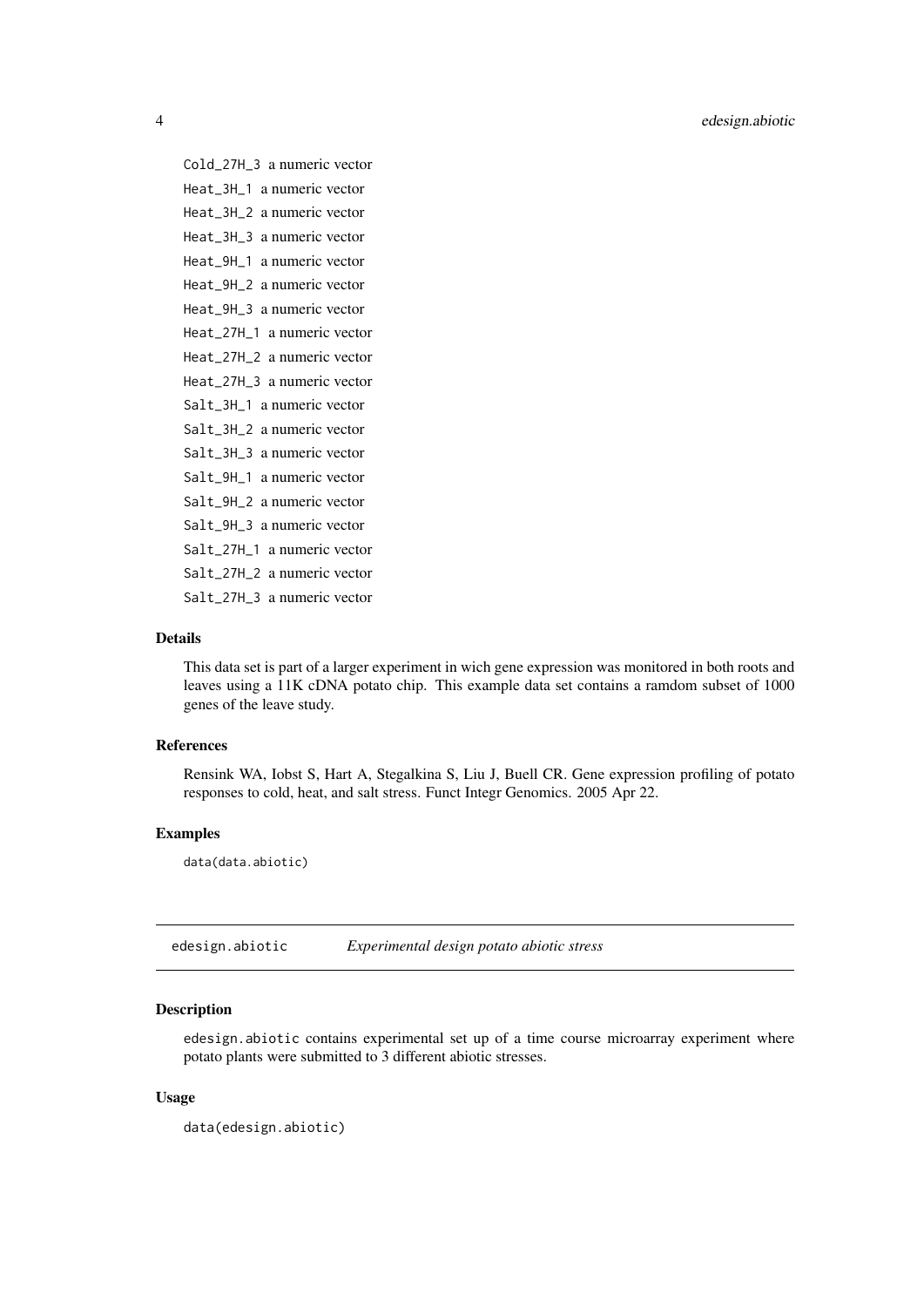Cold_27H_3 a numeric vector

Heat_3H_1 a numeric vector

Heat_3H_2 a numeric vector

Heat_3H_3 a numeric vector

Heat_9H_1 a numeric vector

Heat_9H_2 a numeric vector

Heat_9H_3 a numeric vector

Heat_27H_1 a numeric vector

Heat_27H_2 a numeric vector

Heat_27H_3 a numeric vector

Salt_3H_1 a numeric vector

Salt_3H_2 a numeric vector

Salt_3H_3 a numeric vector

Salt_9H_1 a numeric vector

Salt_9H_2 a numeric vector

Salt_9H_3 a numeric vector

Salt_27H_1 a numeric vector

Salt_27H_2 a numeric vector

Salt_27H_3 a numeric vector

### Details

This data set is part of a larger experiment in wich gene expression was monitored in both roots and leaves using a 11K cDNA potato chip. This example data set contains a ramdom subset of 1000 genes of the leave study.

### References

Rensink WA, Iobst S, Hart A, Stegalkina S, Liu J, Buell CR. Gene expression profiling of potato responses to cold, heat, and salt stress. Funct Integr Genomics. 2005 Apr 22.

### Examples

```
data(data.abiotic)
```

## edesign.abiotic *Experimental design potato abiotic stress*

### Description

edesign.abiotic contains experimental set up of a time course microarray experiment where potato plants were submitted to 3 different abiotic stresses.

### Usage

```
data(edesign.abiotic)
```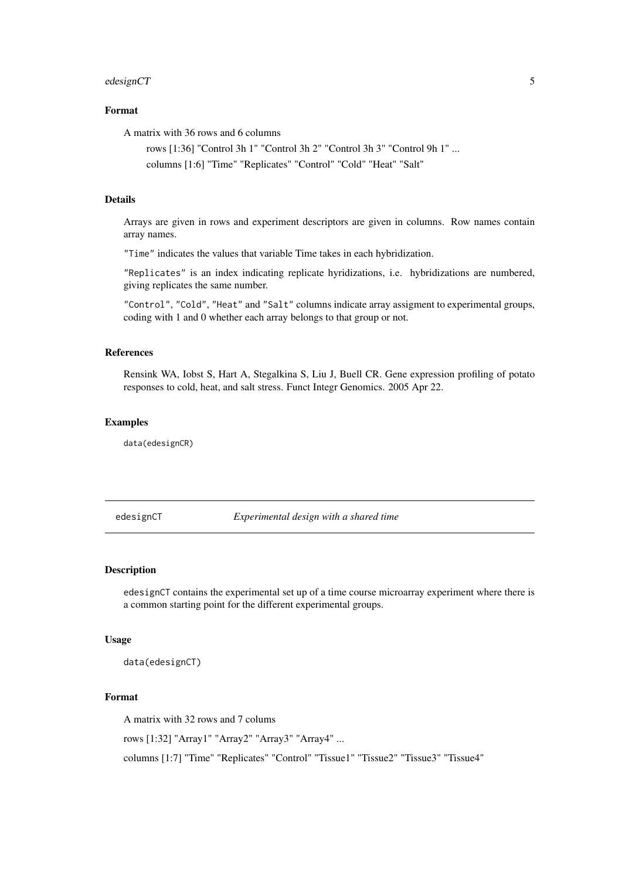### Format

A matrix with 36 rows and 6 columns

rows [1:36] "Control 3h 1" "Control 3h 2" "Control 3h 3" "Control 9h 1" ...

columns [1:6] "Time" "Replicates" "Control" "Cold" "Heat" "Salt"

### Details

Arrays are given in rows and experiment descriptors are given in columns. Row names contain array names.

"Time" indicates the values that variable Time takes in each hybridization.

"Replicates" is an index indicating replicate hyridizations, i.e. hybridizations are numbered, giving replicates the same number.

"Control", "Cold", "Heat" and "Salt" columns indicate array assigment to experimental groups, coding with 1 and 0 whether each array belongs to that group or not.

### References

Rensink WA, Iobst S, Hart A, Stegalkina S, Liu J, Buell CR. Gene expression profiling of potato responses to cold, heat, and salt stress. Funct Integr Genomics. 2005 Apr 22.

### Examples

```
data(edesignCR)
```

---

## edesignCT    *Experimental design with a shared time*

---

### Description

edesignCT contains the experimental set up of a time course microarray experiment where there is a common starting point for the different experimental groups.

### Usage

```
data(edesignCT)
```

### Format

A matrix with 32 rows and 7 colums

rows [1:32] "Array1" "Array2" "Array3" "Array4" ...

columns [1:7] "Time" "Replicates" "Control" "Tissue1" "Tissue2" "Tissue3" "Tissue4"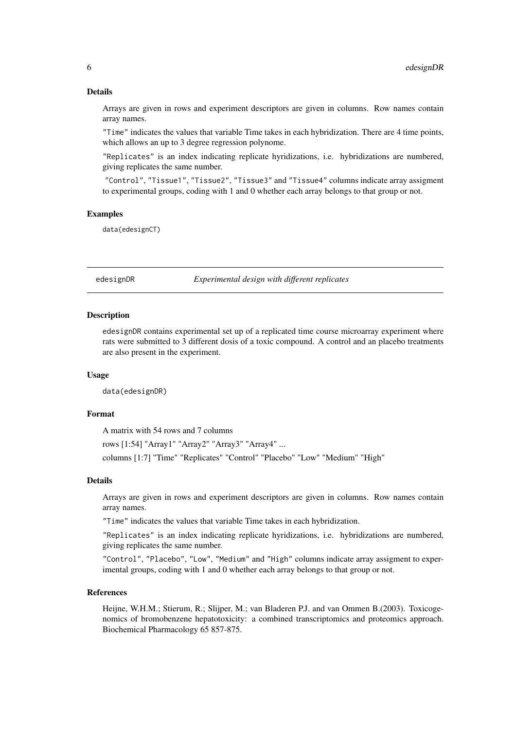## Details

Arrays are given in rows and experiment descriptors are given in columns. Row names contain array names.

"Time" indicates the values that variable Time takes in each hybridization. There are 4 time points, which allows an up to 3 degree regression polynome.

"Replicates" is an index indicating replicate hyridizations, i.e. hybridizations are numbered, giving replicates the same number.

"Control", "Tissue1", "Tissue2", "Tissue3" and "Tissue4" columns indicate array assigment to experimental groups, coding with 1 and 0 whether each array belongs to that group or not.

## Examples

```
data(edesignCT)
```

---

# edesignDR — *Experimental design with different replicates*

## Description

edesignDR contains experimental set up of a replicated time course microarray experiment where rats were submitted to 3 different dosis of a toxic compound. A control and an placebo treatments are also present in the experiment.

## Usage

```
data(edesignDR)
```

## Format

A matrix with 54 rows and 7 columns

rows [1:54] "Array1" "Array2" "Array3" "Array4" ...

columns [1:7] "Time" "Replicates" "Control" "Placebo" "Low" "Medium" "High"

## Details

Arrays are given in rows and experiment descriptors are given in columns. Row names contain array names.

"Time" indicates the values that variable Time takes in each hybridization.

"Replicates" is an index indicating replicate hyridizations, i.e. hybridizations are numbered, giving replicates the same number.

"Control", "Placebo", "Low", "Medium" and "High" columns indicate array assigment to experimental groups, coding with 1 and 0 whether each array belongs to that group or not.

## References

Heijne, W.H.M.; Stierum, R.; Slijper, M.; van Bladeren P.J. and van Ommen B.(2003). Toxicogenomics of bromobenzene hepatotoxicity: a combined transcriptomics and proteomics approach. Biochemical Pharmacology 65 857-875.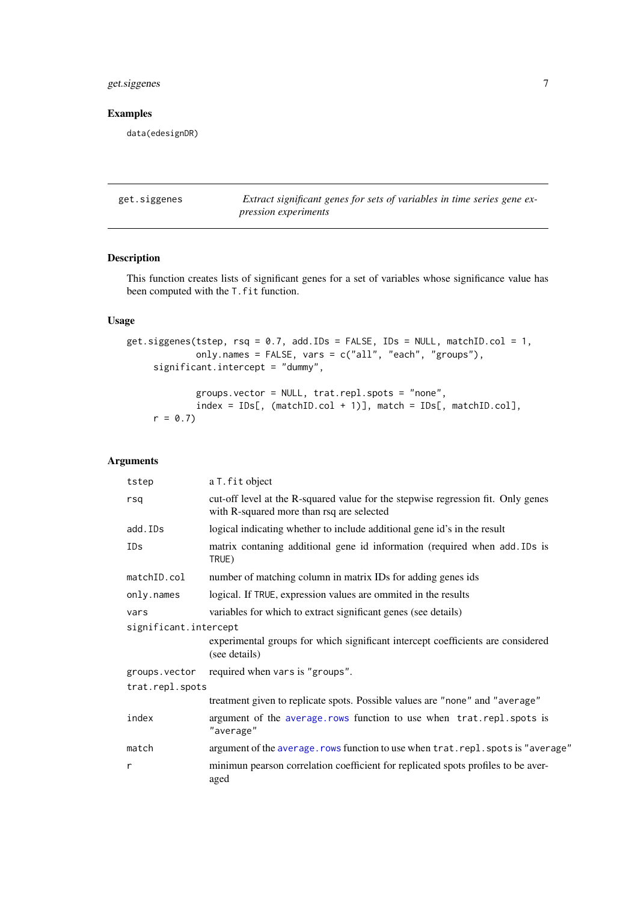## Examples

```
data(edesignDR)
```

---

`get.siggenes` *Extract significant genes for sets of variables in time series gene expression experiments*

---

## Description

This function creates lists of significant genes for a set of variables whose significance value has been computed with the `T.fit` function.

## Usage

```
get.siggenes(tstep, rsq = 0.7, add.IDs = FALSE, IDs = NULL, matchID.col = 1,
             only.names = FALSE, vars = c("all", "each", "groups"),
      significant.intercept = "dummy",

             groups.vector = NULL, trat.repl.spots = "none",
             index = IDs[, (matchID.col + 1)], match = IDs[, matchID.col],
      r = 0.7)
```

## Arguments

| | |
|---|---|
| `tstep` | a `T.fit` object |
| `rsq` | cut-off level at the R-squared value for the stepwise regression fit. Only genes with R-squared more than rsq are selected |
| `add.IDs` | logical indicating whether to include additional gene id's in the result |
| `IDs` | matrix contaning additional gene id information (required when `add.IDs` is `TRUE`) |
| `matchID.col` | number of matching column in matrix IDs for adding genes ids |
| `only.names` | logical. If `TRUE`, expression values are ommited in the results |
| `vars` | variables for which to extract significant genes (see details) |
| `significant.intercept` | experimental groups for which significant intercept coefficients are considered (see details) |
| `groups.vector` | required when `vars` is `"groups"`. |
| `trat.repl.spots` | treatment given to replicate spots. Possible values are `"none"` and `"average"` |
| `index` | argument of the `average.rows` function to use when `trat.repl.spots` is `"average"` |
| `match` | argument of the `average.rows` function to use when `trat.repl.spots` is `"average"` |
| `r` | minimun pearson correlation coefficient for replicated spots profiles to be averaged |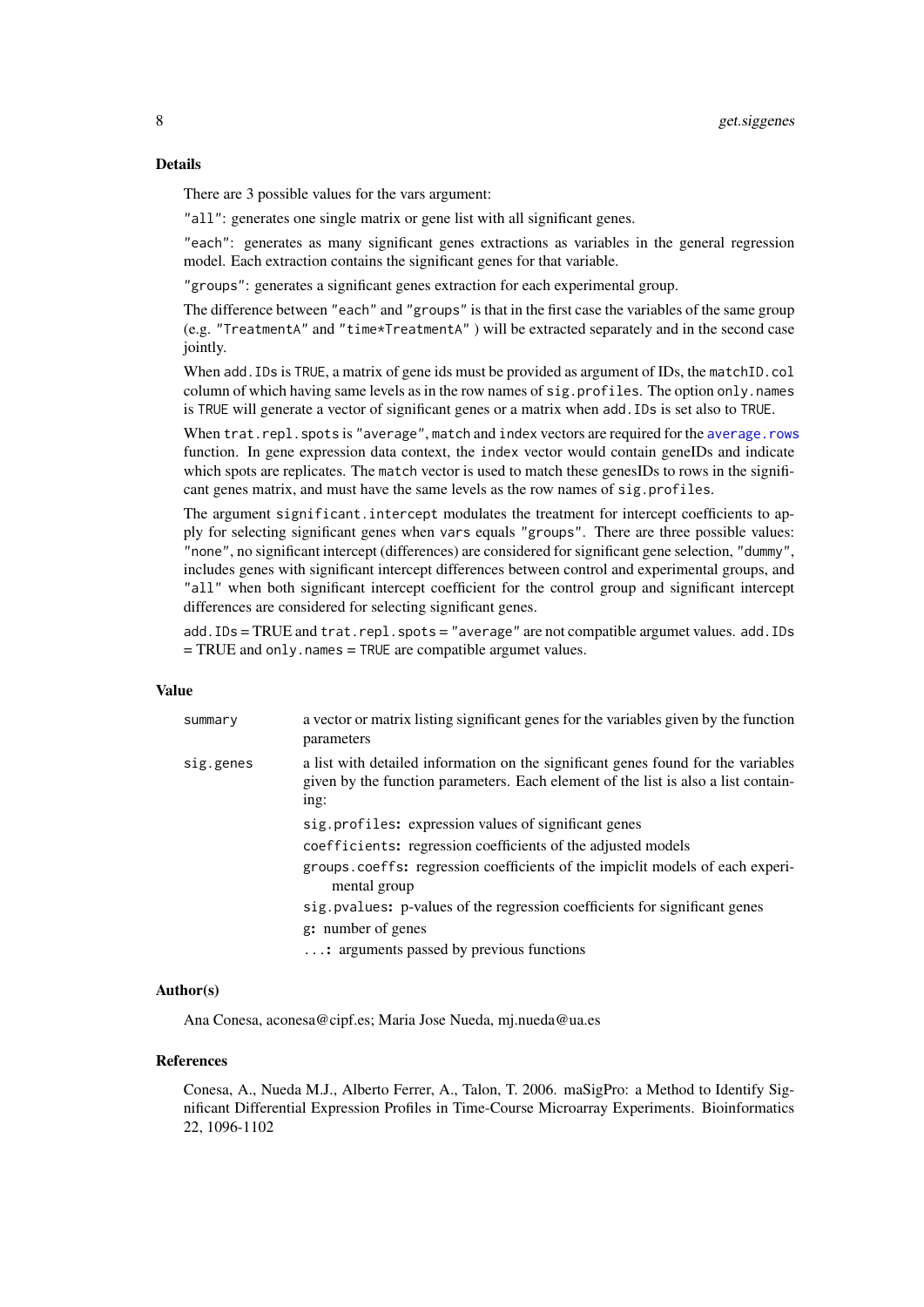## Details

There are 3 possible values for the vars argument:

`"all"`: generates one single matrix or gene list with all significant genes.

`"each"`: generates as many significant genes extractions as variables in the general regression model. Each extraction contains the significant genes for that variable.

`"groups"`: generates a significant genes extraction for each experimental group.

The difference between `"each"` and `"groups"` is that in the first case the variables of the same group (e.g. `"TreatmentA"` and `"time*TreatmentA"` ) will be extracted separately and in the second case jointly.

When `add.IDs` is `TRUE`, a matrix of gene ids must be provided as argument of IDs, the `matchID.col` column of which having same levels as in the row names of `sig.profiles`. The option `only.names` is `TRUE` will generate a vector of significant genes or a matrix when `add.IDs` is set also to `TRUE`.

When `trat.repl.spots` is `"average"`, `match` and `index` vectors are required for the `average.rows` function. In gene expression data context, the `index` vector would contain geneIDs and indicate which spots are replicates. The `match` vector is used to match these genesIDs to rows in the significant genes matrix, and must have the same levels as the row names of `sig.profiles`.

The argument `significant.intercept` modulates the treatment for intercept coefficients to apply for selecting significant genes when `vars` equals `"groups"`. There are three possible values: `"none"`, no significant intercept (differences) are considered for significant gene selection, `"dummy"`, includes genes with significant intercept differences between control and experimental groups, and `"all"` when both significant intercept coefficient for the control group and significant intercept differences are considered for selecting significant genes.

`add.IDs` = TRUE and `trat.repl.spots` = `"average"` are not compatible argumet values. `add.IDs` = TRUE and `only.names` = `TRUE` are compatible argumet values.

## Value

`summary` a vector or matrix listing significant genes for the variables given by the function parameters

`sig.genes` a list with detailed information on the significant genes found for the variables given by the function parameters. Each element of the list is also a list containing:

- `sig.profiles`**:** expression values of significant genes
- `coefficients`**:** regression coefficients of the adjusted models
- `groups.coeffs`**:** regression coefficients of the impiclit models of each experimental group
- `sig.pvalues`**:** p-values of the regression coefficients for significant genes
- `g`**:** number of genes
- `...`**:** arguments passed by previous functions

## Author(s)

Ana Conesa, aconesa@cipf.es; Maria Jose Nueda, mj.nueda@ua.es

## References

Conesa, A., Nueda M.J., Alberto Ferrer, A., Talon, T. 2006. maSigPro: a Method to Identify Significant Differential Expression Profiles in Time-Course Microarray Experiments. Bioinformatics 22, 1096-1102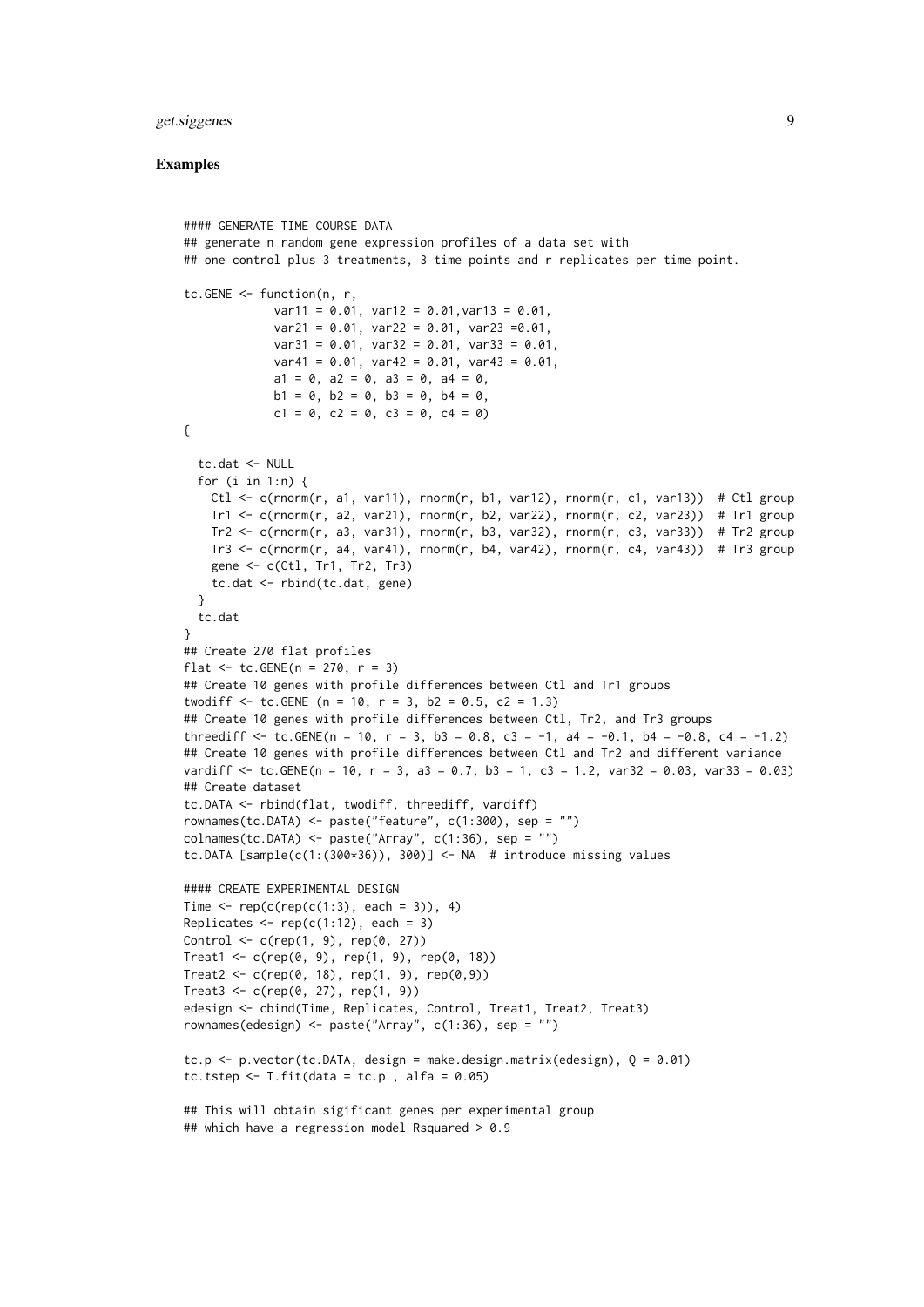## Examples

```
#### GENERATE TIME COURSE DATA
## generate n random gene expression profiles of a data set with
## one control plus 3 treatments, 3 time points and r replicates per time point.

tc.GENE <- function(n, r,
             var11 = 0.01, var12 = 0.01,var13 = 0.01,
             var21 = 0.01, var22 = 0.01, var23 =0.01,
             var31 = 0.01, var32 = 0.01, var33 = 0.01,
             var41 = 0.01, var42 = 0.01, var43 = 0.01,
             a1 = 0, a2 = 0, a3 = 0, a4 = 0,
             b1 = 0, b2 = 0, b3 = 0, b4 = 0,
             c1 = 0, c2 = 0, c3 = 0, c4 = 0)
{

  tc.dat <- NULL
  for (i in 1:n) {
    Ctl <- c(rnorm(r, a1, var11), rnorm(r, b1, var12), rnorm(r, c1, var13))  # Ctl group
    Tr1 <- c(rnorm(r, a2, var21), rnorm(r, b2, var22), rnorm(r, c2, var23))  # Tr1 group
    Tr2 <- c(rnorm(r, a3, var31), rnorm(r, b3, var32), rnorm(r, c3, var33))  # Tr2 group
    Tr3 <- c(rnorm(r, a4, var41), rnorm(r, b4, var42), rnorm(r, c4, var43))  # Tr3 group
    gene <- c(Ctl, Tr1, Tr2, Tr3)
    tc.dat <- rbind(tc.dat, gene)
  }
  tc.dat
}
## Create 270 flat profiles
flat <- tc.GENE(n = 270, r = 3)
## Create 10 genes with profile differences between Ctl and Tr1 groups
twodiff <- tc.GENE (n = 10, r = 3, b2 = 0.5, c2 = 1.3)
## Create 10 genes with profile differences between Ctl, Tr2, and Tr3 groups
threediff <- tc.GENE(n = 10, r = 3, b3 = 0.8, c3 = -1, a4 = -0.1, b4 = -0.8, c4 = -1.2)
## Create 10 genes with profile differences between Ctl and Tr2 and different variance
vardiff <- tc.GENE(n = 10, r = 3, a3 = 0.7, b3 = 1, c3 = 1.2, var32 = 0.03, var33 = 0.03)
## Create dataset
tc.DATA <- rbind(flat, twodiff, threediff, vardiff)
rownames(tc.DATA) <- paste("feature", c(1:300), sep = "")
colnames(tc.DATA) <- paste("Array", c(1:36), sep = "")
tc.DATA [sample(c(1:(300*36)), 300)] <- NA  # introduce missing values

#### CREATE EXPERIMENTAL DESIGN
Time <- rep(c(rep(c(1:3), each = 3)), 4)
Replicates <- rep(c(1:12), each = 3)
Control <- c(rep(1, 9), rep(0, 27))
Treat1 <- c(rep(0, 9), rep(1, 9), rep(0, 18))
Treat2 <- c(rep(0, 18), rep(1, 9), rep(0,9))
Treat3 <- c(rep(0, 27), rep(1, 9))
edesign <- cbind(Time, Replicates, Control, Treat1, Treat2, Treat3)
rownames(edesign) <- paste("Array", c(1:36), sep = "")

tc.p <- p.vector(tc.DATA, design = make.design.matrix(edesign), Q = 0.01)
tc.tstep <- T.fit(data = tc.p , alfa = 0.05)

## This will obtain sigificant genes per experimental group
## which have a regression model Rsquared > 0.9
```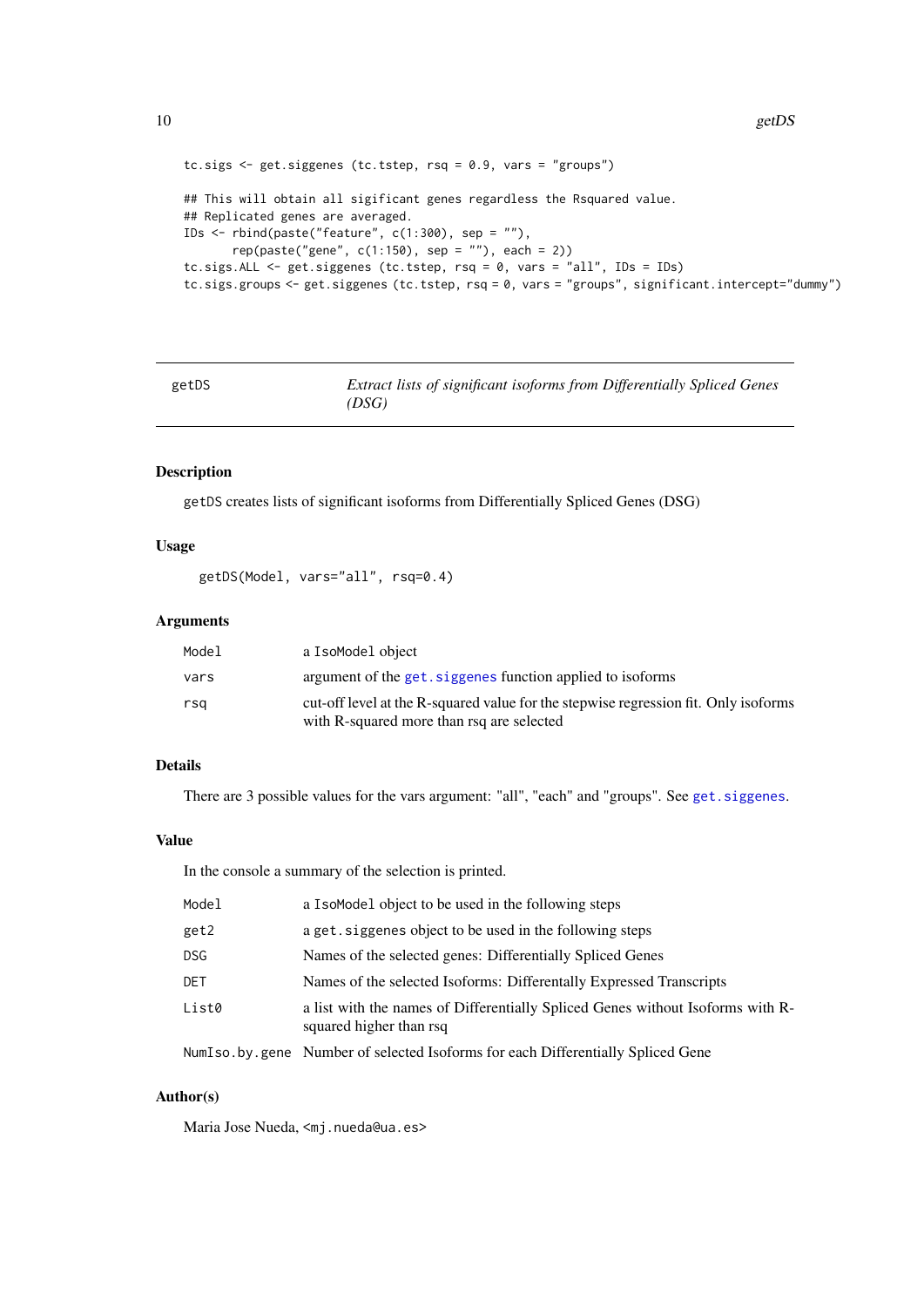```
tc.sigs <- get.siggenes (tc.tstep, rsq = 0.9, vars = "groups")

## This will obtain all sigificant genes regardless the Rsquared value.
## Replicated genes are averaged.
IDs <- rbind(paste("feature", c(1:300), sep = ""),
       rep(paste("gene", c(1:150), sep = ""), each = 2))
tc.sigs.ALL <- get.siggenes (tc.tstep, rsq = 0, vars = "all", IDs = IDs)
tc.sigs.groups <- get.siggenes (tc.tstep, rsq = 0, vars = "groups", significant.intercept="dummy")
```

---

## getDS — *Extract lists of significant isoforms from Differentially Spliced Genes (DSG)*

---

### Description

getDS creates lists of significant isoforms from Differentially Spliced Genes (DSG)

### Usage

```
getDS(Model, vars="all", rsq=0.4)
```

### Arguments

| | |
|---|---|
| Model | a IsoModel object |
| vars | argument of the get.siggenes function applied to isoforms |
| rsq | cut-off level at the R-squared value for the stepwise regression fit. Only isoforms with R-squared more than rsq are selected |

### Details

There are 3 possible values for the vars argument: "all", "each" and "groups". See get.siggenes.

### Value

In the console a summary of the selection is printed.

| | |
|---|---|
| Model | a IsoModel object to be used in the following steps |
| get2 | a get.siggenes object to be used in the following steps |
| DSG | Names of the selected genes: Differentially Spliced Genes |
| DET | Names of the selected Isoforms: Differentally Expressed Transcripts |
| List0 | a list with the names of Differentially Spliced Genes without Isoforms with R-squared higher than rsq |
| NumIso.by.gene | Number of selected Isoforms for each Differentially Spliced Gene |

### Author(s)

Maria Jose Nueda, <mj.nueda@ua.es>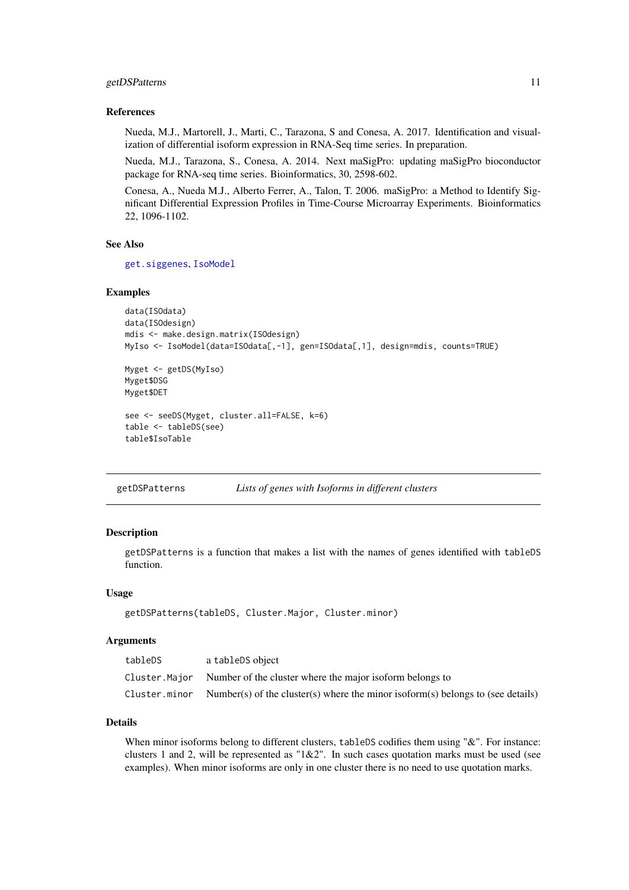### References

Nueda, M.J., Martorell, J., Marti, C., Tarazona, S and Conesa, A. 2017. Identification and visualization of differential isoform expression in RNA-Seq time series. In preparation.

Nueda, M.J., Tarazona, S., Conesa, A. 2014. Next maSigPro: updating maSigPro bioconductor package for RNA-seq time series. Bioinformatics, 30, 2598-602.

Conesa, A., Nueda M.J., Alberto Ferrer, A., Talon, T. 2006. maSigPro: a Method to Identify Significant Differential Expression Profiles in Time-Course Microarray Experiments. Bioinformatics 22, 1096-1102.

### See Also

get.siggenes, IsoModel

### Examples

```
data(ISOdata)
data(ISOdesign)
mdis <- make.design.matrix(ISOdesign)
MyIso <- IsoModel(data=ISOdata[,-1], gen=ISOdata[,1], design=mdis, counts=TRUE)

Myget <- getDS(MyIso)
Myget$DSG
Myget$DET

see <- seeDS(Myget, cluster.all=FALSE, k=6)
table <- tableDS(see)
table$IsoTable
```

---

## getDSPatterns — *Lists of genes with Isoforms in different clusters*

### Description

getDSPatterns is a function that makes a list with the names of genes identified with tableDS function.

### Usage

```
getDSPatterns(tableDS, Cluster.Major, Cluster.minor)
```

### Arguments

| | |
|---|---|
| tableDS | a tableDS object |
| Cluster.Major | Number of the cluster where the major isoform belongs to |
| Cluster.minor | Number(s) of the cluster(s) where the minor isoform(s) belongs to (see details) |

### Details

When minor isoforms belong to different clusters, tableDS codifies them using "&". For instance: clusters 1 and 2, will be represented as "1&2". In such cases quotation marks must be used (see examples). When minor isoforms are only in one cluster there is no need to use quotation marks.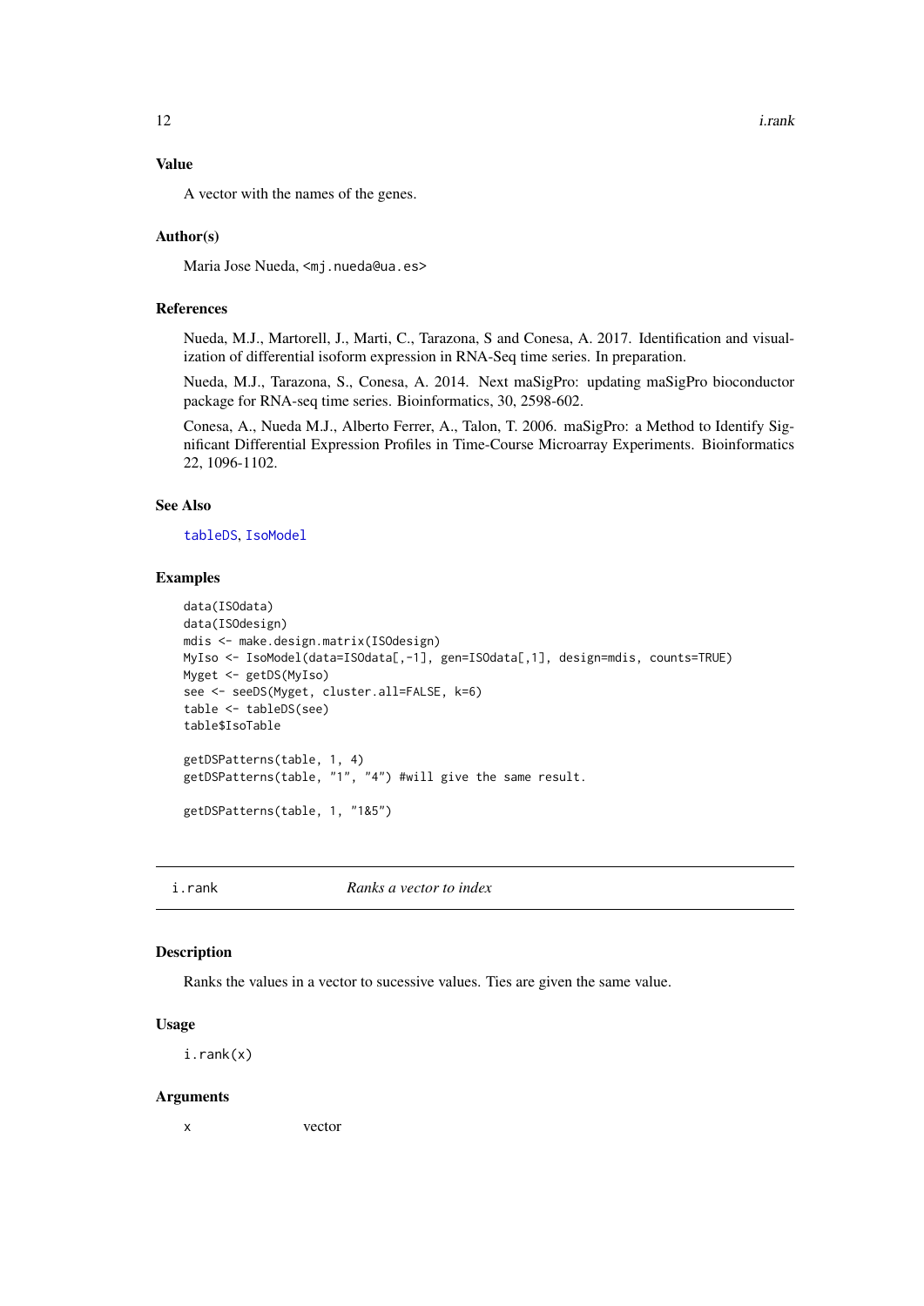### Value

A vector with the names of the genes.

### Author(s)

Maria Jose Nueda, <mj.nueda@ua.es>

### References

Nueda, M.J., Martorell, J., Marti, C., Tarazona, S and Conesa, A. 2017. Identification and visualization of differential isoform expression in RNA-Seq time series. In preparation.

Nueda, M.J., Tarazona, S., Conesa, A. 2014. Next maSigPro: updating maSigPro bioconductor package for RNA-seq time series. Bioinformatics, 30, 2598-602.

Conesa, A., Nueda M.J., Alberto Ferrer, A., Talon, T. 2006. maSigPro: a Method to Identify Significant Differential Expression Profiles in Time-Course Microarray Experiments. Bioinformatics 22, 1096-1102.

### See Also

tableDS, IsoModel

### Examples

```
data(ISOdata)
data(ISOdesign)
mdis <- make.design.matrix(ISOdesign)
MyIso <- IsoModel(data=ISOdata[,-1], gen=ISOdata[,1], design=mdis, counts=TRUE)
Myget <- getDS(MyIso)
see <- seeDS(Myget, cluster.all=FALSE, k=6)
table <- tableDS(see)
table$IsoTable

getDSPatterns(table, 1, 4)
getDSPatterns(table, "1", "4") #will give the same result.

getDSPatterns(table, 1, "1&5")
```

---

## i.rank &nbsp;&nbsp;&nbsp;&nbsp;&nbsp;&nbsp;&nbsp;&nbsp; *Ranks a vector to index*

### Description

Ranks the values in a vector to sucessive values. Ties are given the same value.

### Usage

```
i.rank(x)
```

### Arguments

| | |
|---|---|
| x | vector |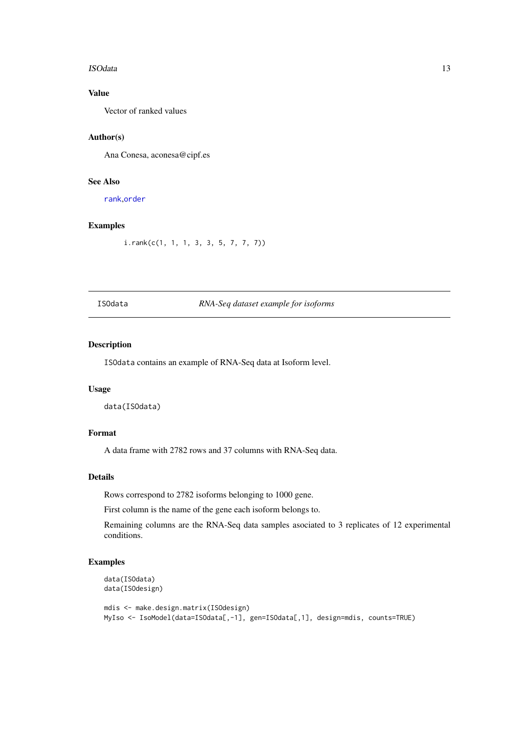### Value

Vector of ranked values

### Author(s)

Ana Conesa, aconesa@cipf.es

### See Also

rank,order

### Examples

```
i.rank(c(1, 1, 1, 3, 3, 5, 7, 7, 7))
```

---

## ISOdata &nbsp;&nbsp;&nbsp;&nbsp;&nbsp;&nbsp;&nbsp;&nbsp; *RNA-Seq dataset example for isoforms*

---

### Description

ISOdata contains an example of RNA-Seq data at Isoform level.

### Usage

```
data(ISOdata)
```

### Format

A data frame with 2782 rows and 37 columns with RNA-Seq data.

### Details

Rows correspond to 2782 isoforms belonging to 1000 gene.

First column is the name of the gene each isoform belongs to.

Remaining columns are the RNA-Seq data samples asociated to 3 replicates of 12 experimental conditions.

### Examples

```
data(ISOdata)
data(ISOdesign)

mdis <- make.design.matrix(ISOdesign)
MyIso <- IsoModel(data=ISOdata[,-1], gen=ISOdata[,1], design=mdis, counts=TRUE)
```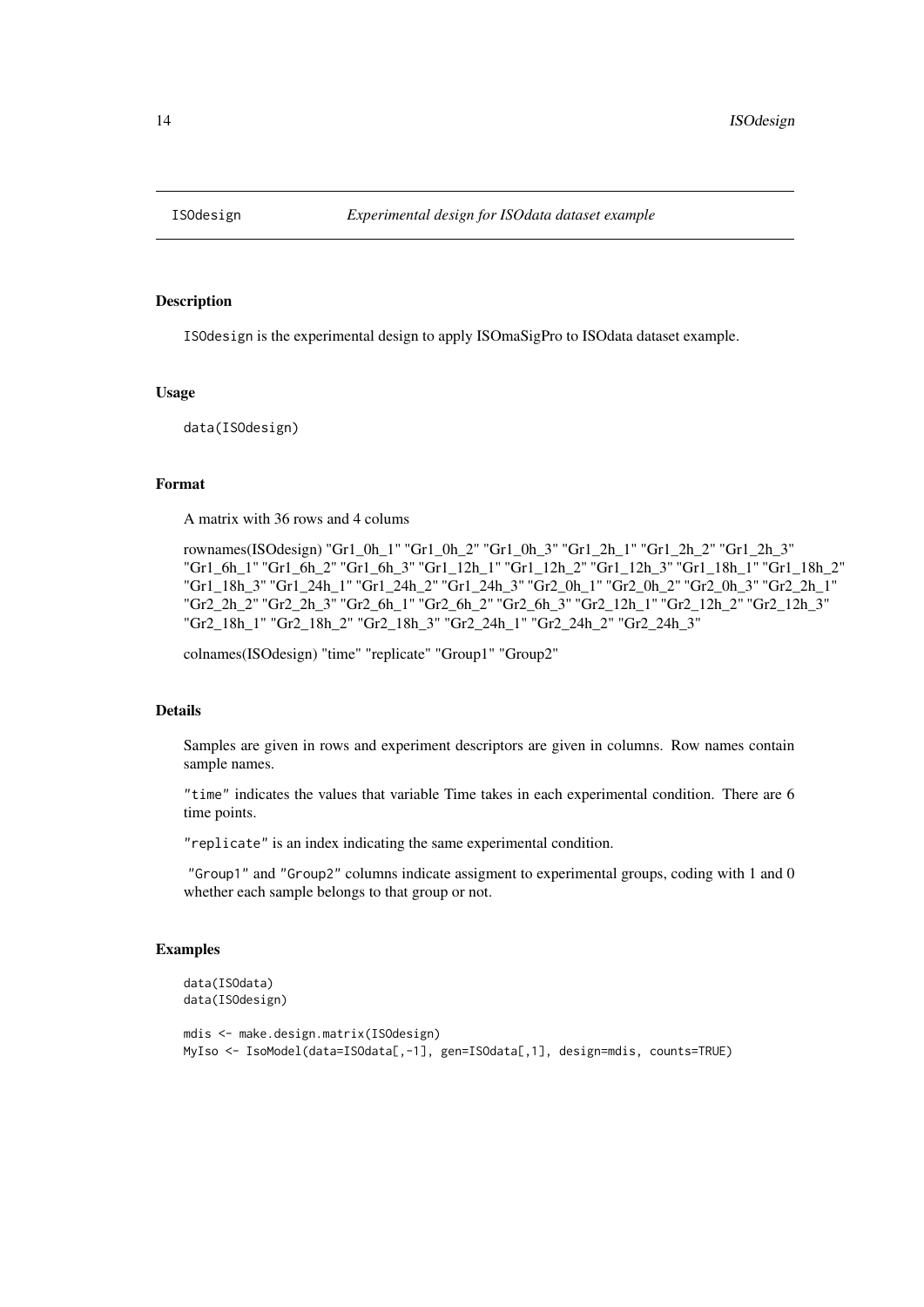# ISOdesign — *Experimental design for ISOdata dataset example*

## Description

ISOdesign is the experimental design to apply ISOmaSigPro to ISOdata dataset example.

## Usage

```
data(ISOdesign)
```

## Format

A matrix with 36 rows and 4 colums

rownames(ISOdesign) "Gr1_0h_1" "Gr1_0h_2" "Gr1_0h_3" "Gr1_2h_1" "Gr1_2h_2" "Gr1_2h_3" "Gr1_6h_1" "Gr1_6h_2" "Gr1_6h_3" "Gr1_12h_1" "Gr1_12h_2" "Gr1_12h_3" "Gr1_18h_1" "Gr1_18h_2" "Gr1_18h_3" "Gr1_24h_1" "Gr1_24h_2" "Gr1_24h_3" "Gr2_0h_1" "Gr2_0h_2" "Gr2_0h_3" "Gr2_2h_1" "Gr2_2h_2" "Gr2_2h_3" "Gr2_6h_1" "Gr2_6h_2" "Gr2_6h_3" "Gr2_12h_1" "Gr2_12h_2" "Gr2_12h_3" "Gr2_18h_1" "Gr2_18h_2" "Gr2_18h_3" "Gr2_24h_1" "Gr2_24h_2" "Gr2_24h_3"

colnames(ISOdesign) "time" "replicate" "Group1" "Group2"

## Details

Samples are given in rows and experiment descriptors are given in columns. Row names contain sample names.

`"time"` indicates the values that variable Time takes in each experimental condition. There are 6 time points.

`"replicate"` is an index indicating the same experimental condition.

`"Group1"` and `"Group2"` columns indicate assigment to experimental groups, coding with 1 and 0 whether each sample belongs to that group or not.

## Examples

```
data(ISOdata)
data(ISOdesign)

mdis <- make.design.matrix(ISOdesign)
MyIso <- IsoModel(data=ISOdata[,-1], gen=ISOdata[,1], design=mdis, counts=TRUE)
```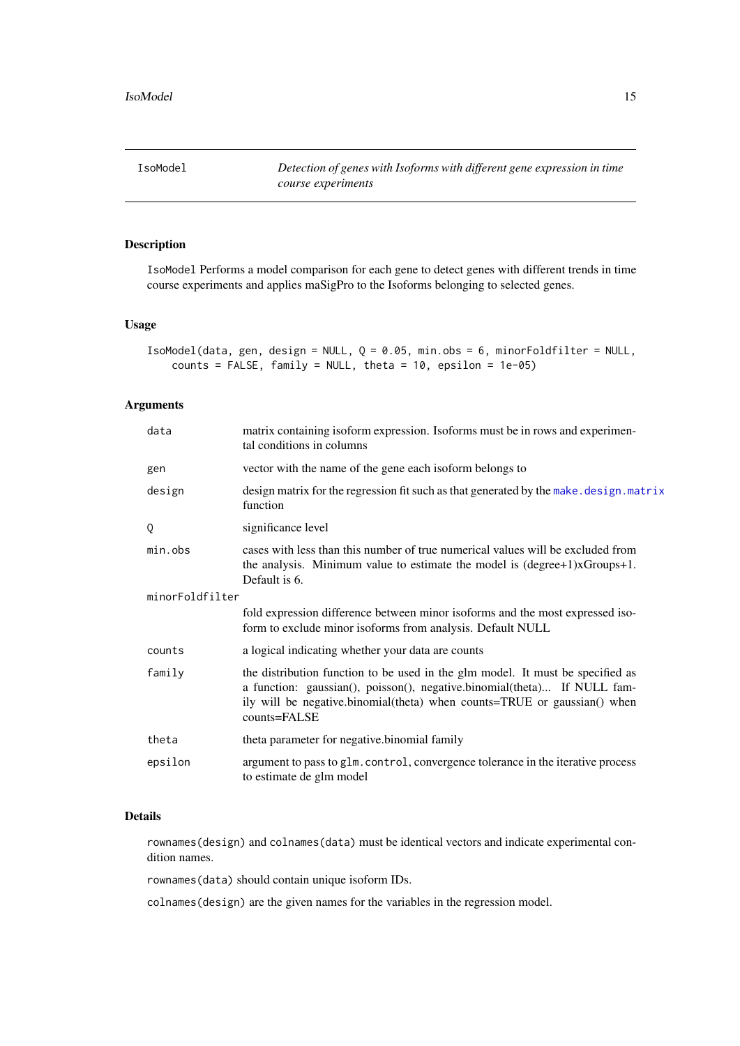# IsoModel

*Detection of genes with Isoforms with different gene expression in time course experiments*

## Description

`IsoModel` Performs a model comparison for each gene to detect genes with different trends in time course experiments and applies maSigPro to the Isoforms belonging to selected genes.

## Usage

```
IsoModel(data, gen, design = NULL, Q = 0.05, min.obs = 6, minorFoldfilter = NULL,
    counts = FALSE, family = NULL, theta = 10, epsilon = 1e-05)
```

## Arguments

- `data` — matrix containing isoform expression. Isoforms must be in rows and experimental conditions in columns
- `gen` — vector with the name of the gene each isoform belongs to
- `design` — design matrix for the regression fit such as that generated by the `make.design.matrix` function
- `Q` — significance level
- `min.obs` — cases with less than this number of true numerical values will be excluded from the analysis. Minimum value to estimate the model is (degree+1)xGroups+1. Default is 6.
- `minorFoldfilter` — fold expression difference between minor isoforms and the most expressed isoform to exclude minor isoforms from analysis. Default NULL
- `counts` — a logical indicating whether your data are counts
- `family` — the distribution function to be used in the glm model. It must be specified as a function: gaussian(), poisson(), negative.binomial(theta)... If NULL family will be negative.binomial(theta) when counts=TRUE or gaussian() when counts=FALSE
- `theta` — theta parameter for negative.binomial family
- `epsilon` — argument to pass to `glm.control`, convergence tolerance in the iterative process to estimate de glm model

## Details

`rownames(design)` and `colnames(data)` must be identical vectors and indicate experimental condition names.

`rownames(data)` should contain unique isoform IDs.

`colnames(design)` are the given names for the variables in the regression model.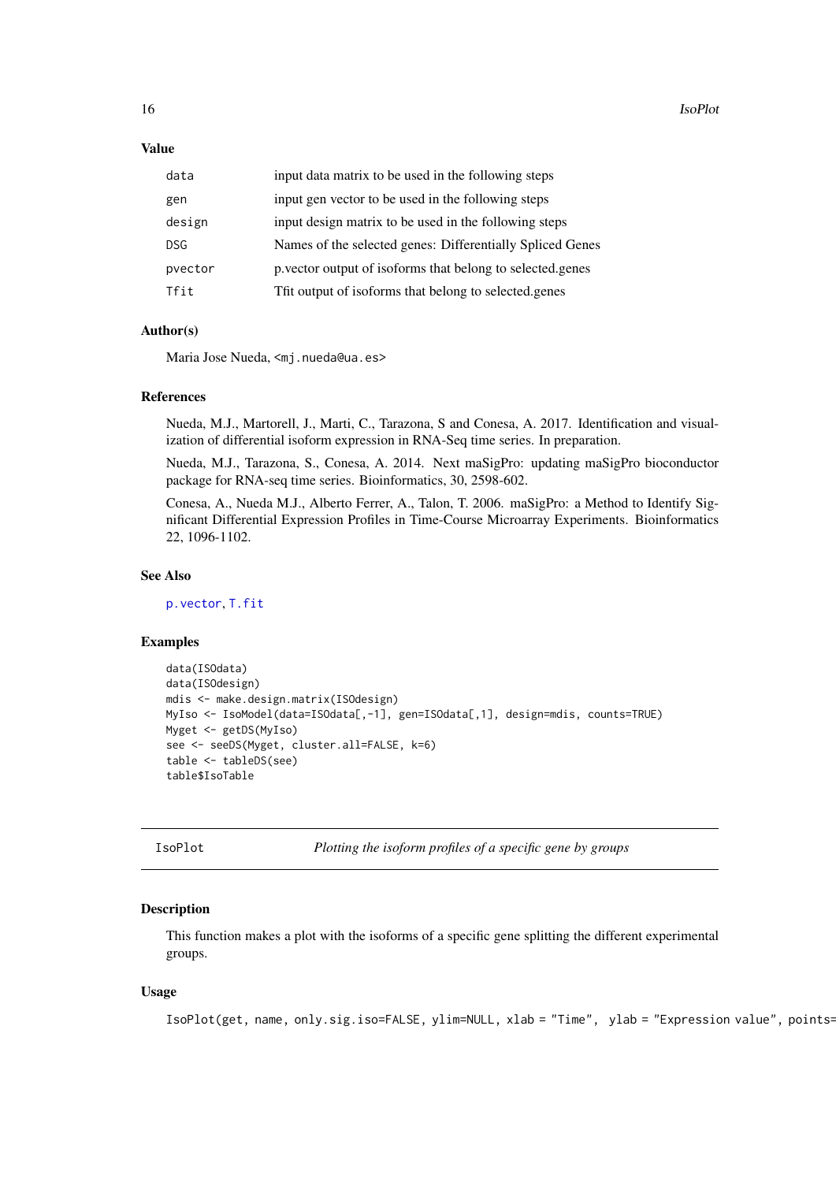## Value

| | |
|---|---|
| data | input data matrix to be used in the following steps |
| gen | input gen vector to be used in the following steps |
| design | input design matrix to be used in the following steps |
| DSG | Names of the selected genes: Differentially Spliced Genes |
| pvector | p.vector output of isoforms that belong to selected.genes |
| Tfit | Tfit output of isoforms that belong to selected.genes |

## Author(s)

Maria Jose Nueda, <mj.nueda@ua.es>

## References

Nueda, M.J., Martorell, J., Marti, C., Tarazona, S and Conesa, A. 2017. Identification and visualization of differential isoform expression in RNA-Seq time series. In preparation.

Nueda, M.J., Tarazona, S., Conesa, A. 2014. Next maSigPro: updating maSigPro bioconductor package for RNA-seq time series. Bioinformatics, 30, 2598-602.

Conesa, A., Nueda M.J., Alberto Ferrer, A., Talon, T. 2006. maSigPro: a Method to Identify Significant Differential Expression Profiles in Time-Course Microarray Experiments. Bioinformatics 22, 1096-1102.

## See Also

p.vector, T.fit

## Examples

```
data(ISOdata)
data(ISOdesign)
mdis <- make.design.matrix(ISOdesign)
MyIso <- IsoModel(data=ISOdata[,-1], gen=ISOdata[,1], design=mdis, counts=TRUE)
Myget <- getDS(MyIso)
see <- seeDS(Myget, cluster.all=FALSE, k=6)
table <- tableDS(see)
table$IsoTable
```

---

# IsoPlot — *Plotting the isoform profiles of a specific gene by groups*

## Description

This function makes a plot with the isoforms of a specific gene splitting the different experimental groups.

## Usage

```
IsoPlot(get, name, only.sig.iso=FALSE, ylim=NULL, xlab = "Time",  ylab = "Expression value", points=
```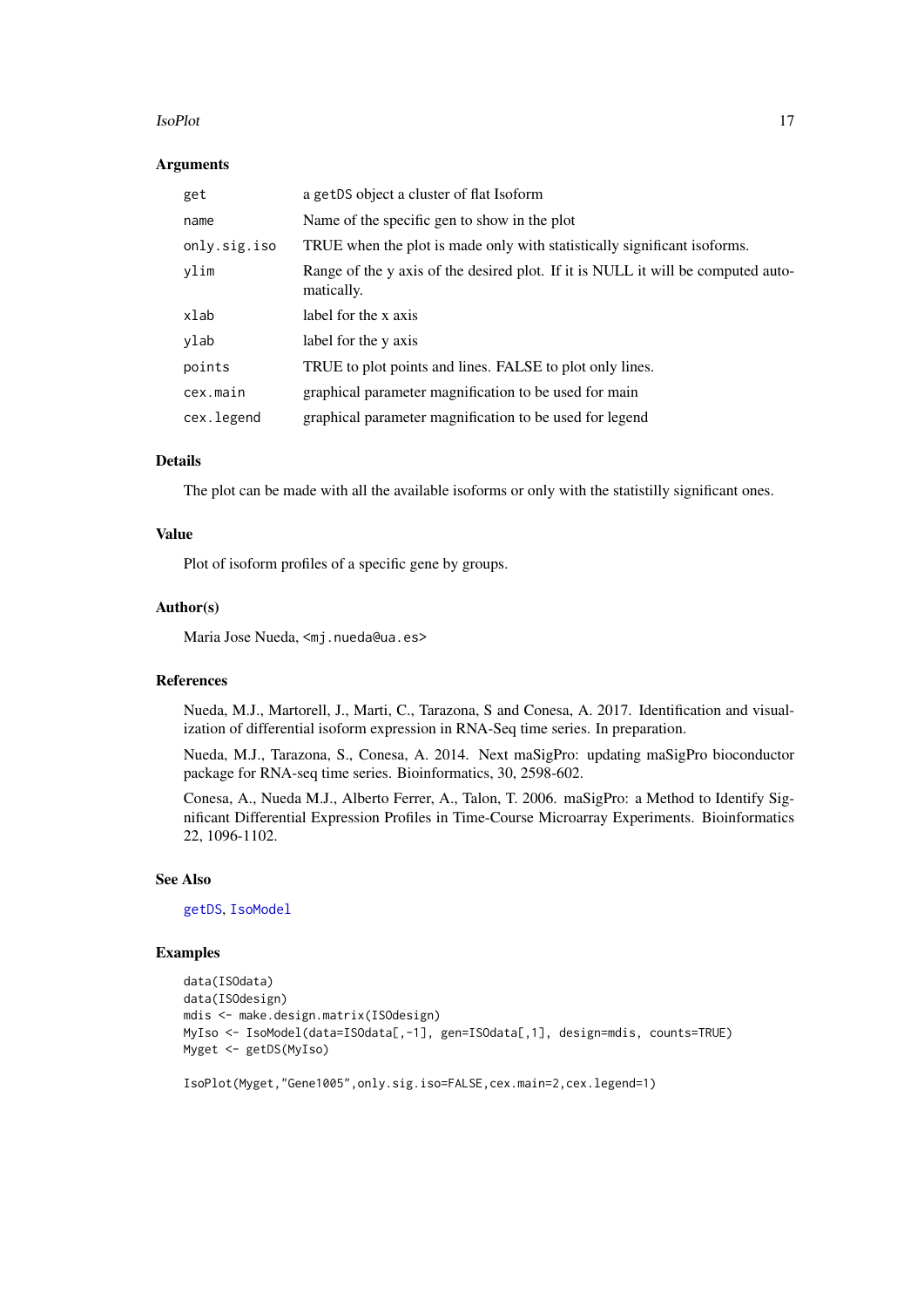### Arguments

| | |
|---|---|
| `get` | a `getDS` object a cluster of flat Isoform |
| `name` | Name of the specific gen to show in the plot |
| `only.sig.iso` | TRUE when the plot is made only with statistically significant isoforms. |
| `ylim` | Range of the y axis of the desired plot. If it is NULL it will be computed automatically. |
| `xlab` | label for the x axis |
| `ylab` | label for the y axis |
| `points` | TRUE to plot points and lines. FALSE to plot only lines. |
| `cex.main` | graphical parameter magnification to be used for main |
| `cex.legend` | graphical parameter magnification to be used for legend |

### Details

The plot can be made with all the available isoforms or only with the statistilly significant ones.

### Value

Plot of isoform profiles of a specific gene by groups.

### Author(s)

Maria Jose Nueda, <mj.nueda@ua.es>

### References

Nueda, M.J., Martorell, J., Marti, C., Tarazona, S and Conesa, A. 2017. Identification and visualization of differential isoform expression in RNA-Seq time series. In preparation.

Nueda, M.J., Tarazona, S., Conesa, A. 2014. Next maSigPro: updating maSigPro bioconductor package for RNA-seq time series. Bioinformatics, 30, 2598-602.

Conesa, A., Nueda M.J., Alberto Ferrer, A., Talon, T. 2006. maSigPro: a Method to Identify Significant Differential Expression Profiles in Time-Course Microarray Experiments. Bioinformatics 22, 1096-1102.

### See Also

getDS, IsoModel

### Examples

```
data(ISOdata)
data(ISOdesign)
mdis <- make.design.matrix(ISOdesign)
MyIso <- IsoModel(data=ISOdata[,-1], gen=ISOdata[,1], design=mdis, counts=TRUE)
Myget <- getDS(MyIso)

IsoPlot(Myget,"Gene1005",only.sig.iso=FALSE,cex.main=2,cex.legend=1)
```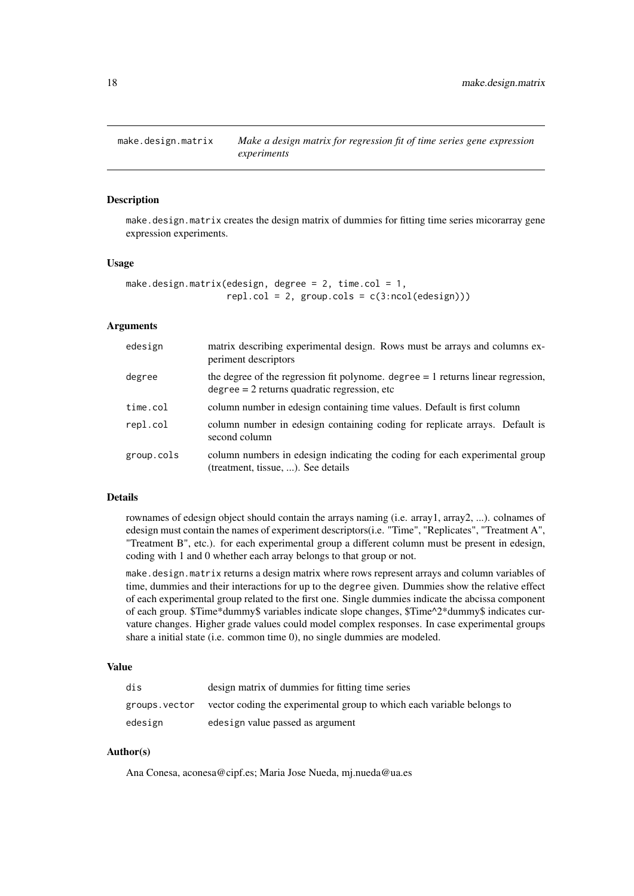## make.design.matrix — *Make a design matrix for regression fit of time series gene expression experiments*

### Description

make.design.matrix creates the design matrix of dummies for fitting time series micorarray gene expression experiments.

### Usage

```
make.design.matrix(edesign, degree = 2, time.col = 1,
                   repl.col = 2, group.cols = c(3:ncol(edesign)))
```

### Arguments

| | |
|---|---|
| edesign | matrix describing experimental design. Rows must be arrays and columns experiment descriptors |
| degree | the degree of the regression fit polynome. degree = 1 returns linear regression, degree = 2 returns quadratic regression, etc |
| time.col | column number in edesign containing time values. Default is first column |
| repl.col | column number in edesign containing coding for replicate arrays. Default is second column |
| group.cols | column numbers in edesign indicating the coding for each experimental group (treatment, tissue, ...). See details |

### Details

rownames of edesign object should contain the arrays naming (i.e. array1, array2, ...). colnames of edesign must contain the names of experiment descriptors(i.e. "Time", "Replicates", "Treatment A", "Treatment B", etc.). for each experimental group a different column must be present in edesign, coding with 1 and 0 whether each array belongs to that group or not.

make.design.matrix returns a design matrix where rows represent arrays and column variables of time, dummies and their interactions for up to the degree given. Dummies show the relative effect of each experimental group related to the first one. Single dummies indicate the abcissa component of each group. $Time*dummy$ variables indicate slope changes, $Time^2*dummy$ indicates curvature changes. Higher grade values could model complex responses. In case experimental groups share a initial state (i.e. common time 0), no single dummies are modeled.

### Value

| | |
|---|---|
| dis | design matrix of dummies for fitting time series |
| groups.vector | vector coding the experimental group to which each variable belongs to |
| edesign | edesign value passed as argument |

### Author(s)

Ana Conesa, aconesa@cipf.es; Maria Jose Nueda, mj.nueda@ua.es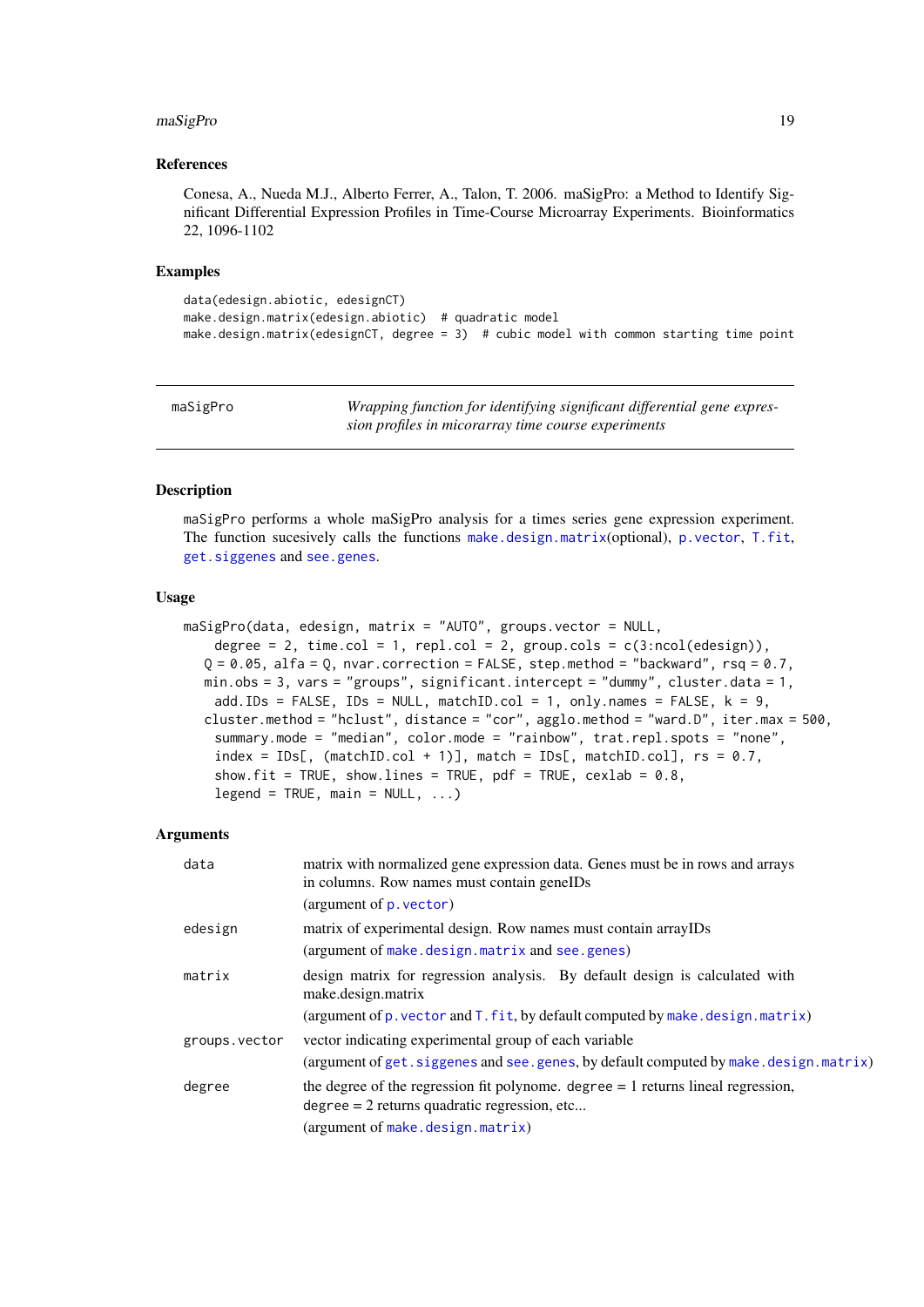### References

Conesa, A., Nueda M.J., Alberto Ferrer, A., Talon, T. 2006. maSigPro: a Method to Identify Significant Differential Expression Profiles in Time-Course Microarray Experiments. Bioinformatics 22, 1096-1102

### Examples

```
data(edesign.abiotic, edesignCT)
make.design.matrix(edesign.abiotic)  # quadratic model
make.design.matrix(edesignCT, degree = 3)  # cubic model with common starting time point
```

---

## maSigPro — *Wrapping function for identifying significant differential gene expression profiles in micorarray time course experiments*

---

### Description

maSigPro performs a whole maSigPro analysis for a times series gene expression experiment. The function sucesively calls the functions make.design.matrix(optional), p.vector, T.fit, get.siggenes and see.genes.

### Usage

```
maSigPro(data, edesign, matrix = "AUTO", groups.vector = NULL,
    degree = 2, time.col = 1, repl.col = 2, group.cols = c(3:ncol(edesign)),
   Q = 0.05, alfa = Q, nvar.correction = FALSE, step.method = "backward", rsq = 0.7,
   min.obs = 3, vars = "groups", significant.intercept = "dummy", cluster.data = 1,
    add.IDs = FALSE, IDs = NULL, matchID.col = 1, only.names = FALSE, k = 9,
   cluster.method = "hclust", distance = "cor", agglo.method = "ward.D", iter.max = 500,
    summary.mode = "median", color.mode = "rainbow", trat.repl.spots = "none",
    index = IDs[, (matchID.col + 1)], match = IDs[, matchID.col], rs = 0.7,
    show.fit = TRUE, show.lines = TRUE, pdf = TRUE, cexlab = 0.8,
    legend = TRUE, main = NULL, ...)
```

### Arguments

| | |
|---|---|
| `data` | matrix with normalized gene expression data. Genes must be in rows and arrays in columns. Row names must contain geneIDs<br>(argument of p.vector) |
| `edesign` | matrix of experimental design. Row names must contain arrayIDs<br>(argument of make.design.matrix and see.genes) |
| `matrix` | design matrix for regression analysis. By default design is calculated with make.design.matrix<br>(argument of p.vector and T.fit, by default computed by make.design.matrix) |
| `groups.vector` | vector indicating experimental group of each variable<br>(argument of get.siggenes and see.genes, by default computed by make.design.matrix) |
| `degree` | the degree of the regression fit polynome. degree = 1 returns lineal regression, degree = 2 returns quadratic regression, etc...<br>(argument of make.design.matrix) |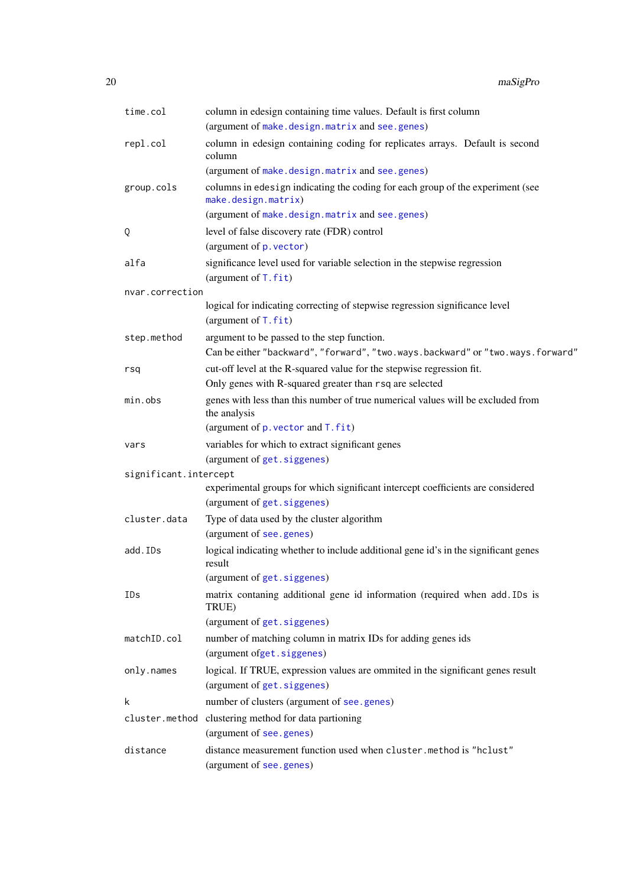`time.col` column in edesign containing time values. Default is first column
(argument of `make.design.matrix` and `see.genes`)

`repl.col` column in edesign containing coding for replicates arrays. Default is second column
(argument of `make.design.matrix` and `see.genes`)

`group.cols` columns in `edesign` indicating the coding for each group of the experiment (see `make.design.matrix`)
(argument of `make.design.matrix` and `see.genes`)

`Q` level of false discovery rate (FDR) control
(argument of `p.vector`)

`alfa` significance level used for variable selection in the stepwise regression
(argument of `T.fit`)

`nvar.correction`
logical for indicating correcting of stepwise regression significance level
(argument of `T.fit`)

`step.method` argument to be passed to the step function.
Can be either `"backward"`, `"forward"`, `"two.ways.backward"` or `"two.ways.forward"`

`rsq` cut-off level at the R-squared value for the stepwise regression fit.
Only genes with R-squared greater than `rsq` are selected

`min.obs` genes with less than this number of true numerical values will be excluded from the analysis
(argument of `p.vector` and `T.fit`)

`vars` variables for which to extract significant genes
(argument of `get.siggenes`)

`significant.intercept`
experimental groups for which significant intercept coefficients are considered
(argument of `get.siggenes`)

`cluster.data` Type of data used by the cluster algorithm
(argument of `see.genes`)

`add.IDs` logical indicating whether to include additional gene id's in the significant genes result
(argument of `get.siggenes`)

`IDs` matrix contaning additional gene id information (required when `add.IDs` is TRUE)
(argument of `get.siggenes`)

`matchID.col` number of matching column in matrix IDs for adding genes ids
(argument of`get.siggenes`)

`only.names` logical. If TRUE, expression values are ommited in the significant genes result
(argument of `get.siggenes`)

`k` number of clusters (argument of `see.genes`)

`cluster.method` clustering method for data partioning
(argument of `see.genes`)

`distance` distance measurement function used when `cluster.method` is `"hclust"`
(argument of `see.genes`)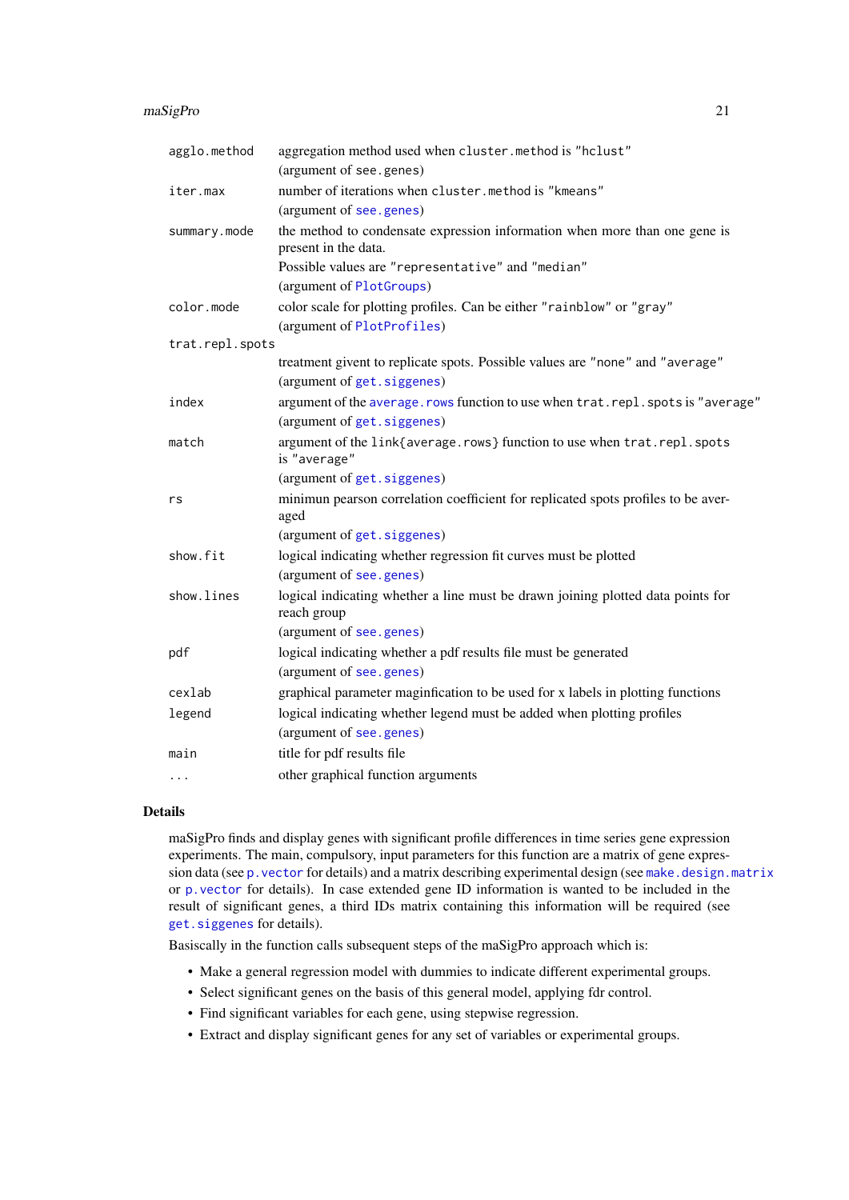| | |
|---|---|
| `agglo.method` | aggregation method used when `cluster.method` is `"hclust"` (argument of `see.genes`) |
| `iter.max` | number of iterations when `cluster.method` is `"kmeans"` (argument of `see.genes`) |
| `summary.mode` | the method to condensate expression information when more than one gene is present in the data. Possible values are `"representative"` and `"median"` (argument of `PlotGroups`) |
| `color.mode` | color scale for plotting profiles. Can be either `"rainblow"` or `"gray"` (argument of `PlotProfiles`) |
| `trat.repl.spots` | treatment givent to replicate spots. Possible values are `"none"` and `"average"` (argument of `get.siggenes`) |
| `index` | argument of the `average.rows` function to use when `trat.repl.spots` is `"average"` (argument of `get.siggenes`) |
| `match` | argument of the `link{average.rows}` function to use when `trat.repl.spots` is `"average"` (argument of `get.siggenes`) |
| `rs` | minimun pearson correlation coefficient for replicated spots profiles to be averaged (argument of `get.siggenes`) |
| `show.fit` | logical indicating whether regression fit curves must be plotted (argument of `see.genes`) |
| `show.lines` | logical indicating whether a line must be drawn joining plotted data points for reach group (argument of `see.genes`) |
| `pdf` | logical indicating whether a pdf results file must be generated (argument of `see.genes`) |
| `cexlab` | graphical parameter maginfication to be used for x labels in plotting functions |
| `legend` | logical indicating whether legend must be added when plotting profiles (argument of `see.genes`) |
| `main` | title for pdf results file |
| `...` | other graphical function arguments |

## Details

maSigPro finds and display genes with significant profile differences in time series gene expression experiments. The main, compulsory, input parameters for this function are a matrix of gene expression data (see `p.vector` for details) and a matrix describing experimental design (see `make.design.matrix` or `p.vector` for details). In case extended gene ID information is wanted to be included in the result of significant genes, a third IDs matrix containing this information will be required (see `get.siggenes` for details).

Basiscally in the function calls subsequent steps of the maSigPro approach which is:

- Make a general regression model with dummies to indicate different experimental groups.
- Select significant genes on the basis of this general model, applying fdr control.
- Find significant variables for each gene, using stepwise regression.
- Extract and display significant genes for any set of variables or experimental groups.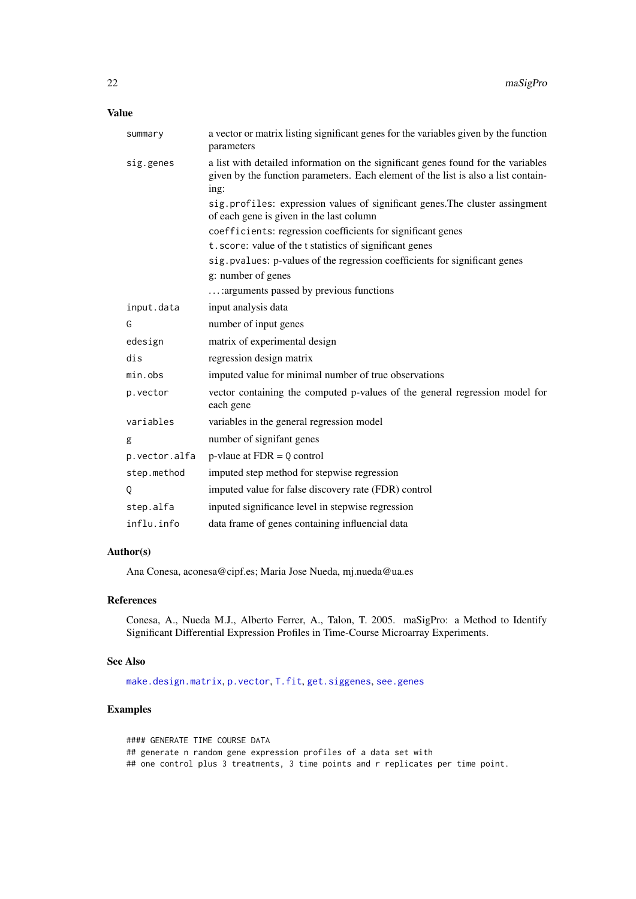## Value

| | |
|---|---|
| `summary` | a vector or matrix listing significant genes for the variables given by the function parameters |
| `sig.genes` | a list with detailed information on the significant genes found for the variables given by the function parameters. Each element of the list is also a list containing:<br>`sig.profiles`: expression values of significant genes.The cluster assingment of each gene is given in the last column<br>`coefficients`: regression coefficients for significant genes<br>`t.score`: value of the t statistics of significant genes<br>`sig.pvalues`: p-values of the regression coefficients for significant genes<br>`g`: number of genes<br>`...`:arguments passed by previous functions |
| `input.data` | input analysis data |
| `G` | number of input genes |
| `edesign` | matrix of experimental design |
| `dis` | regression design matrix |
| `min.obs` | imputed value for minimal number of true observations |
| `p.vector` | vector containing the computed p-values of the general regression model for each gene |
| `variables` | variables in the general regression model |
| `g` | number of signifant genes |
| `p.vector.alfa` | p-vlaue at FDR = `Q` control |
| `step.method` | imputed step method for stepwise regression |
| `Q` | imputed value for false discovery rate (FDR) control |
| `step.alfa` | inputed significance level in stepwise regression |
| `influ.info` | data frame of genes containing influencial data |

## Author(s)

Ana Conesa, aconesa@cipf.es; Maria Jose Nueda, mj.nueda@ua.es

## References

Conesa, A., Nueda M.J., Alberto Ferrer, A., Talon, T. 2005. maSigPro: a Method to Identify Significant Differential Expression Profiles in Time-Course Microarray Experiments.

## See Also

`make.design.matrix`, `p.vector`, `T.fit`, `get.siggenes`, `see.genes`

## Examples

```
#### GENERATE TIME COURSE DATA
## generate n random gene expression profiles of a data set with
## one control plus 3 treatments, 3 time points and r replicates per time point.
```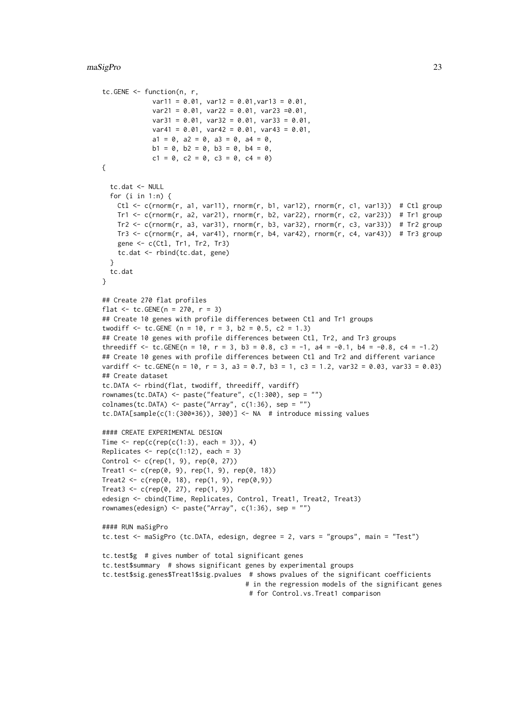```
tc.GENE <- function(n, r,
             var11 = 0.01, var12 = 0.01,var13 = 0.01,
             var21 = 0.01, var22 = 0.01, var23 =0.01,
             var31 = 0.01, var32 = 0.01, var33 = 0.01,
             var41 = 0.01, var42 = 0.01, var43 = 0.01,
             a1 = 0, a2 = 0, a3 = 0, a4 = 0,
             b1 = 0, b2 = 0, b3 = 0, b4 = 0,
             c1 = 0, c2 = 0, c3 = 0, c4 = 0)
{

  tc.dat <- NULL
  for (i in 1:n) {
    Ctl <- c(rnorm(r, a1, var11), rnorm(r, b1, var12), rnorm(r, c1, var13))  # Ctl group
    Tr1 <- c(rnorm(r, a2, var21), rnorm(r, b2, var22), rnorm(r, c2, var23))  # Tr1 group
    Tr2 <- c(rnorm(r, a3, var31), rnorm(r, b3, var32), rnorm(r, c3, var33))  # Tr2 group
    Tr3 <- c(rnorm(r, a4, var41), rnorm(r, b4, var42), rnorm(r, c4, var43))  # Tr3 group
    gene <- c(Ctl, Tr1, Tr2, Tr3)
    tc.dat <- rbind(tc.dat, gene)
  }
  tc.dat
}

## Create 270 flat profiles
flat <- tc.GENE(n = 270, r = 3)
## Create 10 genes with profile differences between Ctl and Tr1 groups
twodiff <- tc.GENE (n = 10, r = 3, b2 = 0.5, c2 = 1.3)
## Create 10 genes with profile differences between Ctl, Tr2, and Tr3 groups
threediff <- tc.GENE(n = 10, r = 3, b3 = 0.8, c3 = -1, a4 = -0.1, b4 = -0.8, c4 = -1.2)
## Create 10 genes with profile differences between Ctl and Tr2 and different variance
vardiff <- tc.GENE(n = 10, r = 3, a3 = 0.7, b3 = 1, c3 = 1.2, var32 = 0.03, var33 = 0.03)
## Create dataset
tc.DATA <- rbind(flat, twodiff, threediff, vardiff)
rownames(tc.DATA) <- paste("feature", c(1:300), sep = "")
colnames(tc.DATA) <- paste("Array", c(1:36), sep = "")
tc.DATA[sample(c(1:(300*36)), 300)] <- NA  # introduce missing values

#### CREATE EXPERIMENTAL DESIGN
Time <- rep(c(rep(c(1:3), each = 3)), 4)
Replicates <- rep(c(1:12), each = 3)
Control <- c(rep(1, 9), rep(0, 27))
Treat1 <- c(rep(0, 9), rep(1, 9), rep(0, 18))
Treat2 <- c(rep(0, 18), rep(1, 9), rep(0,9))
Treat3 <- c(rep(0, 27), rep(1, 9))
edesign <- cbind(Time, Replicates, Control, Treat1, Treat2, Treat3)
rownames(edesign) <- paste("Array", c(1:36), sep = "")

#### RUN maSigPro
tc.test <- maSigPro (tc.DATA, edesign, degree = 2, vars = "groups", main = "Test")

tc.test$g  # gives number of total significant genes
tc.test$summary  # shows significant genes by experimental groups
tc.test$sig.genes$Treat1$sig.pvalues  # shows pvalues of the significant coefficients
                                      # in the regression models of the significant genes
                                       # for Control.vs.Treat1 comparison
```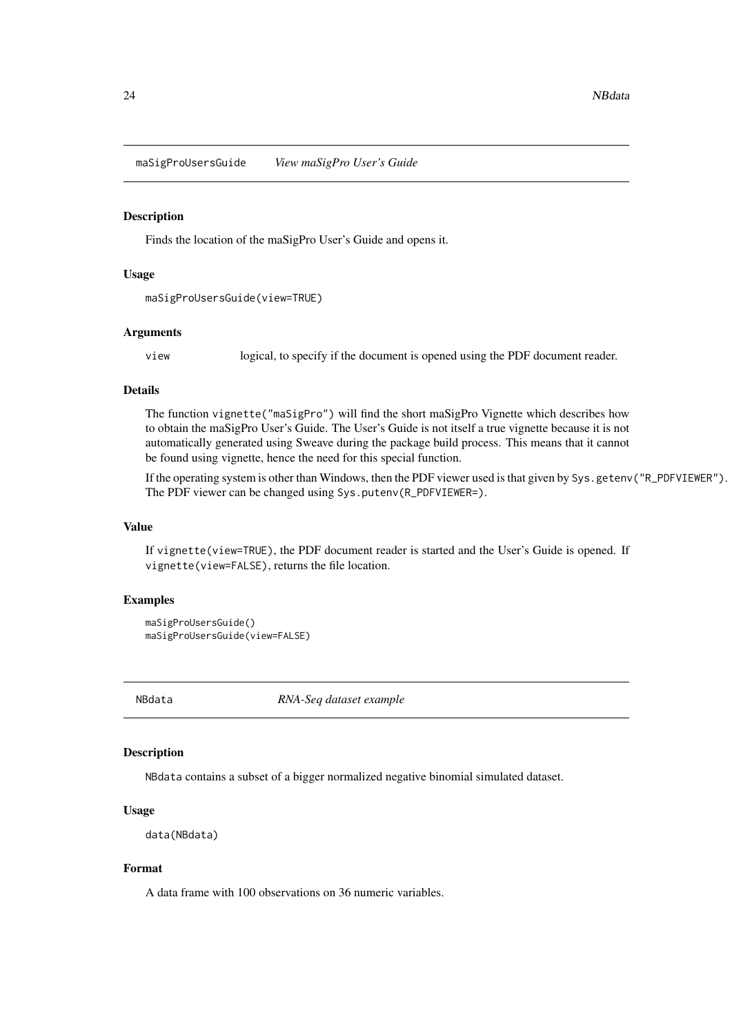## maSigProUsersGuide *View maSigPro User's Guide*

### Description

Finds the location of the maSigPro User's Guide and opens it.

### Usage

```
maSigProUsersGuide(view=TRUE)
```

### Arguments

| | |
|---|---|
| view | logical, to specify if the document is opened using the PDF document reader. |

### Details

The function `vignette("maSigPro")` will find the short maSigPro Vignette which describes how to obtain the maSigPro User's Guide. The User's Guide is not itself a true vignette because it is not automatically generated using Sweave during the package build process. This means that it cannot be found using vignette, hence the need for this special function.

If the operating system is other than Windows, then the PDF viewer used is that given by `Sys.getenv("R_PDFVIEWER")`. The PDF viewer can be changed using `Sys.putenv(R_PDFVIEWER=)`.

### Value

If `vignette(view=TRUE)`, the PDF document reader is started and the User's Guide is opened. If `vignette(view=FALSE)`, returns the file location.

### Examples

```
maSigProUsersGuide()
maSigProUsersGuide(view=FALSE)
```

## NBdata *RNA-Seq dataset example*

### Description

`NBdata` contains a subset of a bigger normalized negative binomial simulated dataset.

### Usage

```
data(NBdata)
```

### Format

A data frame with 100 observations on 36 numeric variables.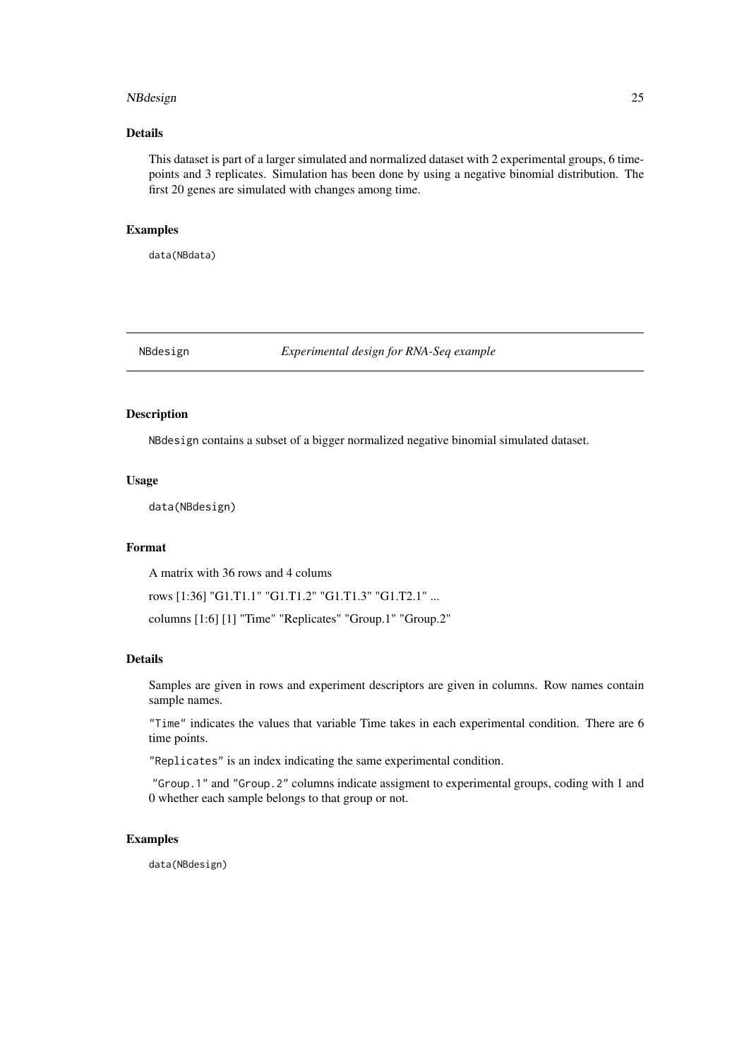## Details

This dataset is part of a larger simulated and normalized dataset with 2 experimental groups, 6 time-points and 3 replicates. Simulation has been done by using a negative binomial distribution. The first 20 genes are simulated with changes among time.

## Examples

```
data(NBdata)
```

---

# NBdesign *Experimental design for RNA-Seq example*

---

## Description

NBdesign contains a subset of a bigger normalized negative binomial simulated dataset.

## Usage

```
data(NBdesign)
```

## Format

A matrix with 36 rows and 4 colums

rows [1:36] "G1.T1.1" "G1.T1.2" "G1.T1.3" "G1.T2.1" ...

columns [1:6] [1] "Time" "Replicates" "Group.1" "Group.2"

## Details

Samples are given in rows and experiment descriptors are given in columns. Row names contain sample names.

"Time" indicates the values that variable Time takes in each experimental condition. There are 6 time points.

"Replicates" is an index indicating the same experimental condition.

"Group.1" and "Group.2" columns indicate assigment to experimental groups, coding with 1 and 0 whether each sample belongs to that group or not.

## Examples

```
data(NBdesign)
```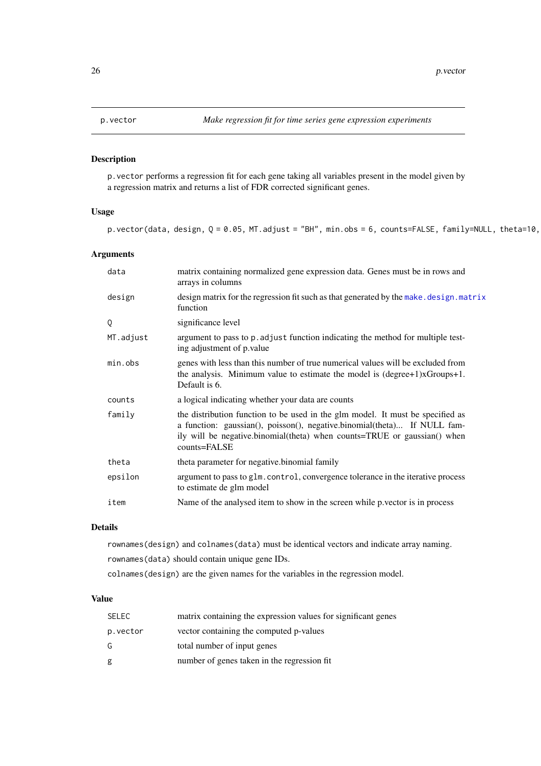## p.vector *Make regression fit for time series gene expression experiments*

### Description

`p.vector` performs a regression fit for each gene taking all variables present in the model given by a regression matrix and returns a list of FDR corrected significant genes.

### Usage

```
p.vector(data, design, Q = 0.05, MT.adjust = "BH", min.obs = 6, counts=FALSE, family=NULL, theta=10,
```

### Arguments

| | |
|---|---|
| `data` | matrix containing normalized gene expression data. Genes must be in rows and arrays in columns |
| `design` | design matrix for the regression fit such as that generated by the `make.design.matrix` function |
| `Q` | significance level |
| `MT.adjust` | argument to pass to `p.adjust` function indicating the method for multiple testing adjustment of p.value |
| `min.obs` | genes with less than this number of true numerical values will be excluded from the analysis. Minimum value to estimate the model is (degree+1)xGroups+1. Default is 6. |
| `counts` | a logical indicating whether your data are counts |
| `family` | the distribution function to be used in the glm model. It must be specified as a function: gaussian(), poisson(), negative.binomial(theta)... If NULL family will be negative.binomial(theta) when counts=TRUE or gaussian() when counts=FALSE |
| `theta` | theta parameter for negative.binomial family |
| `epsilon` | argument to pass to `glm.control`, convergence tolerance in the iterative process to estimate de glm model |
| `item` | Name of the analysed item to show in the screen while p.vector is in process |

### Details

`rownames(design)` and `colnames(data)` must be identical vectors and indicate array naming.

`rownames(data)` should contain unique gene IDs.

`colnames(design)` are the given names for the variables in the regression model.

### Value

| | |
|---|---|
| `SELEC` | matrix containing the expression values for significant genes |
| `p.vector` | vector containing the computed p-values |
| `G` | total number of input genes |
| `g` | number of genes taken in the regression fit |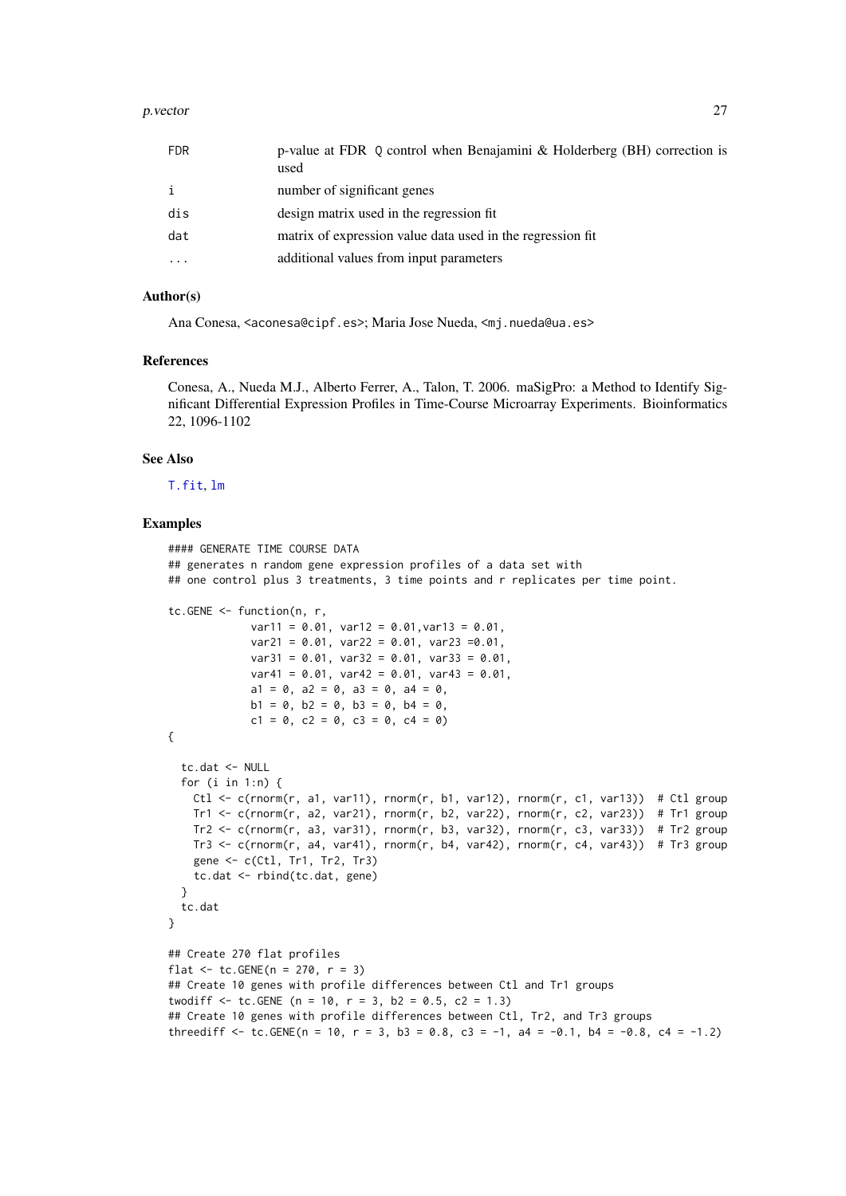| | |
|---|---|
| FDR | p-value at FDR Q control when Benajamini & Holderberg (BH) correction is used |
| i | number of significant genes |
| dis | design matrix used in the regression fit |
| dat | matrix of expression value data used in the regression fit |
| ... | additional values from input parameters |

### Author(s)

Ana Conesa, <aconesa@cipf.es>; Maria Jose Nueda, <mj.nueda@ua.es>

### References

Conesa, A., Nueda M.J., Alberto Ferrer, A., Talon, T. 2006. maSigPro: a Method to Identify Significant Differential Expression Profiles in Time-Course Microarray Experiments. Bioinformatics 22, 1096-1102

### See Also

T.fit, lm

### Examples

```
#### GENERATE TIME COURSE DATA
## generates n random gene expression profiles of a data set with
## one control plus 3 treatments, 3 time points and r replicates per time point.

tc.GENE <- function(n, r,
             var11 = 0.01, var12 = 0.01,var13 = 0.01,
             var21 = 0.01, var22 = 0.01, var23 =0.01,
             var31 = 0.01, var32 = 0.01, var33 = 0.01,
             var41 = 0.01, var42 = 0.01, var43 = 0.01,
             a1 = 0, a2 = 0, a3 = 0, a4 = 0,
             b1 = 0, b2 = 0, b3 = 0, b4 = 0,
             c1 = 0, c2 = 0, c3 = 0, c4 = 0)
{

  tc.dat <- NULL
  for (i in 1:n) {
    Ctl <- c(rnorm(r, a1, var11), rnorm(r, b1, var12), rnorm(r, c1, var13))  # Ctl group
    Tr1 <- c(rnorm(r, a2, var21), rnorm(r, b2, var22), rnorm(r, c2, var23))  # Tr1 group
    Tr2 <- c(rnorm(r, a3, var31), rnorm(r, b3, var32), rnorm(r, c3, var33))  # Tr2 group
    Tr3 <- c(rnorm(r, a4, var41), rnorm(r, b4, var42), rnorm(r, c4, var43))  # Tr3 group
    gene <- c(Ctl, Tr1, Tr2, Tr3)
    tc.dat <- rbind(tc.dat, gene)
  }
  tc.dat
}

## Create 270 flat profiles
flat <- tc.GENE(n = 270, r = 3)
## Create 10 genes with profile differences between Ctl and Tr1 groups
twodiff <- tc.GENE (n = 10, r = 3, b2 = 0.5, c2 = 1.3)
## Create 10 genes with profile differences between Ctl, Tr2, and Tr3 groups
threediff <- tc.GENE(n = 10, r = 3, b3 = 0.8, c3 = -1, a4 = -0.1, b4 = -0.8, c4 = -1.2)
```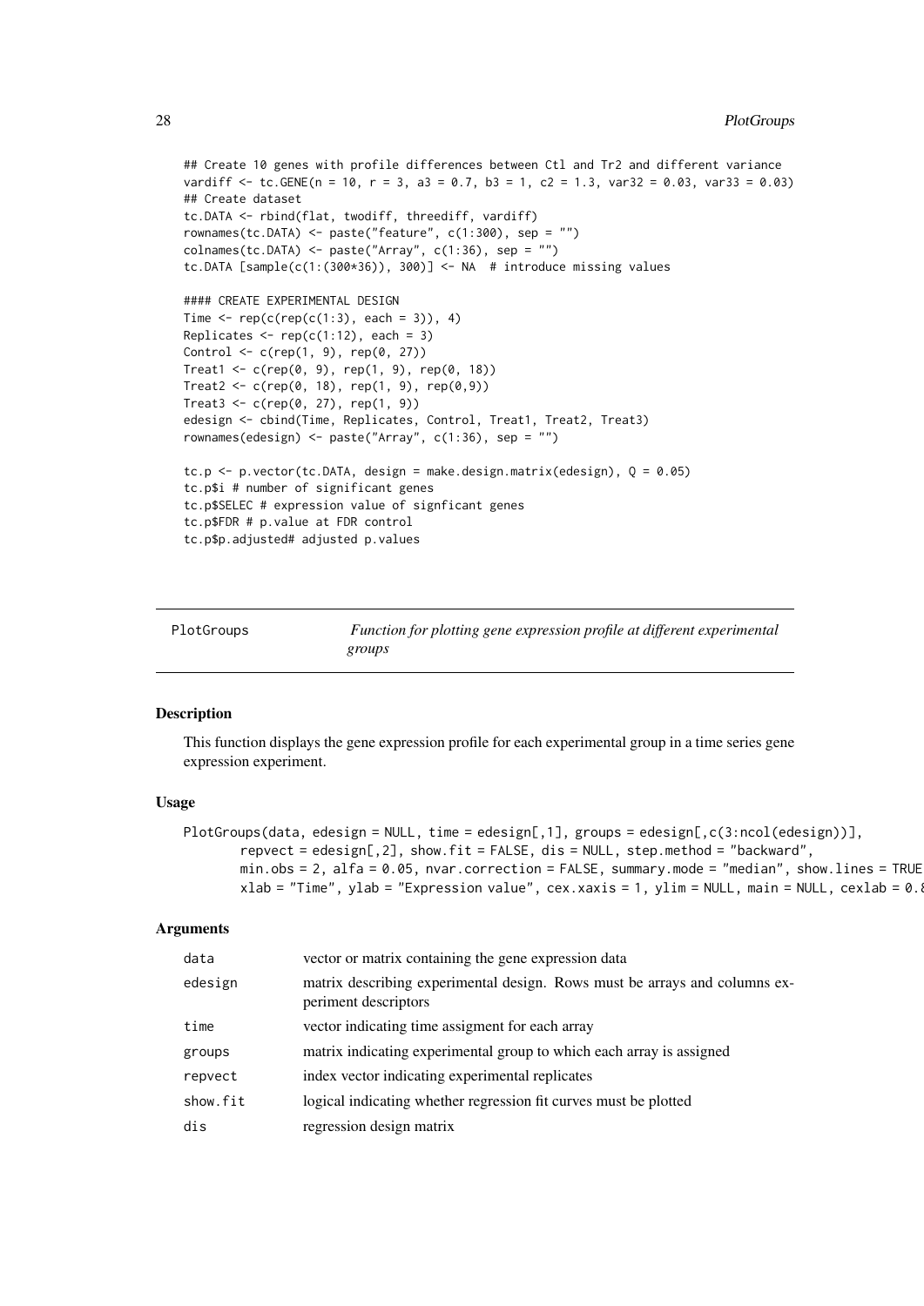```
## Create 10 genes with profile differences between Ctl and Tr2 and different variance
vardiff <- tc.GENE(n = 10, r = 3, a3 = 0.7, b3 = 1, c2 = 1.3, var32 = 0.03, var33 = 0.03)
## Create dataset
tc.DATA <- rbind(flat, twodiff, threediff, vardiff)
rownames(tc.DATA) <- paste("feature", c(1:300), sep = "")
colnames(tc.DATA) <- paste("Array", c(1:36), sep = "")
tc.DATA [sample(c(1:(300*36)), 300)] <- NA  # introduce missing values

#### CREATE EXPERIMENTAL DESIGN
Time <- rep(c(rep(c(1:3), each = 3)), 4)
Replicates <- rep(c(1:12), each = 3)
Control <- c(rep(1, 9), rep(0, 27))
Treat1 <- c(rep(0, 9), rep(1, 9), rep(0, 18))
Treat2 <- c(rep(0, 18), rep(1, 9), rep(0,9))
Treat3 <- c(rep(0, 27), rep(1, 9))
edesign <- cbind(Time, Replicates, Control, Treat1, Treat2, Treat3)
rownames(edesign) <- paste("Array", c(1:36), sep = "")

tc.p <- p.vector(tc.DATA, design = make.design.matrix(edesign), Q = 0.05)
tc.p$i # number of significant genes
tc.p$SELEC # expression value of signficant genes
tc.p$FDR # p.value at FDR control
tc.p$p.adjusted# adjusted p.values
```

---

## PlotGroups — *Function for plotting gene expression profile at different experimental groups*

---

### Description

This function displays the gene expression profile for each experimental group in a time series gene expression experiment.

### Usage

```
PlotGroups(data, edesign = NULL, time = edesign[,1], groups = edesign[,c(3:ncol(edesign))],
       repvect = edesign[,2], show.fit = FALSE, dis = NULL, step.method = "backward",
       min.obs = 2, alfa = 0.05, nvar.correction = FALSE, summary.mode = "median", show.lines = TRUE
       xlab = "Time", ylab = "Expression value", cex.xaxis = 1, ylim = NULL, main = NULL, cexlab = 0.8
```

### Arguments

| | |
|---|---|
| `data` | vector or matrix containing the gene expression data |
| `edesign` | matrix describing experimental design. Rows must be arrays and columns experiment descriptors |
| `time` | vector indicating time assigment for each array |
| `groups` | matrix indicating experimental group to which each array is assigned |
| `repvect` | index vector indicating experimental replicates |
| `show.fit` | logical indicating whether regression fit curves must be plotted |
| `dis` | regression design matrix |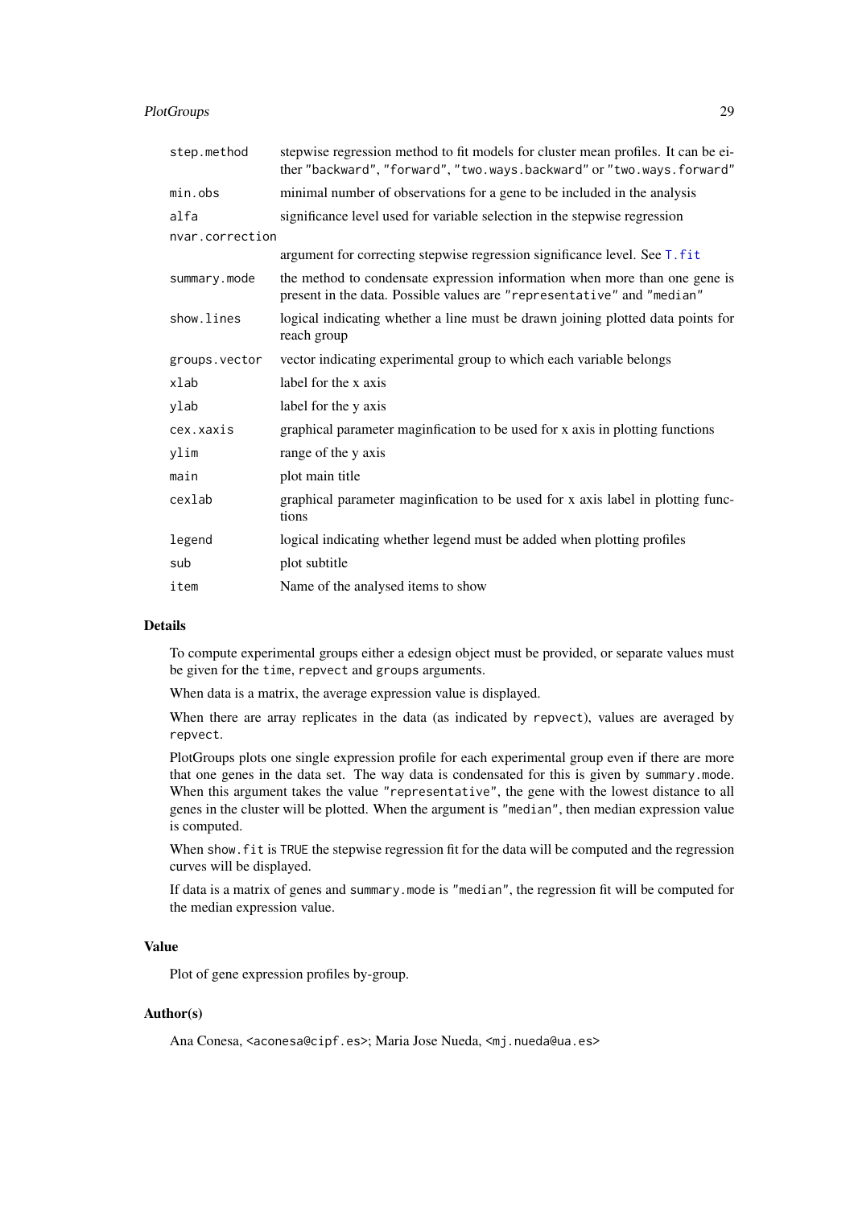| | |
|---|---|
| `step.method` | stepwise regression method to fit models for cluster mean profiles. It can be either "backward", "forward", "two.ways.backward" or "two.ways.forward" |
| `min.obs` | minimal number of observations for a gene to be included in the analysis |
| `alfa` | significance level used for variable selection in the stepwise regression |
| `nvar.correction` | argument for correcting stepwise regression significance level. See `T.fit` |
| `summary.mode` | the method to condensate expression information when more than one gene is present in the data. Possible values are "representative" and "median" |
| `show.lines` | logical indicating whether a line must be drawn joining plotted data points for reach group |
| `groups.vector` | vector indicating experimental group to which each variable belongs |
| `xlab` | label for the x axis |
| `ylab` | label for the y axis |
| `cex.xaxis` | graphical parameter maginfication to be used for x axis in plotting functions |
| `ylim` | range of the y axis |
| `main` | plot main title |
| `cexlab` | graphical parameter maginfication to be used for x axis label in plotting functions |
| `legend` | logical indicating whether legend must be added when plotting profiles |
| `sub` | plot subtitle |
| `item` | Name of the analysed items to show |

## Details

To compute experimental groups either a edesign object must be provided, or separate values must be given for the `time`, `repvect` and `groups` arguments.

When data is a matrix, the average expression value is displayed.

When there are array replicates in the data (as indicated by `repvect`), values are averaged by `repvect`.

PlotGroups plots one single expression profile for each experimental group even if there are more that one genes in the data set. The way data is condensated for this is given by `summary.mode`. When this argument takes the value `"representative"`, the gene with the lowest distance to all genes in the cluster will be plotted. When the argument is `"median"`, then median expression value is computed.

When `show.fit` is `TRUE` the stepwise regression fit for the data will be computed and the regression curves will be displayed.

If data is a matrix of genes and `summary.mode` is `"median"`, the regression fit will be computed for the median expression value.

## Value

Plot of gene expression profiles by-group.

## Author(s)

Ana Conesa, <aconesa@cipf.es>; Maria Jose Nueda, <mj.nueda@ua.es>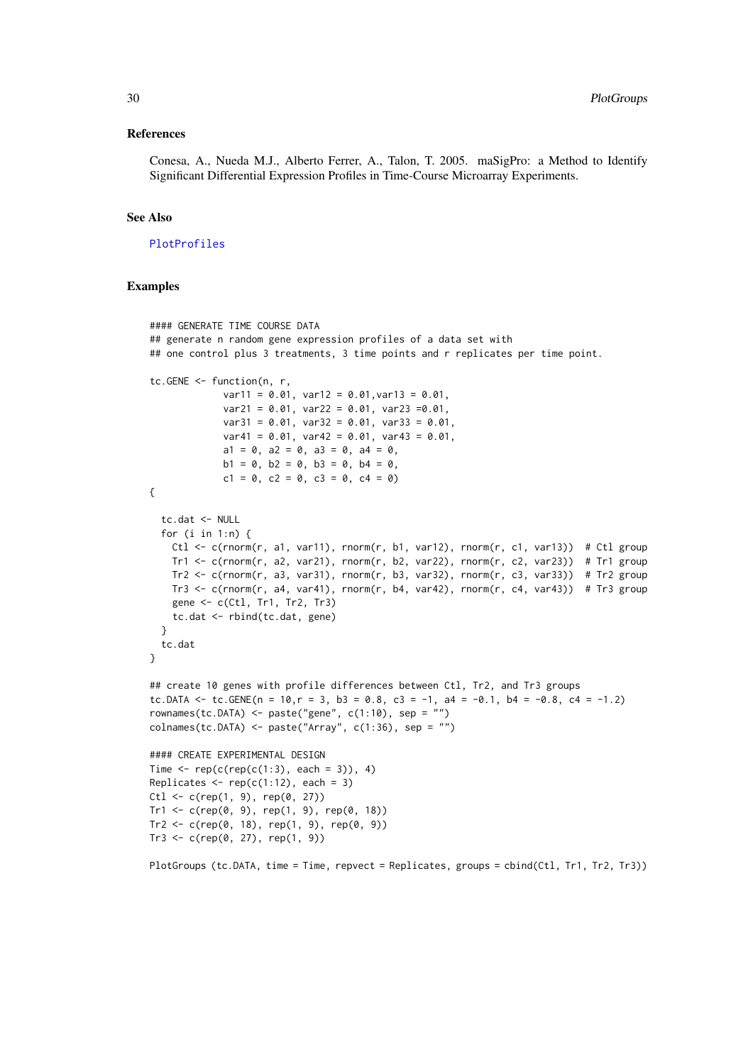### References

Conesa, A., Nueda M.J., Alberto Ferrer, A., Talon, T. 2005. maSigPro: a Method to Identify Significant Differential Expression Profiles in Time-Course Microarray Experiments.

### See Also

PlotProfiles

### Examples

```
#### GENERATE TIME COURSE DATA
## generate n random gene expression profiles of a data set with
## one control plus 3 treatments, 3 time points and r replicates per time point.

tc.GENE <- function(n, r,
             var11 = 0.01, var12 = 0.01,var13 = 0.01,
             var21 = 0.01, var22 = 0.01, var23 =0.01,
             var31 = 0.01, var32 = 0.01, var33 = 0.01,
             var41 = 0.01, var42 = 0.01, var43 = 0.01,
             a1 = 0, a2 = 0, a3 = 0, a4 = 0,
             b1 = 0, b2 = 0, b3 = 0, b4 = 0,
             c1 = 0, c2 = 0, c3 = 0, c4 = 0)
{

  tc.dat <- NULL
  for (i in 1:n) {
    Ctl <- c(rnorm(r, a1, var11), rnorm(r, b1, var12), rnorm(r, c1, var13))  # Ctl group
    Tr1 <- c(rnorm(r, a2, var21), rnorm(r, b2, var22), rnorm(r, c2, var23))  # Tr1 group
    Tr2 <- c(rnorm(r, a3, var31), rnorm(r, b3, var32), rnorm(r, c3, var33))  # Tr2 group
    Tr3 <- c(rnorm(r, a4, var41), rnorm(r, b4, var42), rnorm(r, c4, var43))  # Tr3 group
    gene <- c(Ctl, Tr1, Tr2, Tr3)
    tc.dat <- rbind(tc.dat, gene)
  }
  tc.dat
}

## create 10 genes with profile differences between Ctl, Tr2, and Tr3 groups
tc.DATA <- tc.GENE(n = 10,r = 3, b3 = 0.8, c3 = -1, a4 = -0.1, b4 = -0.8, c4 = -1.2)
rownames(tc.DATA) <- paste("gene", c(1:10), sep = "")
colnames(tc.DATA) <- paste("Array", c(1:36), sep = "")

#### CREATE EXPERIMENTAL DESIGN
Time <- rep(c(rep(c(1:3), each = 3)), 4)
Replicates <- rep(c(1:12), each = 3)
Ctl <- c(rep(1, 9), rep(0, 27))
Tr1 <- c(rep(0, 9), rep(1, 9), rep(0, 18))
Tr2 <- c(rep(0, 18), rep(1, 9), rep(0, 9))
Tr3 <- c(rep(0, 27), rep(1, 9))

PlotGroups (tc.DATA, time = Time, repvect = Replicates, groups = cbind(Ctl, Tr1, Tr2, Tr3))
```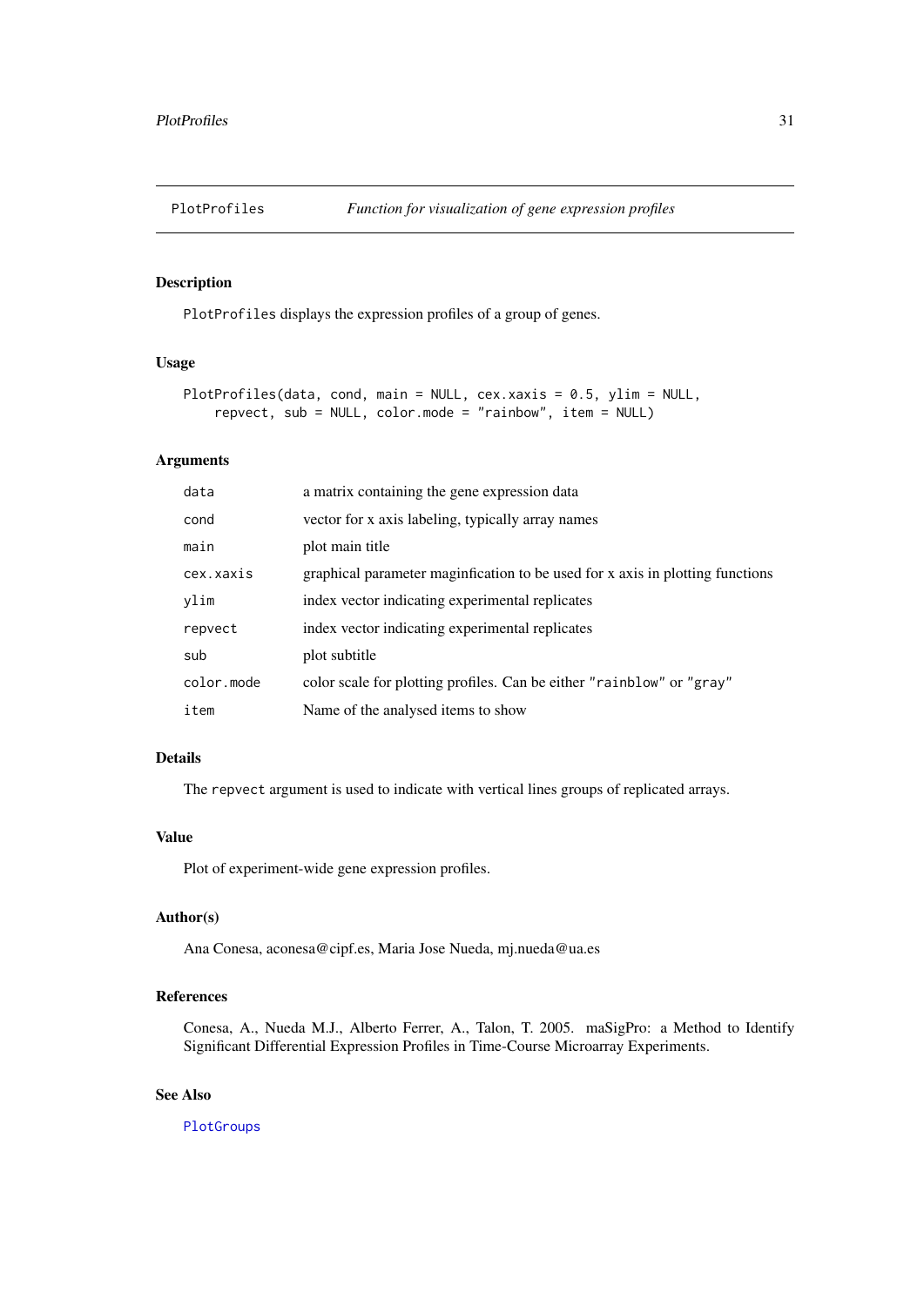## PlotProfiles *Function for visualization of gene expression profiles*

### Description

PlotProfiles displays the expression profiles of a group of genes.

### Usage

```
PlotProfiles(data, cond, main = NULL, cex.xaxis = 0.5, ylim = NULL,
    repvect, sub = NULL, color.mode = "rainbow", item = NULL)
```

### Arguments

| | |
|---|---|
| data | a matrix containing the gene expression data |
| cond | vector for x axis labeling, typically array names |
| main | plot main title |
| cex.xaxis | graphical parameter maginfication to be used for x axis in plotting functions |
| ylim | index vector indicating experimental replicates |
| repvect | index vector indicating experimental replicates |
| sub | plot subtitle |
| color.mode | color scale for plotting profiles. Can be either "rainblow" or "gray" |
| item | Name of the analysed items to show |

### Details

The repvect argument is used to indicate with vertical lines groups of replicated arrays.

### Value

Plot of experiment-wide gene expression profiles.

### Author(s)

Ana Conesa, aconesa@cipf.es, Maria Jose Nueda, mj.nueda@ua.es

### References

Conesa, A., Nueda M.J., Alberto Ferrer, A., Talon, T. 2005. maSigPro: a Method to Identify Significant Differential Expression Profiles in Time-Course Microarray Experiments.

### See Also

PlotGroups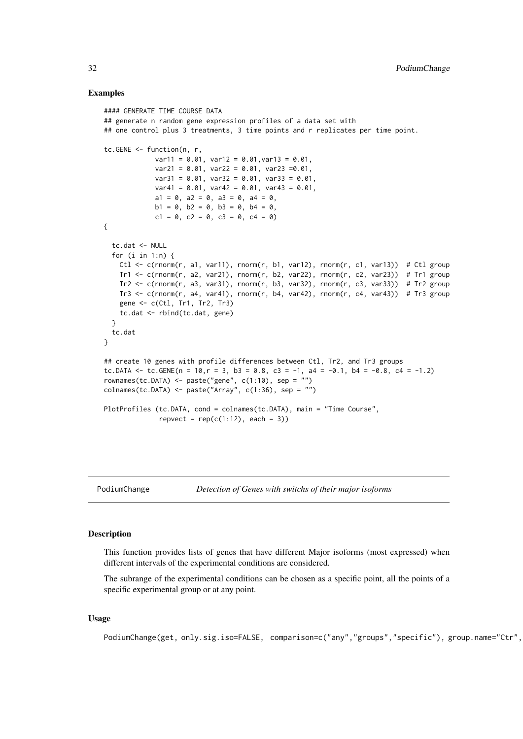## Examples

```
#### GENERATE TIME COURSE DATA
## generate n random gene expression profiles of a data set with
## one control plus 3 treatments, 3 time points and r replicates per time point.

tc.GENE <- function(n, r,
             var11 = 0.01, var12 = 0.01,var13 = 0.01,
             var21 = 0.01, var22 = 0.01, var23 =0.01,
             var31 = 0.01, var32 = 0.01, var33 = 0.01,
             var41 = 0.01, var42 = 0.01, var43 = 0.01,
             a1 = 0, a2 = 0, a3 = 0, a4 = 0,
             b1 = 0, b2 = 0, b3 = 0, b4 = 0,
             c1 = 0, c2 = 0, c3 = 0, c4 = 0)
{

  tc.dat <- NULL
  for (i in 1:n) {
    Ctl <- c(rnorm(r, a1, var11), rnorm(r, b1, var12), rnorm(r, c1, var13))  # Ctl group
    Tr1 <- c(rnorm(r, a2, var21), rnorm(r, b2, var22), rnorm(r, c2, var23))  # Tr1 group
    Tr2 <- c(rnorm(r, a3, var31), rnorm(r, b3, var32), rnorm(r, c3, var33))  # Tr2 group
    Tr3 <- c(rnorm(r, a4, var41), rnorm(r, b4, var42), rnorm(r, c4, var43))  # Tr3 group
    gene <- c(Ctl, Tr1, Tr2, Tr3)
    tc.dat <- rbind(tc.dat, gene)
  }
  tc.dat
}

## create 10 genes with profile differences between Ctl, Tr2, and Tr3 groups
tc.DATA <- tc.GENE(n = 10,r = 3, b3 = 0.8, c3 = -1, a4 = -0.1, b4 = -0.8, c4 = -1.2)
rownames(tc.DATA) <- paste("gene", c(1:10), sep = "")
colnames(tc.DATA) <- paste("Array", c(1:36), sep = "")

PlotProfiles (tc.DATA, cond = colnames(tc.DATA), main = "Time Course",
              repvect = rep(c(1:12), each = 3))
```

---

## PodiumChange — *Detection of Genes with switchs of their major isoforms*

### Description

This function provides lists of genes that have different Major isoforms (most expressed) when different intervals of the experimental conditions are considered.

The subrange of the experimental conditions can be chosen as a specific point, all the points of a specific experimental group or at any point.

### Usage

```
PodiumChange(get, only.sig.iso=FALSE,  comparison=c("any","groups","specific"), group.name="Ctr",
```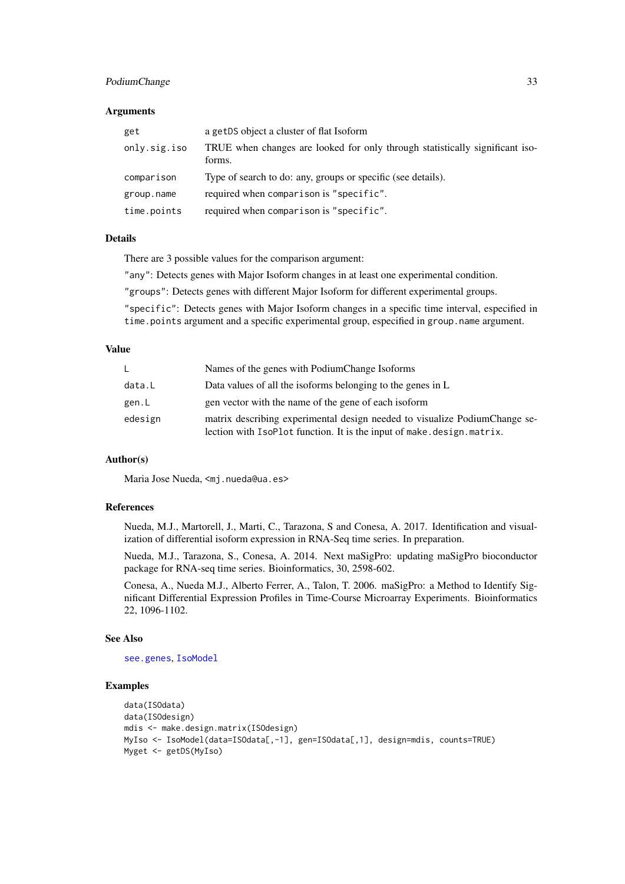### Arguments

| | |
|---|---|
| get | a getDS object a cluster of flat Isoform |
| only.sig.iso | TRUE when changes are looked for only through statistically significant isoforms. |
| comparison | Type of search to do: any, groups or specific (see details). |
| group.name | required when comparison is "specific". |
| time.points | required when comparison is "specific". |

### Details

There are 3 possible values for the comparison argument:

"any": Detects genes with Major Isoform changes in at least one experimental condition.

"groups": Detects genes with different Major Isoform for different experimental groups.

"specific": Detects genes with Major Isoform changes in a specific time interval, especified in time.points argument and a specific experimental group, especified in group.name argument.

### Value

| | |
|---|---|
| L | Names of the genes with PodiumChange Isoforms |
| data.L | Data values of all the isoforms belonging to the genes in L |
| gen.L | gen vector with the name of the gene of each isoform |
| edesign | matrix describing experimental design needed to visualize PodiumChange selection with IsoPlot function. It is the input of make.design.matrix. |

### Author(s)

Maria Jose Nueda, <mj.nueda@ua.es>

### References

Nueda, M.J., Martorell, J., Marti, C., Tarazona, S and Conesa, A. 2017. Identification and visualization of differential isoform expression in RNA-Seq time series. In preparation.

Nueda, M.J., Tarazona, S., Conesa, A. 2014. Next maSigPro: updating maSigPro bioconductor package for RNA-seq time series. Bioinformatics, 30, 2598-602.

Conesa, A., Nueda M.J., Alberto Ferrer, A., Talon, T. 2006. maSigPro: a Method to Identify Significant Differential Expression Profiles in Time-Course Microarray Experiments. Bioinformatics 22, 1096-1102.

### See Also

see.genes, IsoModel

### Examples

```
data(ISOdata)
data(ISOdesign)
mdis <- make.design.matrix(ISOdesign)
MyIso <- IsoModel(data=ISOdata[,-1], gen=ISOdata[,1], design=mdis, counts=TRUE)
Myget <- getDS(MyIso)
```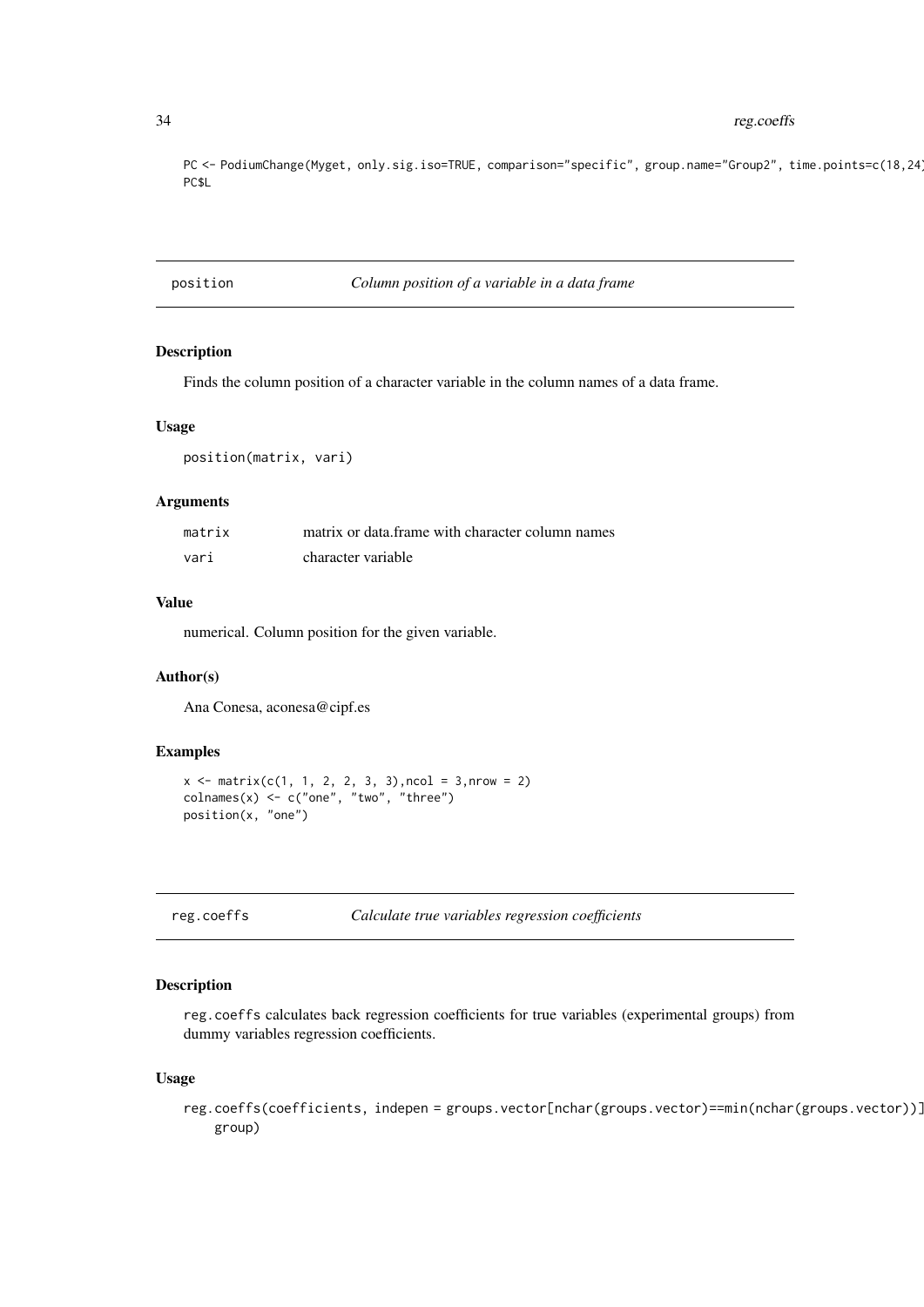```
PC <- PodiumChange(Myget, only.sig.iso=TRUE, comparison="specific", group.name="Group2", time.points=c(18,24)
PC$L
```

## position — *Column position of a variable in a data frame*

### Description

Finds the column position of a character variable in the column names of a data frame.

### Usage

```
position(matrix, vari)
```

### Arguments

| | |
|---|---|
| `matrix` | matrix or data.frame with character column names |
| `vari` | character variable |

### Value

numerical. Column position for the given variable.

### Author(s)

Ana Conesa, aconesa@cipf.es

### Examples

```
x <- matrix(c(1, 1, 2, 2, 3, 3),ncol = 3,nrow = 2)
colnames(x) <- c("one", "two", "three")
position(x, "one")
```

## reg.coeffs — *Calculate true variables regression coefficients*

### Description

`reg.coeffs` calculates back regression coefficients for true variables (experimental groups) from dummy variables regression coefficients.

### Usage

```
reg.coeffs(coefficients, indepen = groups.vector[nchar(groups.vector)==min(nchar(groups.vector))]
    group)
```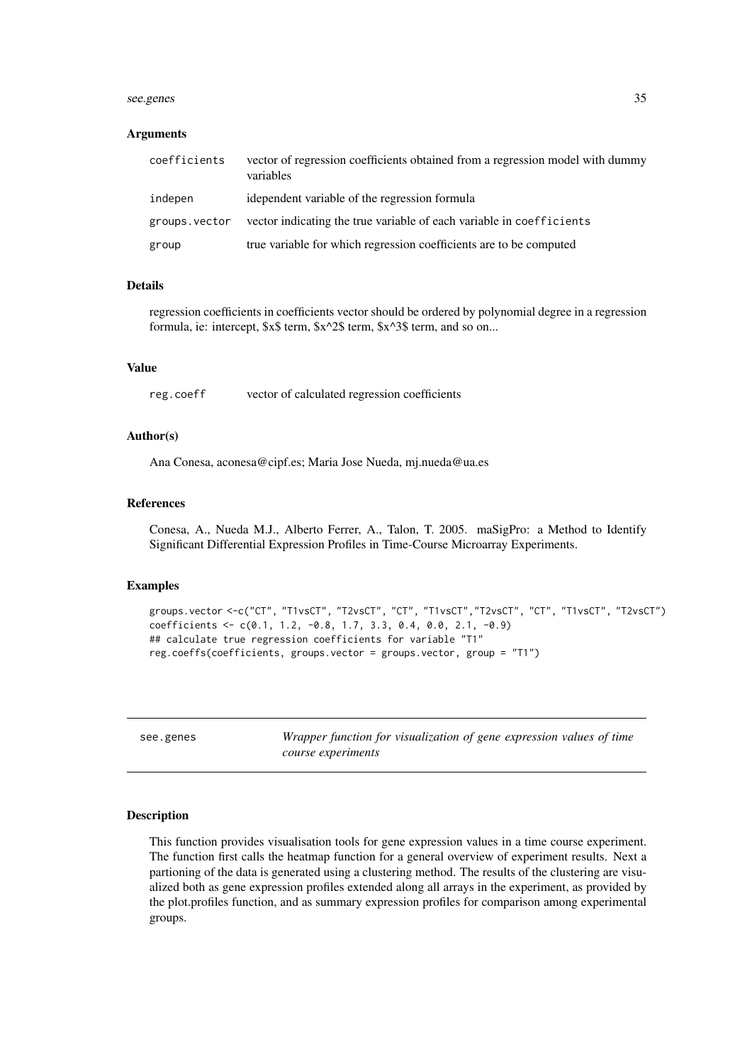### Arguments

| | |
|---|---|
| coefficients | vector of regression coefficients obtained from a regression model with dummy variables |
| indepen | idependent variable of the regression formula |
| groups.vector | vector indicating the true variable of each variable in coefficients |
| group | true variable for which regression coefficients are to be computed |

### Details

regression coefficients in coefficients vector should be ordered by polynomial degree in a regression formula, ie: intercept, $x$ term, $x^2$ term, $x^3$ term, and so on...

### Value

| | |
|---|---|
| reg.coeff | vector of calculated regression coefficients |

### Author(s)

Ana Conesa, aconesa@cipf.es; Maria Jose Nueda, mj.nueda@ua.es

### References

Conesa, A., Nueda M.J., Alberto Ferrer, A., Talon, T. 2005. maSigPro: a Method to Identify Significant Differential Expression Profiles in Time-Course Microarray Experiments.

### Examples

```
groups.vector <-c("CT", "T1vsCT", "T2vsCT", "CT", "T1vsCT","T2vsCT", "CT", "T1vsCT", "T2vsCT")
coefficients <- c(0.1, 1.2, -0.8, 1.7, 3.3, 0.4, 0.0, 2.1, -0.9)
## calculate true regression coefficients for variable "T1"
reg.coeffs(coefficients, groups.vector = groups.vector, group = "T1")
```

---

## see.genes    *Wrapper function for visualization of gene expression values of time course experiments*

---

### Description

This function provides visualisation tools for gene expression values in a time course experiment. The function first calls the heatmap function for a general overview of experiment results. Next a partioning of the data is generated using a clustering method. The results of the clustering are visualized both as gene expression profiles extended along all arrays in the experiment, as provided by the plot.profiles function, and as summary expression profiles for comparison among experimental groups.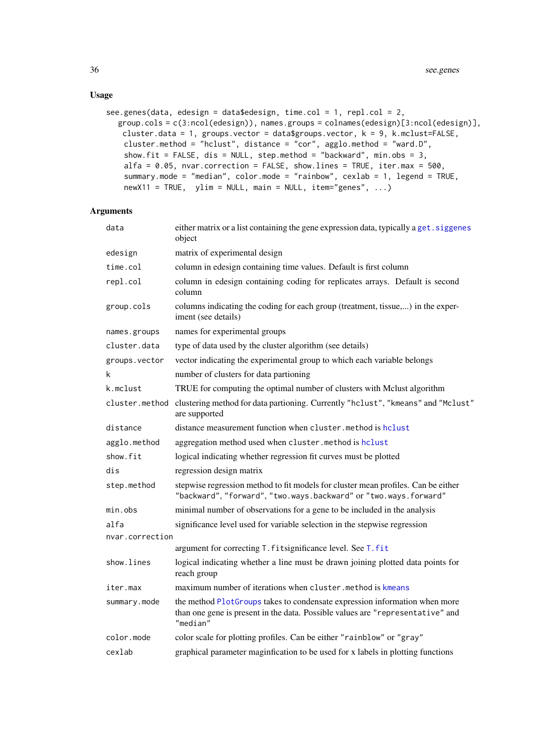## Usage

```
see.genes(data, edesign = data$edesign, time.col = 1, repl.col = 2,
   group.cols = c(3:ncol(edesign)), names.groups = colnames(edesign)[3:ncol(edesign)],
    cluster.data = 1, groups.vector = data$groups.vector, k = 9, k.mclust=FALSE,
    cluster.method = "hclust", distance = "cor", agglo.method = "ward.D",
    show.fit = FALSE, dis = NULL, step.method = "backward", min.obs = 3,
    alfa = 0.05, nvar.correction = FALSE, show.lines = TRUE, iter.max = 500,
    summary.mode = "median", color.mode = "rainbow", cexlab = 1, legend = TRUE,
    newX11 = TRUE,  ylim = NULL, main = NULL, item="genes", ...)
```

## Arguments

| | |
|---|---|
| `data` | either matrix or a list containing the gene expression data, typically a `get.siggenes` object |
| `edesign` | matrix of experimental design |
| `time.col` | column in edesign containing time values. Default is first column |
| `repl.col` | column in edesign containing coding for replicates arrays. Default is second column |
| `group.cols` | columns indicating the coding for each group (treatment, tissue,...) in the experiment (see details) |
| `names.groups` | names for experimental groups |
| `cluster.data` | type of data used by the cluster algorithm (see details) |
| `groups.vector` | vector indicating the experimental group to which each variable belongs |
| `k` | number of clusters for data partioning |
| `k.mclust` | TRUE for computing the optimal number of clusters with Mclust algorithm |
| `cluster.method` | clustering method for data partioning. Currently "hclust", "kmeans" and "Mclust" are supported |
| `distance` | distance measurement function when `cluster.method` is `hclust` |
| `agglo.method` | aggregation method used when `cluster.method` is `hclust` |
| `show.fit` | logical indicating whether regression fit curves must be plotted |
| `dis` | regression design matrix |
| `step.method` | stepwise regression method to fit models for cluster mean profiles. Can be either "backward", "forward", "two.ways.backward" or "two.ways.forward" |
| `min.obs` | minimal number of observations for a gene to be included in the analysis |
| `alfa` | significance level used for variable selection in the stepwise regression |
| `nvar.correction` | argument for correcting `T.fit`significance level. See `T.fit` |
| `show.lines` | logical indicating whether a line must be drawn joining plotted data points for reach group |
| `iter.max` | maximum number of iterations when `cluster.method` is `kmeans` |
| `summary.mode` | the method `PlotGroups` takes to condensate expression information when more than one gene is present in the data. Possible values are "representative" and "median" |
| `color.mode` | color scale for plotting profiles. Can be either "rainblow" or "gray" |
| `cexlab` | graphical parameter maginfication to be used for x labels in plotting functions |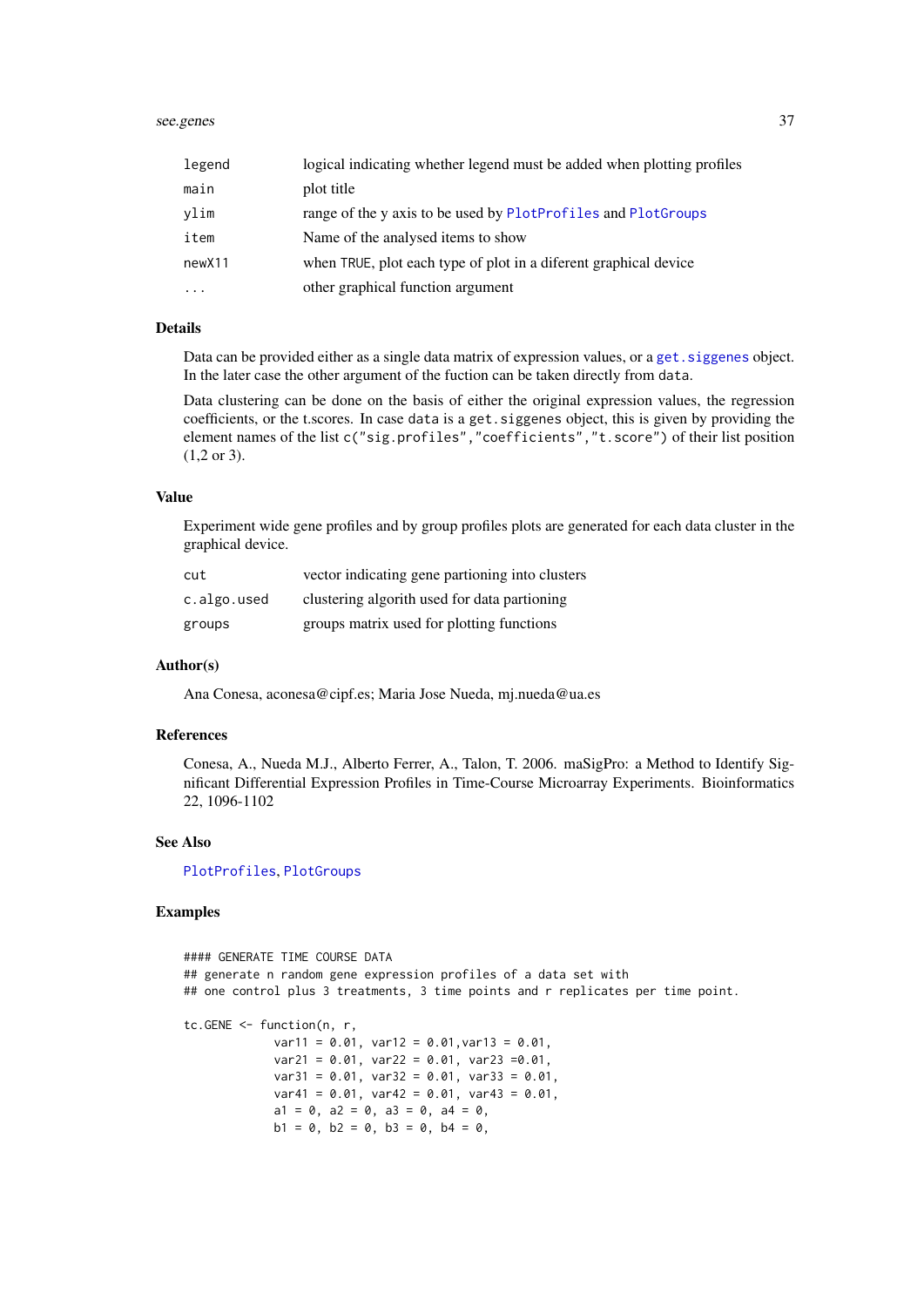| | |
|---|---|
| legend | logical indicating whether legend must be added when plotting profiles |
| main | plot title |
| ylim | range of the y axis to be used by PlotProfiles and PlotGroups |
| item | Name of the analysed items to show |
| newX11 | when TRUE, plot each type of plot in a diferent graphical device |
| ... | other graphical function argument |

### Details

Data can be provided either as a single data matrix of expression values, or a `get.siggenes` object. In the later case the other argument of the fuction can be taken directly from `data`.

Data clustering can be done on the basis of either the original expression values, the regression coefficients, or the t.scores. In case `data` is a `get.siggenes` object, this is given by providing the element names of the list `c("sig.profiles","coefficients","t.score")` of their list position (1,2 or 3).

### Value

Experiment wide gene profiles and by group profiles plots are generated for each data cluster in the graphical device.

| | |
|---|---|
| cut | vector indicating gene partioning into clusters |
| c.algo.used | clustering algorith used for data partioning |
| groups | groups matrix used for plotting functions |

### Author(s)

Ana Conesa, aconesa@cipf.es; Maria Jose Nueda, mj.nueda@ua.es

### References

Conesa, A., Nueda M.J., Alberto Ferrer, A., Talon, T. 2006. maSigPro: a Method to Identify Significant Differential Expression Profiles in Time-Course Microarray Experiments. Bioinformatics 22, 1096-1102

### See Also

`PlotProfiles`, `PlotGroups`

### Examples

```
#### GENERATE TIME COURSE DATA
## generate n random gene expression profiles of a data set with
## one control plus 3 treatments, 3 time points and r replicates per time point.

tc.GENE <- function(n, r,
             var11 = 0.01, var12 = 0.01,var13 = 0.01,
             var21 = 0.01, var22 = 0.01, var23 =0.01,
             var31 = 0.01, var32 = 0.01, var33 = 0.01,
             var41 = 0.01, var42 = 0.01, var43 = 0.01,
             a1 = 0, a2 = 0, a3 = 0, a4 = 0,
             b1 = 0, b2 = 0, b3 = 0, b4 = 0,
```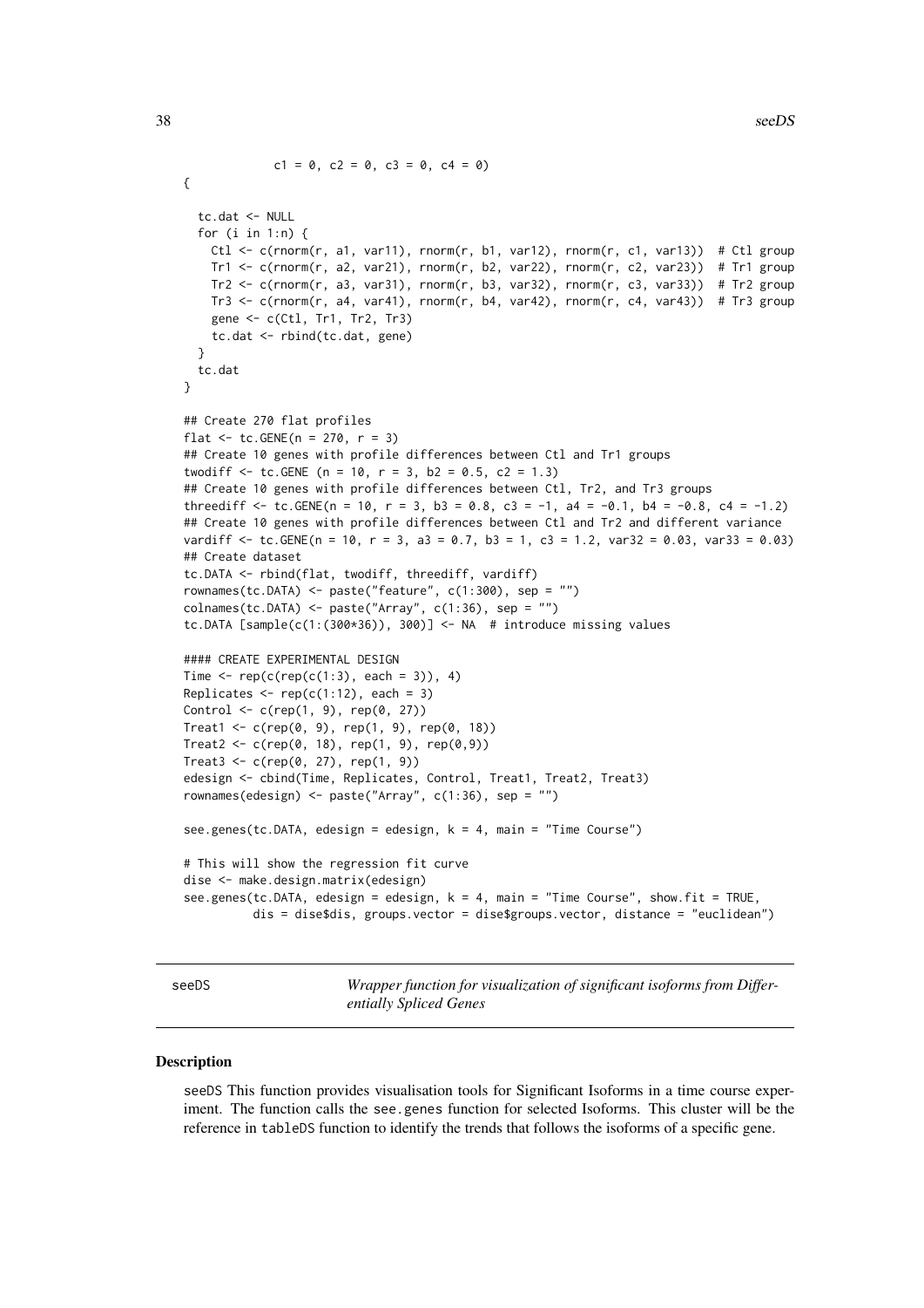```
            c1 = 0, c2 = 0, c3 = 0, c4 = 0)
{

  tc.dat <- NULL
  for (i in 1:n) {
    Ctl <- c(rnorm(r, a1, var11), rnorm(r, b1, var12), rnorm(r, c1, var13))  # Ctl group
    Tr1 <- c(rnorm(r, a2, var21), rnorm(r, b2, var22), rnorm(r, c2, var23))  # Tr1 group
    Tr2 <- c(rnorm(r, a3, var31), rnorm(r, b3, var32), rnorm(r, c3, var33))  # Tr2 group
    Tr3 <- c(rnorm(r, a4, var41), rnorm(r, b4, var42), rnorm(r, c4, var43))  # Tr3 group
    gene <- c(Ctl, Tr1, Tr2, Tr3)
    tc.dat <- rbind(tc.dat, gene)
  }
  tc.dat
}

## Create 270 flat profiles
flat <- tc.GENE(n = 270, r = 3)
## Create 10 genes with profile differences between Ctl and Tr1 groups
twodiff <- tc.GENE (n = 10, r = 3, b2 = 0.5, c2 = 1.3)
## Create 10 genes with profile differences between Ctl, Tr2, and Tr3 groups
threediff <- tc.GENE(n = 10, r = 3, b3 = 0.8, c3 = -1, a4 = -0.1, b4 = -0.8, c4 = -1.2)
## Create 10 genes with profile differences between Ctl and Tr2 and different variance
vardiff <- tc.GENE(n = 10, r = 3, a3 = 0.7, b3 = 1, c3 = 1.2, var32 = 0.03, var33 = 0.03)
## Create dataset
tc.DATA <- rbind(flat, twodiff, threediff, vardiff)
rownames(tc.DATA) <- paste("feature", c(1:300), sep = "")
colnames(tc.DATA) <- paste("Array", c(1:36), sep = "")
tc.DATA [sample(c(1:(300*36)), 300)] <- NA  # introduce missing values

#### CREATE EXPERIMENTAL DESIGN
Time <- rep(c(rep(c(1:3), each = 3)), 4)
Replicates <- rep(c(1:12), each = 3)
Control <- c(rep(1, 9), rep(0, 27))
Treat1 <- c(rep(0, 9), rep(1, 9), rep(0, 18))
Treat2 <- c(rep(0, 18), rep(1, 9), rep(0,9))
Treat3 <- c(rep(0, 27), rep(1, 9))
edesign <- cbind(Time, Replicates, Control, Treat1, Treat2, Treat3)
rownames(edesign) <- paste("Array", c(1:36), sep = "")

see.genes(tc.DATA, edesign = edesign, k = 4, main = "Time Course")

# This will show the regression fit curve
dise <- make.design.matrix(edesign)
see.genes(tc.DATA, edesign = edesign, k = 4, main = "Time Course", show.fit = TRUE,
          dis = dise$dis, groups.vector = dise$groups.vector, distance = "euclidean")
```

## seeDS — *Wrapper function for visualization of significant isoforms from Differentially Spliced Genes*

### Description

seeDS This function provides visualisation tools for Significant Isoforms in a time course experiment. The function calls the see.genes function for selected Isoforms. This cluster will be the reference in tableDS function to identify the trends that follows the isoforms of a specific gene.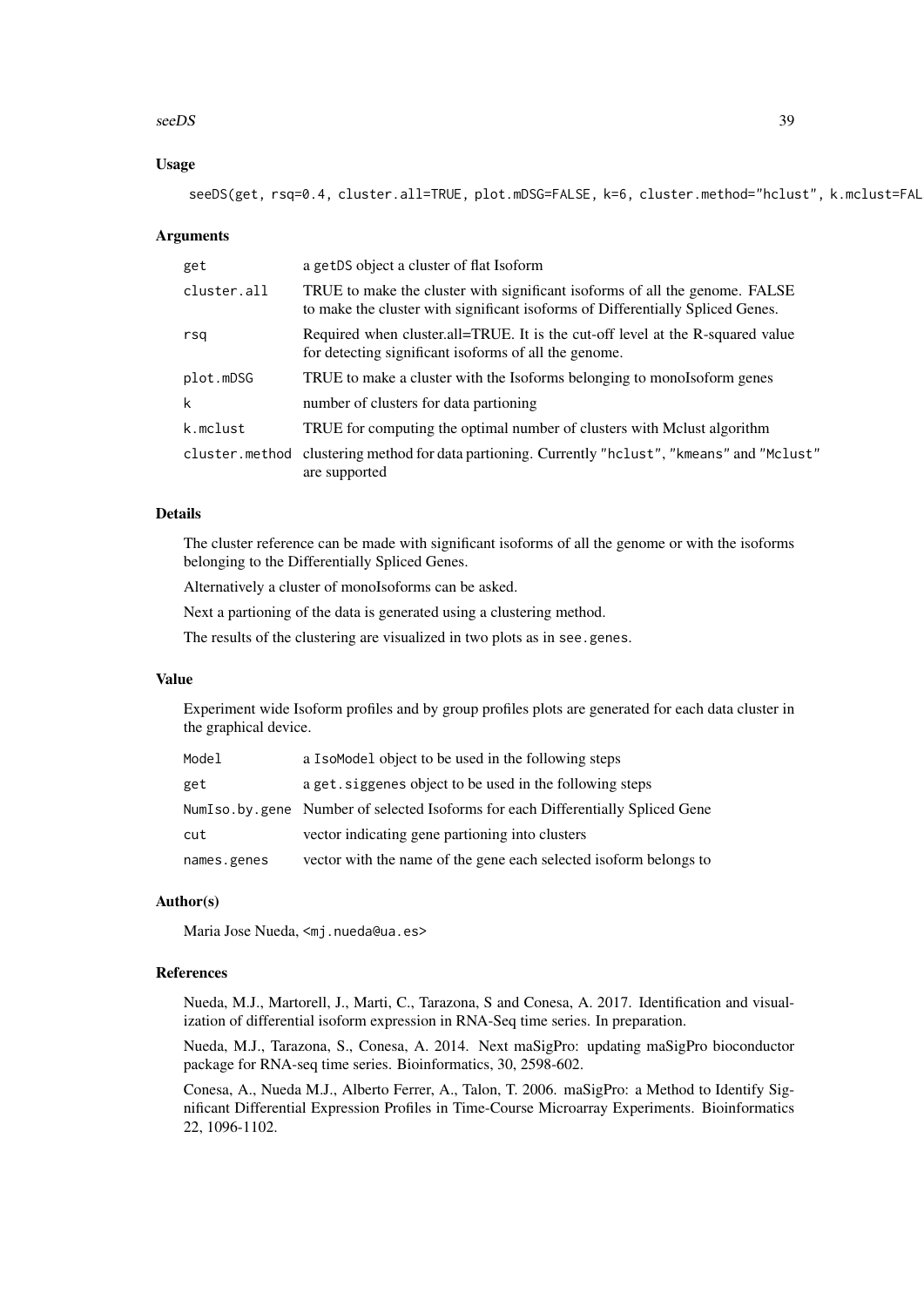## Usage

```
seeDS(get, rsq=0.4, cluster.all=TRUE, plot.mDSG=FALSE, k=6, cluster.method="hclust", k.mclust=FAL
```

## Arguments

| | |
|---|---|
| get | a getDS object a cluster of flat Isoform |
| cluster.all | TRUE to make the cluster with significant isoforms of all the genome. FALSE to make the cluster with significant isoforms of Differentially Spliced Genes. |
| rsq | Required when cluster.all=TRUE. It is the cut-off level at the R-squared value for detecting significant isoforms of all the genome. |
| plot.mDSG | TRUE to make a cluster with the Isoforms belonging to monoIsoform genes |
| k | number of clusters for data partioning |
| k.mclust | TRUE for computing the optimal number of clusters with Mclust algorithm |
| cluster.method | clustering method for data partioning. Currently "hclust", "kmeans" and "Mclust" are supported |

## Details

The cluster reference can be made with significant isoforms of all the genome or with the isoforms belonging to the Differentially Spliced Genes.

Alternatively a cluster of monoIsoforms can be asked.

Next a partioning of the data is generated using a clustering method.

The results of the clustering are visualized in two plots as in `see.genes`.

## Value

Experiment wide Isoform profiles and by group profiles plots are generated for each data cluster in the graphical device.

| | |
|---|---|
| Model | a IsoModel object to be used in the following steps |
| get | a get.siggenes object to be used in the following steps |
| NumIso.by.gene | Number of selected Isoforms for each Differentially Spliced Gene |
| cut | vector indicating gene partioning into clusters |
| names.genes | vector with the name of the gene each selected isoform belongs to |

## Author(s)

Maria Jose Nueda, <mj.nueda@ua.es>

## References

Nueda, M.J., Martorell, J., Marti, C., Tarazona, S and Conesa, A. 2017. Identification and visualization of differential isoform expression in RNA-Seq time series. In preparation.

Nueda, M.J., Tarazona, S., Conesa, A. 2014. Next maSigPro: updating maSigPro bioconductor package for RNA-seq time series. Bioinformatics, 30, 2598-602.

Conesa, A., Nueda M.J., Alberto Ferrer, A., Talon, T. 2006. maSigPro: a Method to Identify Significant Differential Expression Profiles in Time-Course Microarray Experiments. Bioinformatics 22, 1096-1102.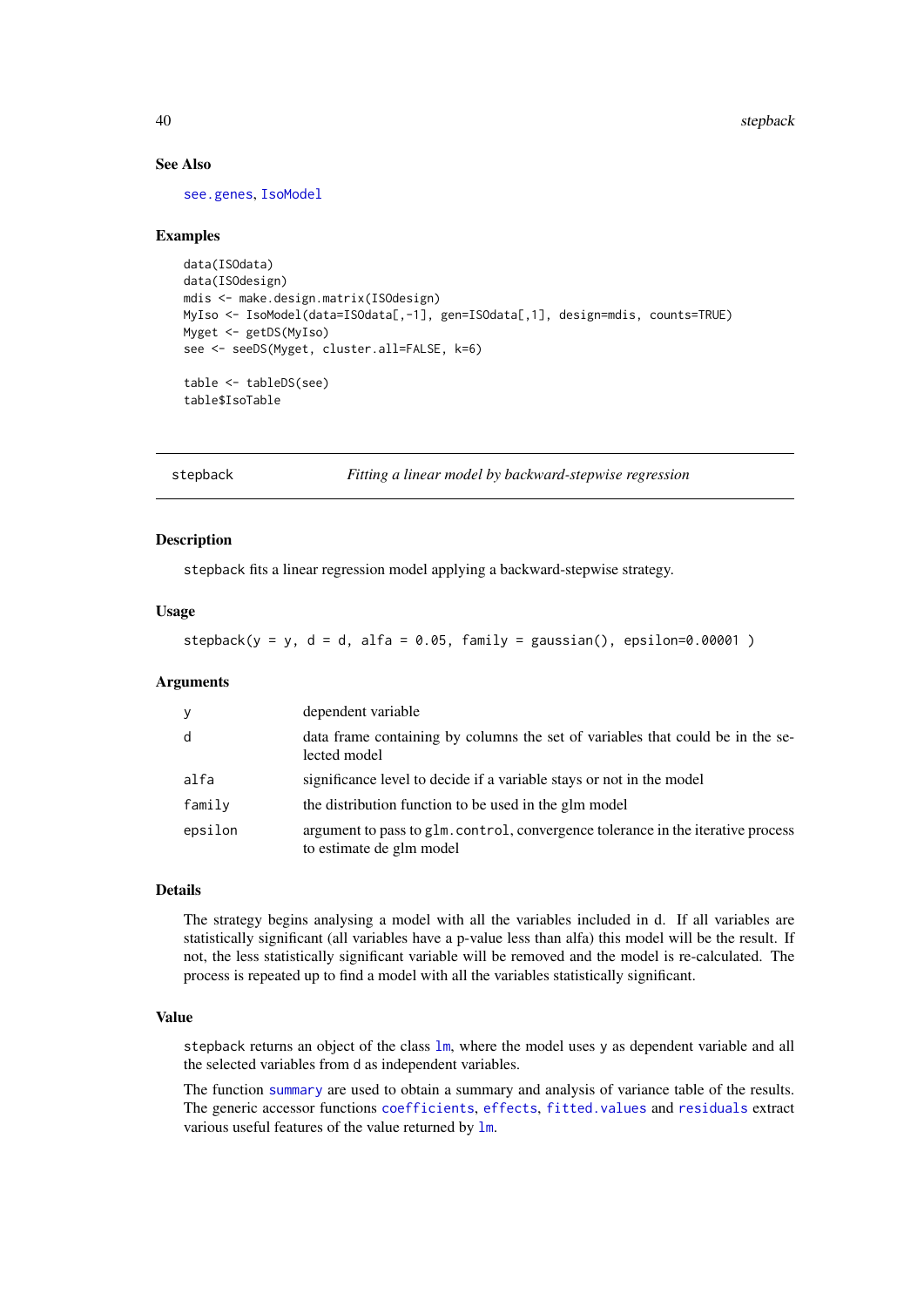### See Also

see.genes, IsoModel

### Examples

```
data(ISOdata)
data(ISOdesign)
mdis <- make.design.matrix(ISOdesign)
MyIso <- IsoModel(data=ISOdata[,-1], gen=ISOdata[,1], design=mdis, counts=TRUE)
Myget <- getDS(MyIso)
see <- seeDS(Myget, cluster.all=FALSE, k=6)

table <- tableDS(see)
table$IsoTable
```

---

## stepback — *Fitting a linear model by backward-stepwise regression*

### Description

stepback fits a linear regression model applying a backward-stepwise strategy.

### Usage

```
stepback(y = y, d = d, alfa = 0.05, family = gaussian(), epsilon=0.00001 )
```

### Arguments

| | |
|---|---|
| y | dependent variable |
| d | data frame containing by columns the set of variables that could be in the selected model |
| alfa | significance level to decide if a variable stays or not in the model |
| family | the distribution function to be used in the glm model |
| epsilon | argument to pass to glm.control, convergence tolerance in the iterative process to estimate de glm model |

### Details

The strategy begins analysing a model with all the variables included in d. If all variables are statistically significant (all variables have a p-value less than alfa) this model will be the result. If not, the less statistically significant variable will be removed and the model is re-calculated. The process is repeated up to find a model with all the variables statistically significant.

### Value

stepback returns an object of the class lm, where the model uses y as dependent variable and all the selected variables from d as independent variables.

The function summary are used to obtain a summary and analysis of variance table of the results. The generic accessor functions coefficients, effects, fitted.values and residuals extract various useful features of the value returned by lm.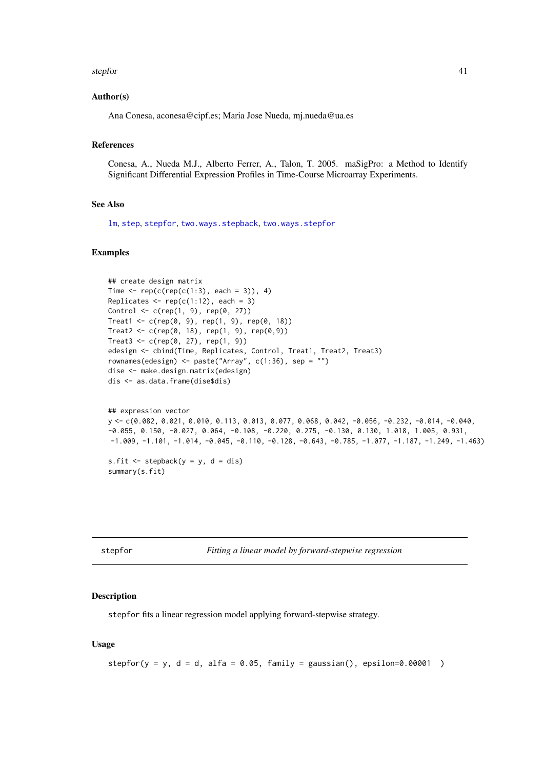### Author(s)

Ana Conesa, aconesa@cipf.es; Maria Jose Nueda, mj.nueda@ua.es

### References

Conesa, A., Nueda M.J., Alberto Ferrer, A., Talon, T. 2005. maSigPro: a Method to Identify Significant Differential Expression Profiles in Time-Course Microarray Experiments.

### See Also

lm, step, stepfor, two.ways.stepback, two.ways.stepfor

### Examples

```
## create design matrix
Time <- rep(c(rep(c(1:3), each = 3)), 4)
Replicates <- rep(c(1:12), each = 3)
Control <- c(rep(1, 9), rep(0, 27))
Treat1 <- c(rep(0, 9), rep(1, 9), rep(0, 18))
Treat2 <- c(rep(0, 18), rep(1, 9), rep(0,9))
Treat3 <- c(rep(0, 27), rep(1, 9))
edesign <- cbind(Time, Replicates, Control, Treat1, Treat2, Treat3)
rownames(edesign) <- paste("Array", c(1:36), sep = "")
dise <- make.design.matrix(edesign)
dis <- as.data.frame(dise$dis)


## expression vector
y <- c(0.082, 0.021, 0.010, 0.113, 0.013, 0.077, 0.068, 0.042, -0.056, -0.232, -0.014, -0.040,
-0.055, 0.150, -0.027, 0.064, -0.108, -0.220, 0.275, -0.130, 0.130, 1.018, 1.005, 0.931,
 -1.009, -1.101, -1.014, -0.045, -0.110, -0.128, -0.643, -0.785, -1.077, -1.187, -1.249, -1.463)

s.fit <- stepback(y = y, d = dis)
summary(s.fit)
```

---

## stepfor — *Fitting a linear model by forward-stepwise regression*

### Description

stepfor fits a linear regression model applying forward-stepwise strategy.

### Usage

```
stepfor(y = y, d = d, alfa = 0.05, family = gaussian(), epsilon=0.00001  )
```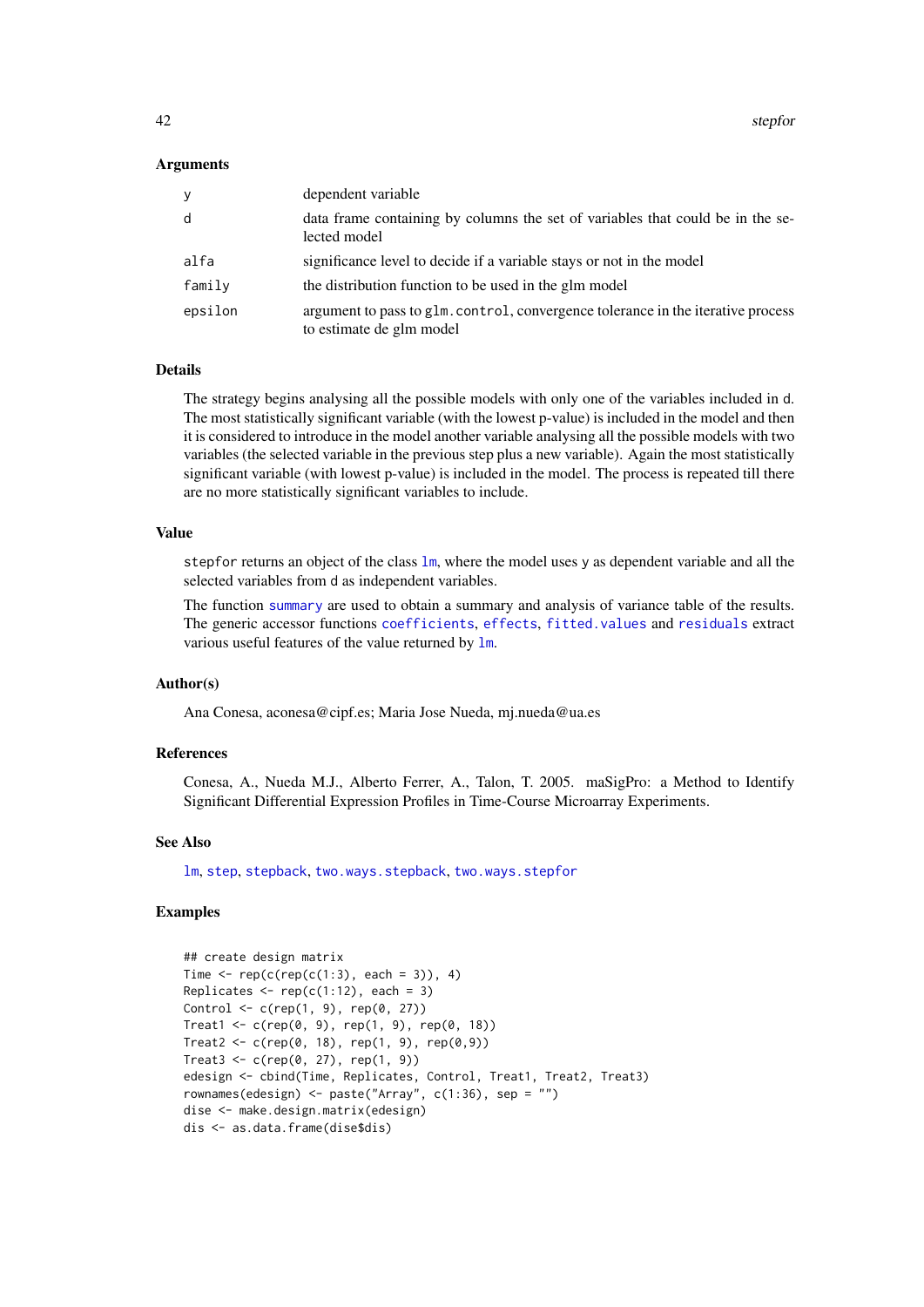### Arguments

| | |
|---|---|
| y | dependent variable |
| d | data frame containing by columns the set of variables that could be in the selected model |
| alfa | significance level to decide if a variable stays or not in the model |
| family | the distribution function to be used in the glm model |
| epsilon | argument to pass to glm.control, convergence tolerance in the iterative process to estimate de glm model |

### Details

The strategy begins analysing all the possible models with only one of the variables included in d. The most statistically significant variable (with the lowest p-value) is included in the model and then it is considered to introduce in the model another variable analysing all the possible models with two variables (the selected variable in the previous step plus a new variable). Again the most statistically significant variable (with lowest p-value) is included in the model. The process is repeated till there are no more statistically significant variables to include.

### Value

stepfor returns an object of the class lm, where the model uses y as dependent variable and all the selected variables from d as independent variables.

The function summary are used to obtain a summary and analysis of variance table of the results. The generic accessor functions coefficients, effects, fitted.values and residuals extract various useful features of the value returned by lm.

### Author(s)

Ana Conesa, aconesa@cipf.es; Maria Jose Nueda, mj.nueda@ua.es

### References

Conesa, A., Nueda M.J., Alberto Ferrer, A., Talon, T. 2005. maSigPro: a Method to Identify Significant Differential Expression Profiles in Time-Course Microarray Experiments.

### See Also

lm, step, stepback, two.ways.stepback, two.ways.stepfor

### Examples

```
## create design matrix
Time <- rep(c(rep(c(1:3), each = 3)), 4)
Replicates <- rep(c(1:12), each = 3)
Control <- c(rep(1, 9), rep(0, 27))
Treat1 <- c(rep(0, 9), rep(1, 9), rep(0, 18))
Treat2 <- c(rep(0, 18), rep(1, 9), rep(0,9))
Treat3 <- c(rep(0, 27), rep(1, 9))
edesign <- cbind(Time, Replicates, Control, Treat1, Treat2, Treat3)
rownames(edesign) <- paste("Array", c(1:36), sep = "")
dise <- make.design.matrix(edesign)
dis <- as.data.frame(dise$dis)
```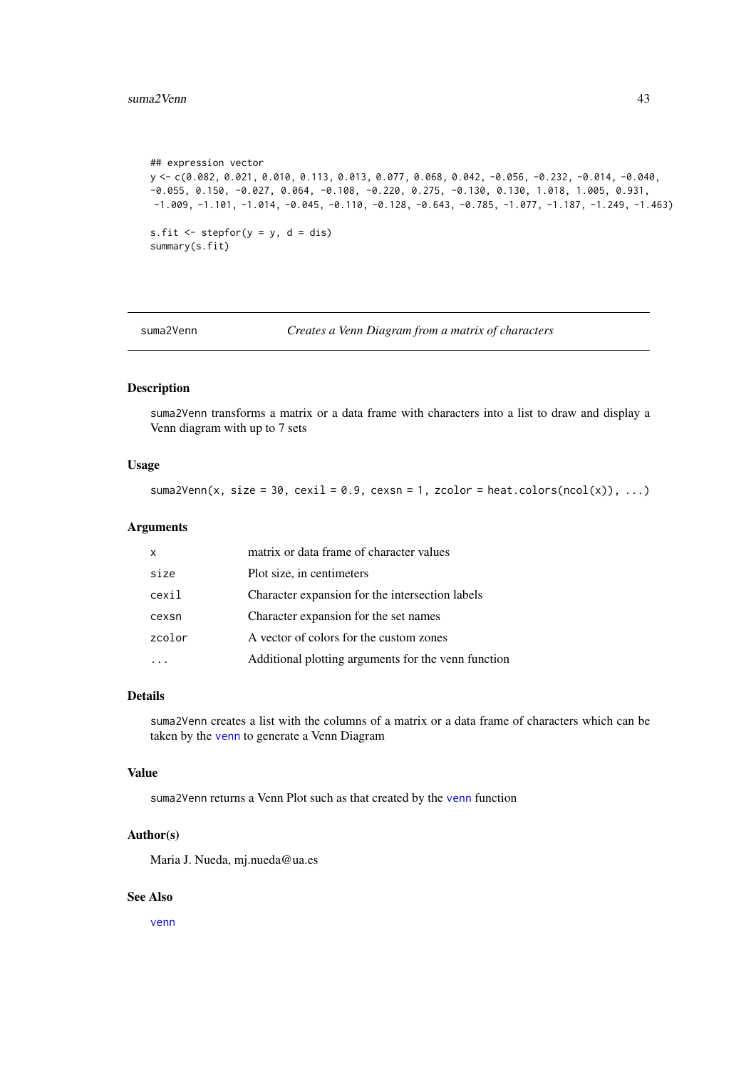```
## expression vector
y <- c(0.082, 0.021, 0.010, 0.113, 0.013, 0.077, 0.068, 0.042, -0.056, -0.232, -0.014, -0.040,
-0.055, 0.150, -0.027, 0.064, -0.108, -0.220, 0.275, -0.130, 0.130, 1.018, 1.005, 0.931,
 -1.009, -1.101, -1.014, -0.045, -0.110, -0.128, -0.643, -0.785, -1.077, -1.187, -1.249, -1.463)

s.fit <- stepfor(y = y, d = dis)
summary(s.fit)
```

---

## suma2Venn — *Creates a Venn Diagram from a matrix of characters*

### Description

suma2Venn transforms a matrix or a data frame with characters into a list to draw and display a Venn diagram with up to 7 sets

### Usage

```
suma2Venn(x, size = 30, cexil = 0.9, cexsn = 1, zcolor = heat.colors(ncol(x)), ...)
```

### Arguments

| | |
|---|---|
| x | matrix or data frame of character values |
| size | Plot size, in centimeters |
| cexil | Character expansion for the intersection labels |
| cexsn | Character expansion for the set names |
| zcolor | A vector of colors for the custom zones |
| ... | Additional plotting arguments for the venn function |

### Details

suma2Venn creates a list with the columns of a matrix or a data frame of characters which can be taken by the venn to generate a Venn Diagram

### Value

suma2Venn returns a Venn Plot such as that created by the venn function

### Author(s)

Maria J. Nueda, mj.nueda@ua.es

### See Also

venn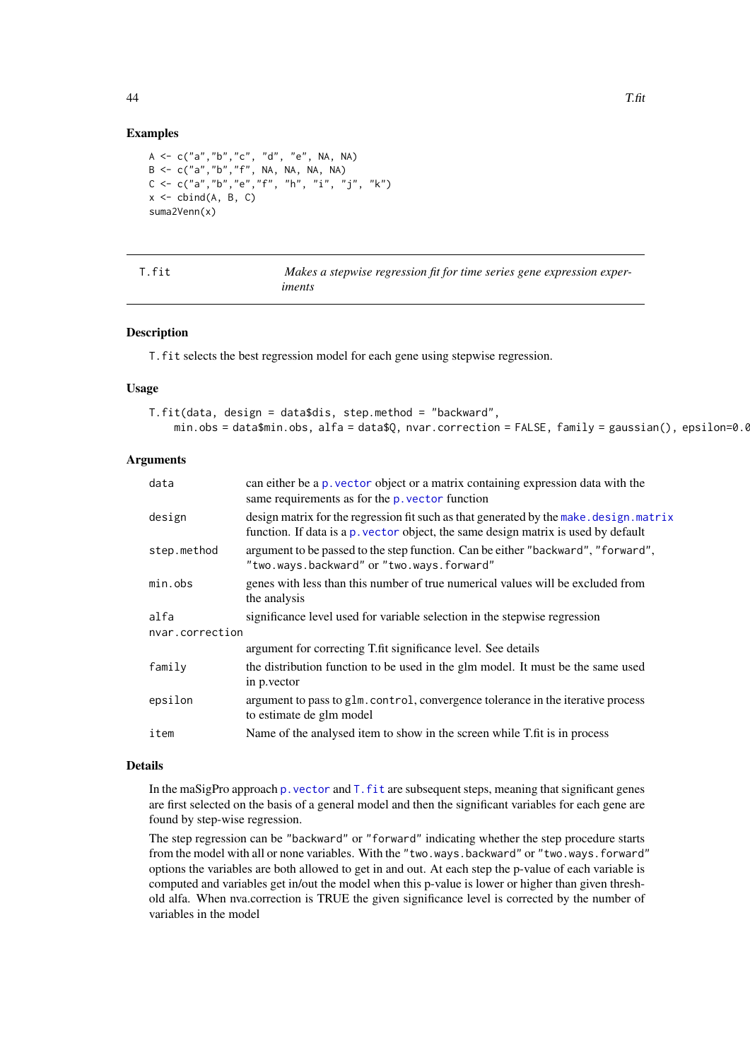### Examples

```
A <- c("a","b","c", "d", "e", NA, NA)
B <- c("a","b","f", NA, NA, NA, NA)
C <- c("a","b","e","f", "h", "i", "j", "k")
x <- cbind(A, B, C)
suma2Venn(x)
```

---

T.fit    *Makes a stepwise regression fit for time series gene expression experiments*

---

### Description

`T.fit` selects the best regression model for each gene using stepwise regression.

### Usage

```
T.fit(data, design = data$dis, step.method = "backward",
    min.obs = data$min.obs, alfa = data$Q, nvar.correction = FALSE, family = gaussian(), epsilon=0.0
```

### Arguments

| | |
|---|---|
| data | can either be a `p.vector` object or a matrix containing expression data with the same requirements as for the `p.vector` function |
| design | design matrix for the regression fit such as that generated by the `make.design.matrix` function. If data is a `p.vector` object, the same design matrix is used by default |
| step.method | argument to be passed to the step function. Can be either "backward", "forward", "two.ways.backward" or "two.ways.forward" |
| min.obs | genes with less than this number of true numerical values will be excluded from the analysis |
| alfa | significance level used for variable selection in the stepwise regression |
| nvar.correction | argument for correcting T.fit significance level. See details |
| family | the distribution function to be used in the glm model. It must be the same used in p.vector |
| epsilon | argument to pass to `glm.control`, convergence tolerance in the iterative process to estimate de glm model |
| item | Name of the analysed item to show in the screen while T.fit is in process |

### Details

In the maSigPro approach `p.vector` and `T.fit` are subsequent steps, meaning that significant genes are first selected on the basis of a general model and then the significant variables for each gene are found by step-wise regression.

The step regression can be "backward" or "forward" indicating whether the step procedure starts from the model with all or none variables. With the "two.ways.backward" or "two.ways.forward" options the variables are both allowed to get in and out. At each step the p-value of each variable is computed and variables get in/out the model when this p-value is lower or higher than given threshold alfa. When nva.correction is TRUE the given significance level is corrected by the number of variables in the model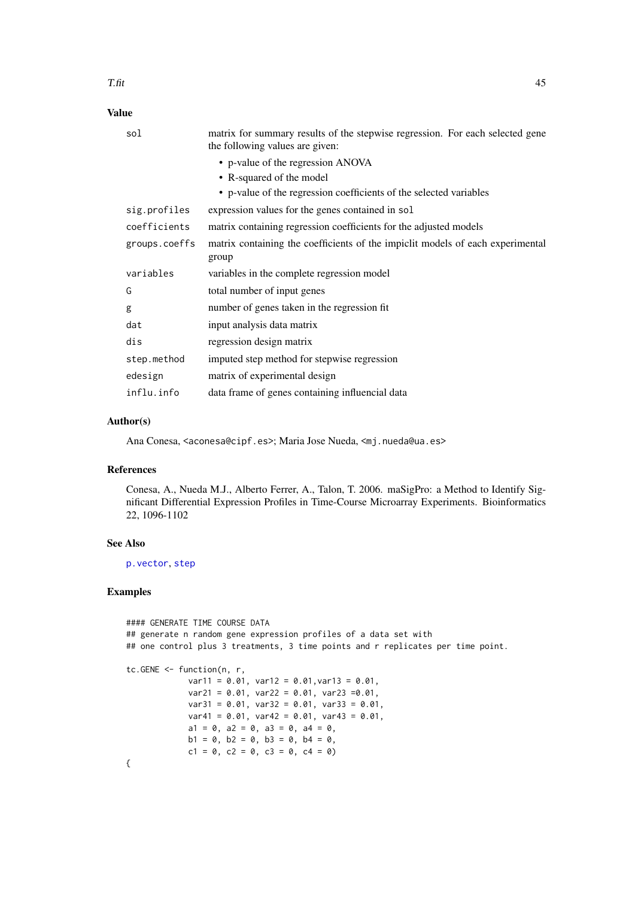## Value

| | |
|---|---|
| `sol` | matrix for summary results of the stepwise regression. For each selected gene the following values are given:<br>• p-value of the regression ANOVA<br>• R-squared of the model<br>• p-value of the regression coefficients of the selected variables |
| `sig.profiles` | expression values for the genes contained in `sol` |
| `coefficients` | matrix containing regression coefficients for the adjusted models |
| `groups.coeffs` | matrix containing the coefficients of the impiclit models of each experimental group |
| `variables` | variables in the complete regression model |
| `G` | total number of input genes |
| `g` | number of genes taken in the regression fit |
| `dat` | input analysis data matrix |
| `dis` | regression design matrix |
| `step.method` | imputed step method for stepwise regression |
| `edesign` | matrix of experimental design |
| `influ.info` | data frame of genes containing influencial data |

## Author(s)

Ana Conesa, <aconesa@cipf.es>; Maria Jose Nueda, <mj.nueda@ua.es>

## References

Conesa, A., Nueda M.J., Alberto Ferrer, A., Talon, T. 2006. maSigPro: a Method to Identify Significant Differential Expression Profiles in Time-Course Microarray Experiments. Bioinformatics 22, 1096-1102

## See Also

`p.vector`, `step`

## Examples

```
#### GENERATE TIME COURSE DATA
## generate n random gene expression profiles of a data set with
## one control plus 3 treatments, 3 time points and r replicates per time point.

tc.GENE <- function(n, r,
             var11 = 0.01, var12 = 0.01,var13 = 0.01,
             var21 = 0.01, var22 = 0.01, var23 =0.01,
             var31 = 0.01, var32 = 0.01, var33 = 0.01,
             var41 = 0.01, var42 = 0.01, var43 = 0.01,
             a1 = 0, a2 = 0, a3 = 0, a4 = 0,
             b1 = 0, b2 = 0, b3 = 0, b4 = 0,
             c1 = 0, c2 = 0, c3 = 0, c4 = 0)
{
```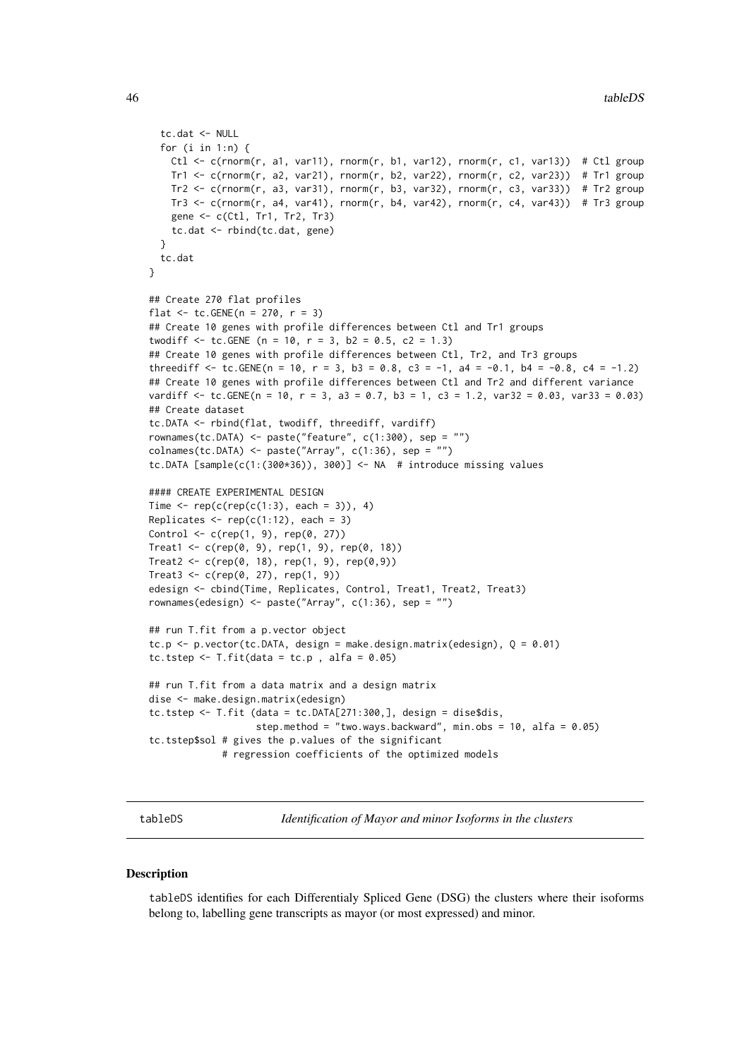```
  tc.dat <- NULL
  for (i in 1:n) {
    Ctl <- c(rnorm(r, a1, var11), rnorm(r, b1, var12), rnorm(r, c1, var13))  # Ctl group
    Tr1 <- c(rnorm(r, a2, var21), rnorm(r, b2, var22), rnorm(r, c2, var23))  # Tr1 group
    Tr2 <- c(rnorm(r, a3, var31), rnorm(r, b3, var32), rnorm(r, c3, var33))  # Tr2 group
    Tr3 <- c(rnorm(r, a4, var41), rnorm(r, b4, var42), rnorm(r, c4, var43))  # Tr3 group
    gene <- c(Ctl, Tr1, Tr2, Tr3)
    tc.dat <- rbind(tc.dat, gene)
  }
  tc.dat
}

## Create 270 flat profiles
flat <- tc.GENE(n = 270, r = 3)
## Create 10 genes with profile differences between Ctl and Tr1 groups
twodiff <- tc.GENE (n = 10, r = 3, b2 = 0.5, c2 = 1.3)
## Create 10 genes with profile differences between Ctl, Tr2, and Tr3 groups
threediff <- tc.GENE(n = 10, r = 3, b3 = 0.8, c3 = -1, a4 = -0.1, b4 = -0.8, c4 = -1.2)
## Create 10 genes with profile differences between Ctl and Tr2 and different variance
vardiff <- tc.GENE(n = 10, r = 3, a3 = 0.7, b3 = 1, c3 = 1.2, var32 = 0.03, var33 = 0.03)
## Create dataset
tc.DATA <- rbind(flat, twodiff, threediff, vardiff)
rownames(tc.DATA) <- paste("feature", c(1:300), sep = "")
colnames(tc.DATA) <- paste("Array", c(1:36), sep = "")
tc.DATA [sample(c(1:(300*36)), 300)] <- NA  # introduce missing values

#### CREATE EXPERIMENTAL DESIGN
Time <- rep(c(rep(c(1:3), each = 3)), 4)
Replicates <- rep(c(1:12), each = 3)
Control <- c(rep(1, 9), rep(0, 27))
Treat1 <- c(rep(0, 9), rep(1, 9), rep(0, 18))
Treat2 <- c(rep(0, 18), rep(1, 9), rep(0,9))
Treat3 <- c(rep(0, 27), rep(1, 9))
edesign <- cbind(Time, Replicates, Control, Treat1, Treat2, Treat3)
rownames(edesign) <- paste("Array", c(1:36), sep = "")

## run T.fit from a p.vector object
tc.p <- p.vector(tc.DATA, design = make.design.matrix(edesign), Q = 0.01)
tc.tstep <- T.fit(data = tc.p , alfa = 0.05)

## run T.fit from a data matrix and a design matrix
dise <- make.design.matrix(edesign)
tc.tstep <- T.fit (data = tc.DATA[271:300,], design = dise$dis,
                   step.method = "two.ways.backward", min.obs = 10, alfa = 0.05)
tc.tstep$sol # gives the p.values of the significant
             # regression coefficients of the optimized models
```

---

## tableDS — *Identification of Mayor and minor Isoforms in the clusters*

### Description

`tableDS` identifies for each Differentialy Spliced Gene (DSG) the clusters where their isoforms belong to, labelling gene transcripts as mayor (or most expressed) and minor.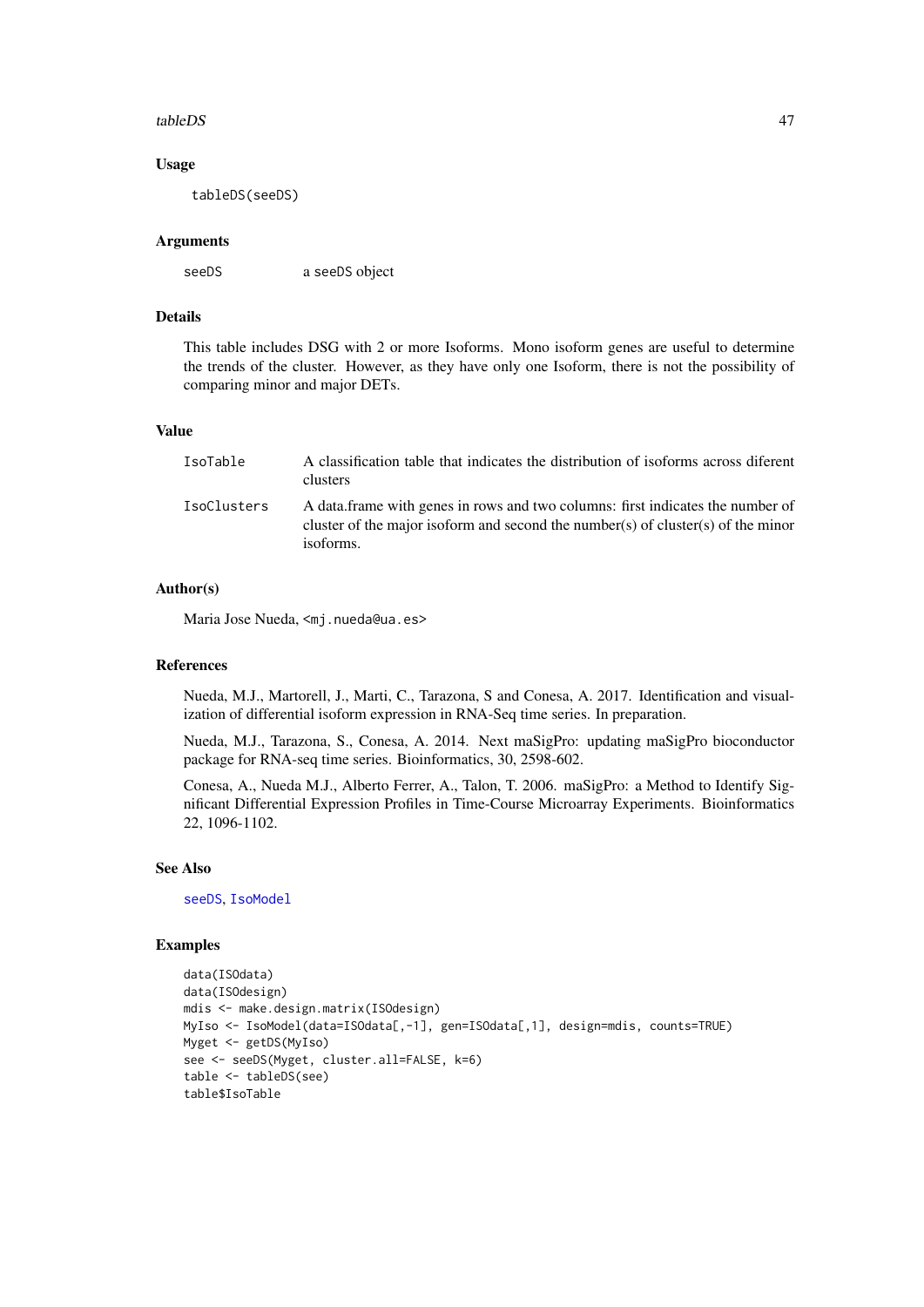### Usage

```
tableDS(seeDS)
```

### Arguments

| | |
|---|---|
| seeDS | a seeDS object |

### Details

This table includes DSG with 2 or more Isoforms. Mono isoform genes are useful to determine the trends of the cluster. However, as they have only one Isoform, there is not the possibility of comparing minor and major DETs.

### Value

| | |
|---|---|
| IsoTable | A classification table that indicates the distribution of isoforms across diferent clusters |
| IsoClusters | A data.frame with genes in rows and two columns: first indicates the number of cluster of the major isoform and second the number(s) of cluster(s) of the minor isoforms. |

### Author(s)

Maria Jose Nueda, <mj.nueda@ua.es>

### References

Nueda, M.J., Martorell, J., Marti, C., Tarazona, S and Conesa, A. 2017. Identification and visualization of differential isoform expression in RNA-Seq time series. In preparation.

Nueda, M.J., Tarazona, S., Conesa, A. 2014. Next maSigPro: updating maSigPro bioconductor package for RNA-seq time series. Bioinformatics, 30, 2598-602.

Conesa, A., Nueda M.J., Alberto Ferrer, A., Talon, T. 2006. maSigPro: a Method to Identify Significant Differential Expression Profiles in Time-Course Microarray Experiments. Bioinformatics 22, 1096-1102.

### See Also

seeDS, IsoModel

### Examples

```
data(ISOdata)
data(ISOdesign)
mdis <- make.design.matrix(ISOdesign)
MyIso <- IsoModel(data=ISOdata[,-1], gen=ISOdata[,1], design=mdis, counts=TRUE)
Myget <- getDS(MyIso)
see <- seeDS(Myget, cluster.all=FALSE, k=6)
table <- tableDS(see)
table$IsoTable
```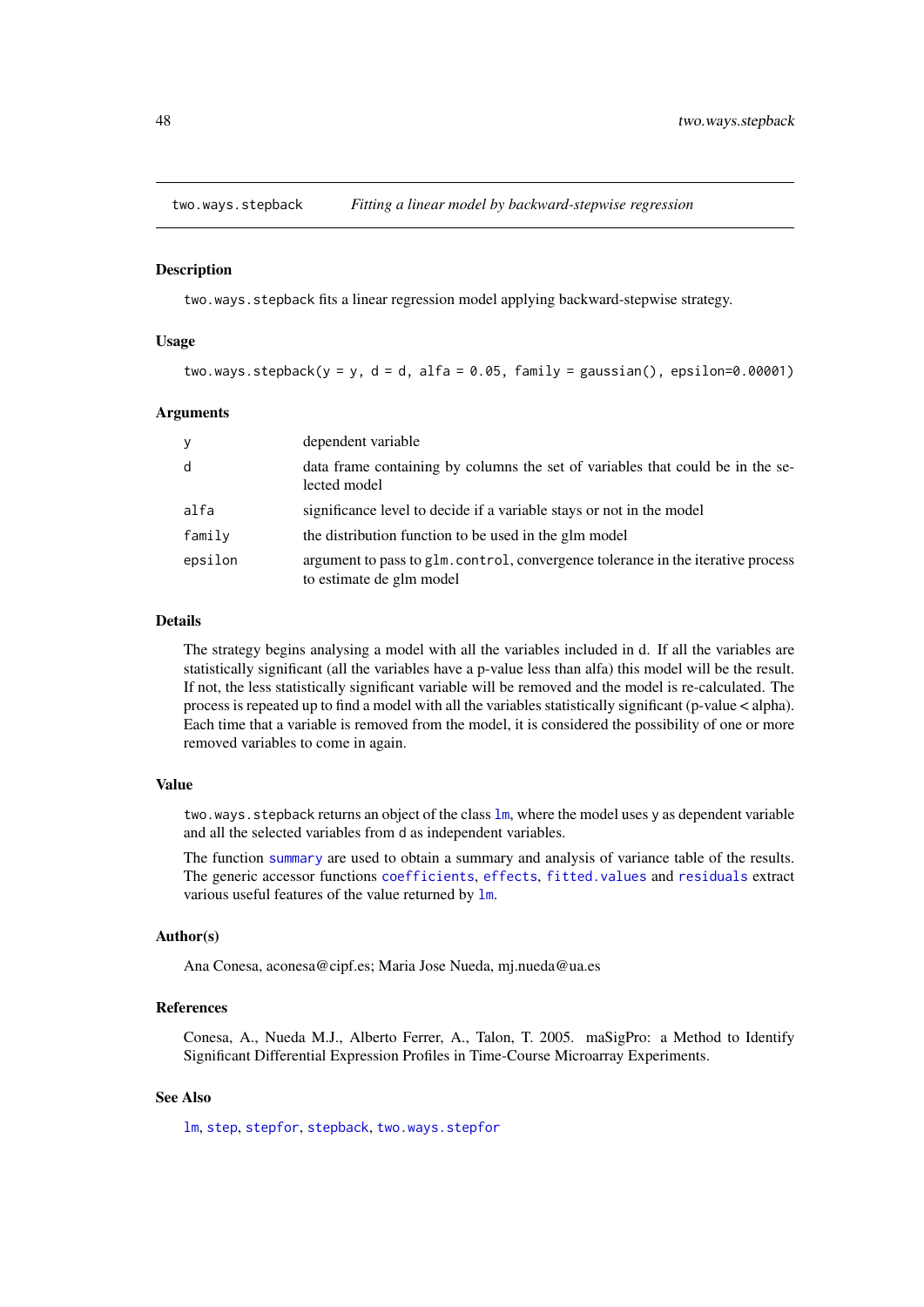# two.ways.stepback — *Fitting a linear model by backward-stepwise regression*

## Description

`two.ways.stepback` fits a linear regression model applying backward-stepwise strategy.

## Usage

```
two.ways.stepback(y = y, d = d, alfa = 0.05, family = gaussian(), epsilon=0.00001)
```

## Arguments

| | |
|---|---|
| `y` | dependent variable |
| `d` | data frame containing by columns the set of variables that could be in the selected model |
| `alfa` | significance level to decide if a variable stays or not in the model |
| `family` | the distribution function to be used in the glm model |
| `epsilon` | argument to pass to `glm.control`, convergence tolerance in the iterative process to estimate de glm model |

## Details

The strategy begins analysing a model with all the variables included in d. If all the variables are statistically significant (all the variables have a p-value less than alfa) this model will be the result. If not, the less statistically significant variable will be removed and the model is re-calculated. The process is repeated up to find a model with all the variables statistically significant (p-value < alpha). Each time that a variable is removed from the model, it is considered the possibility of one or more removed variables to come in again.

## Value

`two.ways.stepback` returns an object of the class `lm`, where the model uses y as dependent variable and all the selected variables from d as independent variables.

The function `summary` are used to obtain a summary and analysis of variance table of the results. The generic accessor functions `coefficients`, `effects`, `fitted.values` and `residuals` extract various useful features of the value returned by `lm`.

## Author(s)

Ana Conesa, aconesa@cipf.es; Maria Jose Nueda, mj.nueda@ua.es

## References

Conesa, A., Nueda M.J., Alberto Ferrer, A., Talon, T. 2005. maSigPro: a Method to Identify Significant Differential Expression Profiles in Time-Course Microarray Experiments.

## See Also

`lm`, `step`, `stepfor`, `stepback`, `two.ways.stepfor`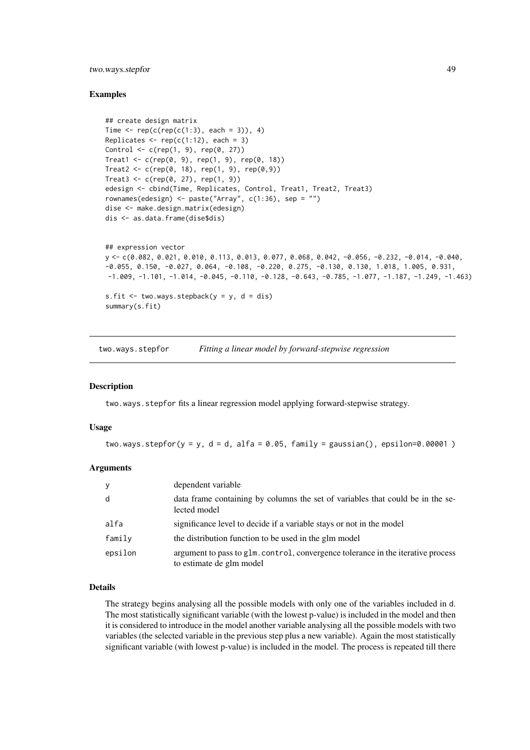### Examples

```
## create design matrix
Time <- rep(c(rep(c(1:3), each = 3)), 4)
Replicates <- rep(c(1:12), each = 3)
Control <- c(rep(1, 9), rep(0, 27))
Treat1 <- c(rep(0, 9), rep(1, 9), rep(0, 18))
Treat2 <- c(rep(0, 18), rep(1, 9), rep(0,9))
Treat3 <- c(rep(0, 27), rep(1, 9))
edesign <- cbind(Time, Replicates, Control, Treat1, Treat2, Treat3)
rownames(edesign) <- paste("Array", c(1:36), sep = "")
dise <- make.design.matrix(edesign)
dis <- as.data.frame(dise$dis)


## expression vector
y <- c(0.082, 0.021, 0.010, 0.113, 0.013, 0.077, 0.068, 0.042, -0.056, -0.232, -0.014, -0.040,
-0.055, 0.150, -0.027, 0.064, -0.108, -0.220, 0.275, -0.130, 0.130, 1.018, 1.005, 0.931,
 -1.009, -1.101, -1.014, -0.045, -0.110, -0.128, -0.643, -0.785, -1.077, -1.187, -1.249, -1.463)

s.fit <- two.ways.stepback(y = y, d = dis)
summary(s.fit)
```

---

## two.ways.stepfor — *Fitting a linear model by forward-stepwise regression*

### Description

`two.ways.stepfor` fits a linear regression model applying forward-stepwise strategy.

### Usage

```
two.ways.stepfor(y = y, d = d, alfa = 0.05, family = gaussian(), epsilon=0.00001 )
```

### Arguments

| | |
|---|---|
| `y` | dependent variable |
| `d` | data frame containing by columns the set of variables that could be in the selected model |
| `alfa` | significance level to decide if a variable stays or not in the model |
| `family` | the distribution function to be used in the glm model |
| `epsilon` | argument to pass to `glm.control`, convergence tolerance in the iterative process to estimate de glm model |

### Details

The strategy begins analysing all the possible models with only one of the variables included in d. The most statistically significant variable (with the lowest p-value) is included in the model and then it is considered to introduce in the model another variable analysing all the possible models with two variables (the selected variable in the previous step plus a new variable). Again the most statistically significant variable (with lowest p-value) is included in the model. The process is repeated till there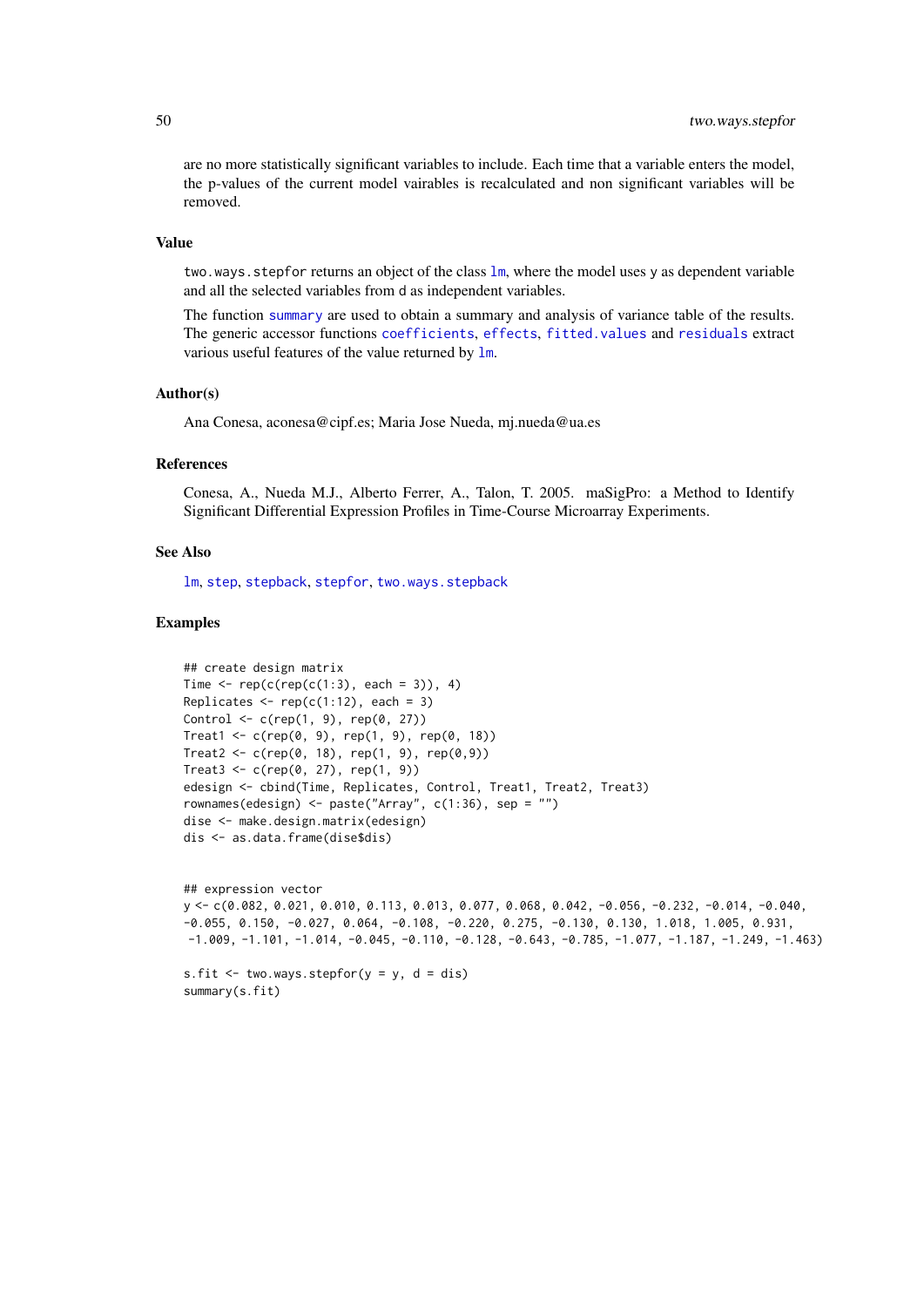are no more statistically significant variables to include. Each time that a variable enters the model, the p-values of the current model vairables is recalculated and non significant variables will be removed.

### Value

two.ways.stepfor returns an object of the class lm, where the model uses y as dependent variable and all the selected variables from d as independent variables.

The function summary are used to obtain a summary and analysis of variance table of the results. The generic accessor functions coefficients, effects, fitted.values and residuals extract various useful features of the value returned by lm.

### Author(s)

Ana Conesa, aconesa@cipf.es; Maria Jose Nueda, mj.nueda@ua.es

### References

Conesa, A., Nueda M.J., Alberto Ferrer, A., Talon, T. 2005. maSigPro: a Method to Identify Significant Differential Expression Profiles in Time-Course Microarray Experiments.

### See Also

lm, step, stepback, stepfor, two.ways.stepback

### Examples

```
## create design matrix
Time <- rep(c(rep(c(1:3), each = 3)), 4)
Replicates <- rep(c(1:12), each = 3)
Control <- c(rep(1, 9), rep(0, 27))
Treat1 <- c(rep(0, 9), rep(1, 9), rep(0, 18))
Treat2 <- c(rep(0, 18), rep(1, 9), rep(0,9))
Treat3 <- c(rep(0, 27), rep(1, 9))
edesign <- cbind(Time, Replicates, Control, Treat1, Treat2, Treat3)
rownames(edesign) <- paste("Array", c(1:36), sep = "")
dise <- make.design.matrix(edesign)
dis <- as.data.frame(dise$dis)


## expression vector
y <- c(0.082, 0.021, 0.010, 0.113, 0.013, 0.077, 0.068, 0.042, -0.056, -0.232, -0.014, -0.040,
-0.055, 0.150, -0.027, 0.064, -0.108, -0.220, 0.275, -0.130, 0.130, 1.018, 1.005, 0.931,
 -1.009, -1.101, -1.014, -0.045, -0.110, -0.128, -0.643, -0.785, -1.077, -1.187, -1.249, -1.463)

s.fit <- two.ways.stepfor(y = y, d = dis)
summary(s.fit)
```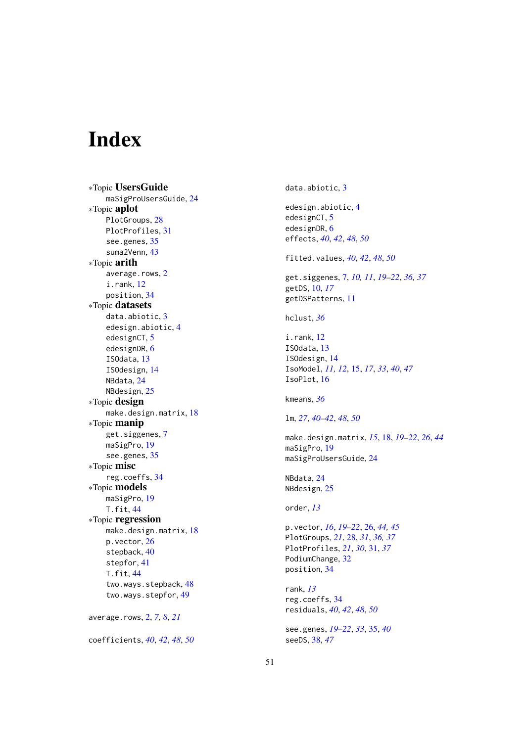# Index

*Topic **UsersGuide**
  maSigProUsersGuide, 24
*Topic **aplot**
  PlotGroups, 28
  PlotProfiles, 31
  see.genes, 35
  suma2Venn, 43
*Topic **arith**
  average.rows, 2
  i.rank, 12
  position, 34
*Topic **datasets**
  data.abiotic, 3
  edesign.abiotic, 4
  edesignCT, 5
  edesignDR, 6
  ISOdata, 13
  ISOdesign, 14
  NBdata, 24
  NBdesign, 25
*Topic **design**
  make.design.matrix, 18
*Topic **manip**
  get.siggenes, 7
  maSigPro, 19
  see.genes, 35
*Topic **misc**
  reg.coeffs, 34
*Topic **models**
  maSigPro, 19
  T.fit, 44
*Topic **regression**
  make.design.matrix, 18
  p.vector, 26
  stepback, 40
  stepfor, 41
  T.fit, 44
  two.ways.stepback, 48
  two.ways.stepfor, 49

average.rows, 2, *7, 8*, *21*

coefficients, *40*, *42*, *48*, *50*

data.abiotic, 3

edesign.abiotic, 4
edesignCT, 5
edesignDR, 6
effects, *40*, *42*, *48*, *50*

fitted.values, *40*, *42*, *48*, *50*

get.siggenes, 7, *10, 11*, *19–22*, *36, 37*
getDS, 10, *17*
getDSPatterns, 11

hclust, *36*

i.rank, 12
ISOdata, 13
ISOdesign, 14
IsoModel, *11, 12*, 15, *17*, *33*, *40*, *47*
IsoPlot, 16

kmeans, *36*

lm, *27*, *40–42*, *48*, *50*

make.design.matrix, *15*, 18, *19–22*, *26*, *44*
maSigPro, 19
maSigProUsersGuide, 24

NBdata, 24
NBdesign, 25

order, *13*

p.vector, *16*, *19–22*, 26, *44, 45*
PlotGroups, *21*, 28, *31*, *36, 37*
PlotProfiles, *21*, *30*, 31, *37*
PodiumChange, 32
position, 34

rank, *13*
reg.coeffs, 34
residuals, *40*, *42*, *48*, *50*

see.genes, *19–22*, *33*, 35, *40*
seeDS, 38, *47*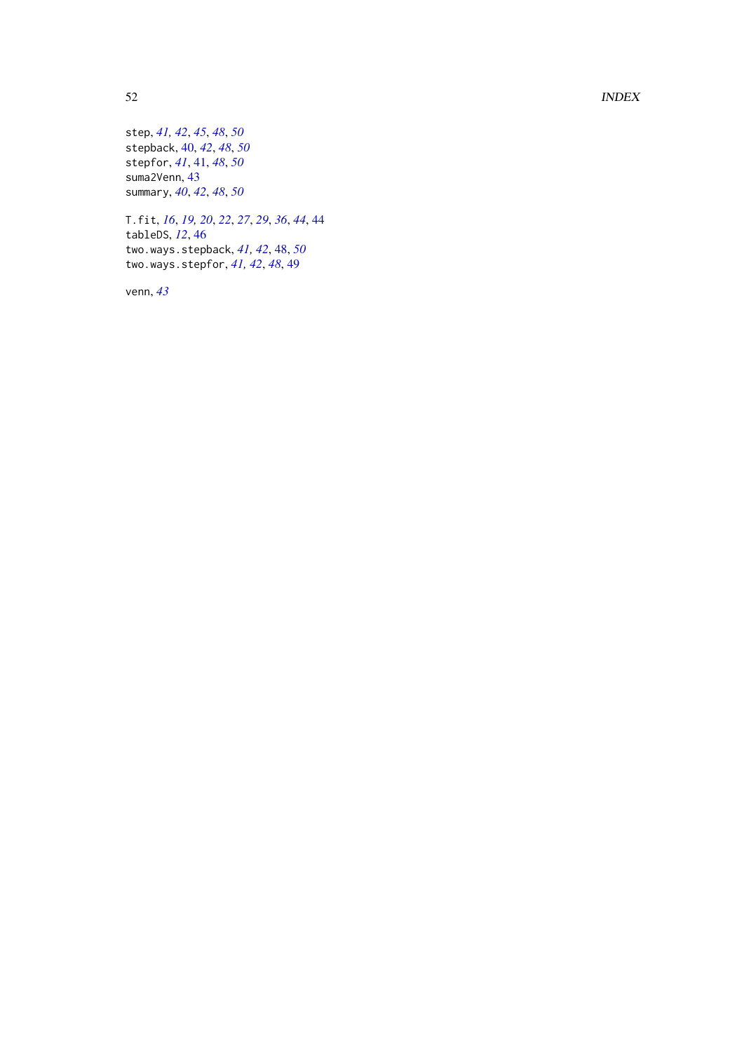step, *41, 42*, *45*, *48*, *50*
stepback, 40, *42*, *48*, *50*
stepfor, *41*, 41, *48*, *50*
suma2Venn, 43
summary, *40*, *42*, *48*, *50*

T.fit, *16*, *19, 20*, *22*, *27*, *29*, *36*, *44*, 44
tableDS, *12*, 46
two.ways.stepback, *41, 42*, 48, *50*
two.ways.stepfor, *41, 42*, *48*, 49

venn, *43*